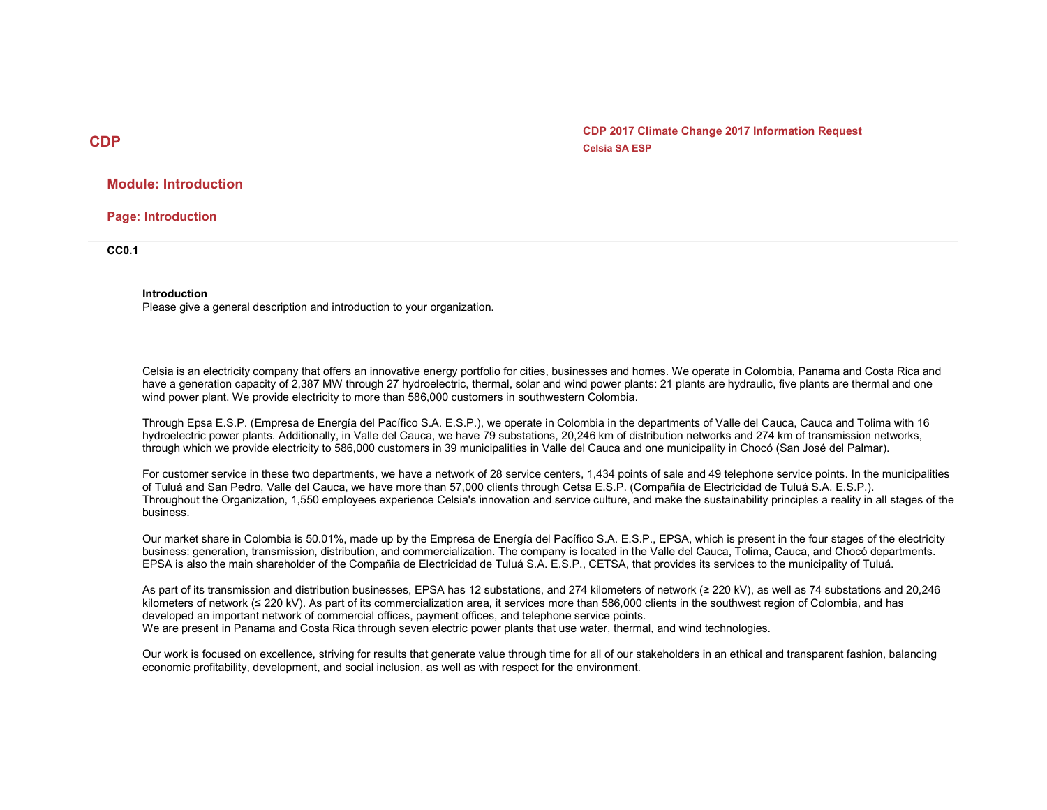# CDP

**CDP 2017 Climate Change 2017 Information Request**
**Celsia SA ESP**

## Module: Introduction

### Page: Introduction

**CC0.1**

**Introduction**
Please give a general description and introduction to your organization.

Celsia is an electricity company that offers an innovative energy portfolio for cities, businesses and homes. We operate in Colombia, Panama and Costa Rica and have a generation capacity of 2,387 MW through 27 hydroelectric, thermal, solar and wind power plants: 21 plants are hydraulic, five plants are thermal and one wind power plant. We provide electricity to more than 586,000 customers in southwestern Colombia.

Through Epsa E.S.P. (Empresa de Energía del Pacífico S.A. E.S.P.), we operate in Colombia in the departments of Valle del Cauca, Cauca and Tolima with 16 hydroelectric power plants. Additionally, in Valle del Cauca, we have 79 substations, 20,246 km of distribution networks and 274 km of transmission networks, through which we provide electricity to 586,000 customers in 39 municipalities in Valle del Cauca and one municipality in Chocó (San José del Palmar).

For customer service in these two departments, we have a network of 28 service centers, 1,434 points of sale and 49 telephone service points. In the municipalities of Tuluá and San Pedro, Valle del Cauca, we have more than 57,000 clients through Cetsa E.S.P. (Compañía de Electricidad de Tuluá S.A. E.S.P.).
Throughout the Organization, 1,550 employees experience Celsia's innovation and service culture, and make the sustainability principles a reality in all stages of the business.

Our market share in Colombia is 50.01%, made up by the Empresa de Energía del Pacífico S.A. E.S.P., EPSA, which is present in the four stages of the electricity business: generation, transmission, distribution, and commercialization. The company is located in the Valle del Cauca, Tolima, Cauca, and Chocó departments. EPSA is also the main shareholder of the Compañia de Electricidad de Tuluá S.A. E.S.P., CETSA, that provides its services to the municipality of Tuluá.

As part of its transmission and distribution businesses, EPSA has 12 substations, and 274 kilometers of network (≥ 220 kV), as well as 74 substations and 20,246 kilometers of network (≤ 220 kV). As part of its commercialization area, it services more than 586,000 clients in the southwest region of Colombia, and has developed an important network of commercial offices, payment offices, and telephone service points.
We are present in Panama and Costa Rica through seven electric power plants that use water, thermal, and wind technologies.

Our work is focused on excellence, striving for results that generate value through time for all of our stakeholders in an ethical and transparent fashion, balancing economic profitability, development, and social inclusion, as well as with respect for the environment.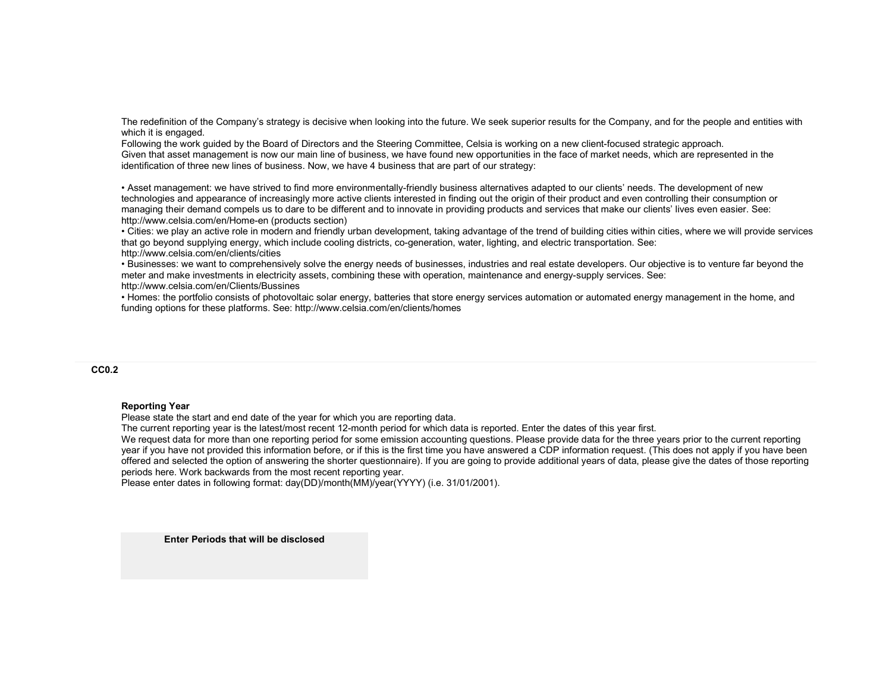The redefinition of the Company's strategy is decisive when looking into the future. We seek superior results for the Company, and for the people and entities with which it is engaged.
Following the work guided by the Board of Directors and the Steering Committee, Celsia is working on a new client-focused strategic approach.
Given that asset management is now our main line of business, we have found new opportunities in the face of market needs, which are represented in the identification of three new lines of business. Now, we have 4 business that are part of our strategy:

• Asset management: we have strived to find more environmentally-friendly business alternatives adapted to our clients' needs. The development of new technologies and appearance of increasingly more active clients interested in finding out the origin of their product and even controlling their consumption or managing their demand compels us to dare to be different and to innovate in providing products and services that make our clients' lives even easier. See: http://www.celsia.com/en/Home-en (products section)
• Cities: we play an active role in modern and friendly urban development, taking advantage of the trend of building cities within cities, where we will provide services that go beyond supplying energy, which include cooling districts, co-generation, water, lighting, and electric transportation. See: http://www.celsia.com/en/clients/cities
• Businesses: we want to comprehensively solve the energy needs of businesses, industries and real estate developers. Our objective is to venture far beyond the meter and make investments in electricity assets, combining these with operation, maintenance and energy-supply services. See: http://www.celsia.com/en/Clients/Bussines
• Homes: the portfolio consists of photovoltaic solar energy, batteries that store energy services automation or automated energy management in the home, and funding options for these platforms. See: http://www.celsia.com/en/clients/homes

### CC0.2

**Reporting Year**
Please state the start and end date of the year for which you are reporting data.
The current reporting year is the latest/most recent 12-month period for which data is reported. Enter the dates of this year first.
We request data for more than one reporting period for some emission accounting questions. Please provide data for the three years prior to the current reporting year if you have not provided this information before, or if this is the first time you have answered a CDP information request. (This does not apply if you have been offered and selected the option of answering the shorter questionnaire). If you are going to provide additional years of data, please give the dates of those reporting periods here. Work backwards from the most recent reporting year.
Please enter dates in following format: day(DD)/month(MM)/year(YYYY) (i.e. 31/01/2001).

| Enter Periods that will be disclosed |
| --- |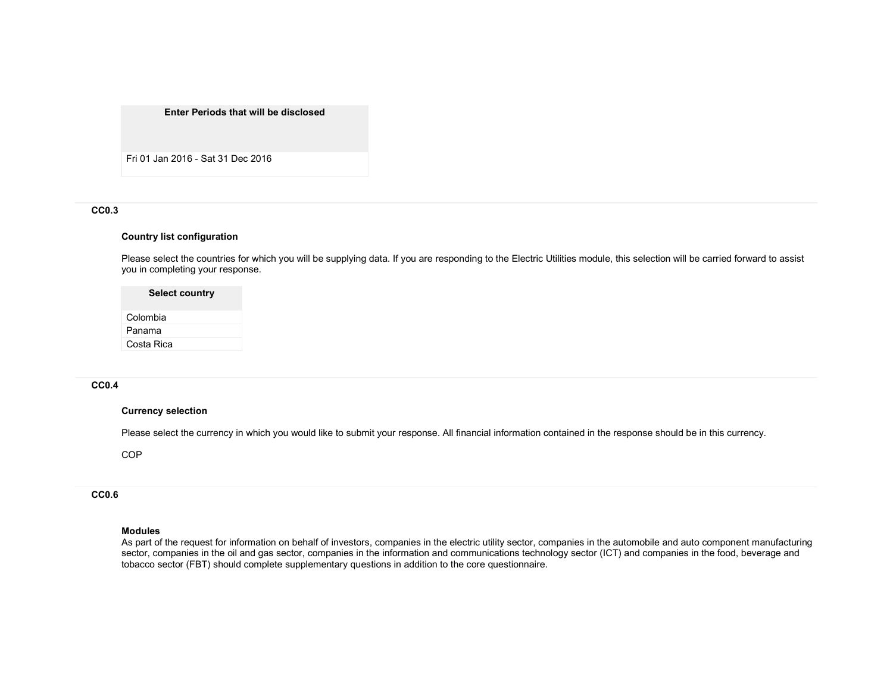| Enter Periods that will be disclosed |
|---|
| Fri 01 Jan 2016 - Sat 31 Dec 2016 |

**CC0.3**

**Country list configuration**

Please select the countries for which you will be supplying data. If you are responding to the Electric Utilities module, this selection will be carried forward to assist you in completing your response.

| Select country |
|---|
| Colombia |
| Panama |
| Costa Rica |

**CC0.4**

**Currency selection**

Please select the currency in which you would like to submit your response. All financial information contained in the response should be in this currency.

COP

**CC0.6**

**Modules**
As part of the request for information on behalf of investors, companies in the electric utility sector, companies in the automobile and auto component manufacturing sector, companies in the oil and gas sector, companies in the information and communications technology sector (ICT) and companies in the food, beverage and tobacco sector (FBT) should complete supplementary questions in addition to the core questionnaire.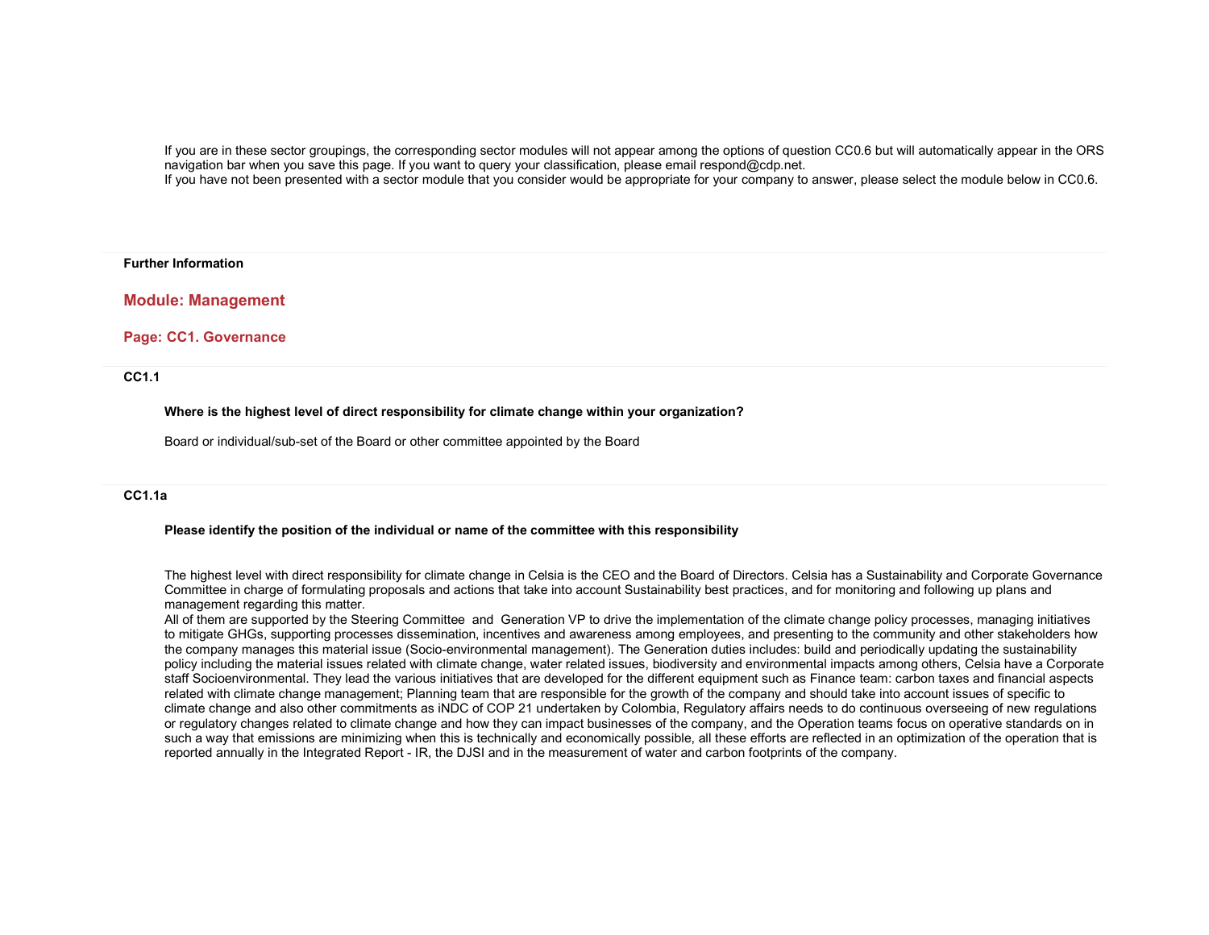If you are in these sector groupings, the corresponding sector modules will not appear among the options of question CC0.6 but will automatically appear in the ORS navigation bar when you save this page. If you want to query your classification, please email respond@cdp.net.
If you have not been presented with a sector module that you consider would be appropriate for your company to answer, please select the module below in CC0.6.

**Further Information**

## Module: Management

### Page: CC1. Governance

**CC1.1**

**Where is the highest level of direct responsibility for climate change within your organization?**

Board or individual/sub-set of the Board or other committee appointed by the Board

**CC1.1a**

**Please identify the position of the individual or name of the committee with this responsibility**

The highest level with direct responsibility for climate change in Celsia is the CEO and the Board of Directors. Celsia has a Sustainability and Corporate Governance Committee in charge of formulating proposals and actions that take into account Sustainability best practices, and for monitoring and following up plans and management regarding this matter.
All of them are supported by the Steering Committee and Generation VP to drive the implementation of the climate change policy processes, managing initiatives to mitigate GHGs, supporting processes dissemination, incentives and awareness among employees, and presenting to the community and other stakeholders how the company manages this material issue (Socio-environmental management). The Generation duties includes: build and periodically updating the sustainability policy including the material issues related with climate change, water related issues, biodiversity and environmental impacts among others, Celsia have a Corporate staff Socioenvironmental. They lead the various initiatives that are developed for the different equipment such as Finance team: carbon taxes and financial aspects related with climate change management; Planning team that are responsible for the growth of the company and should take into account issues of specific to climate change and also other commitments as iNDC of COP 21 undertaken by Colombia, Regulatory affairs needs to do continuous overseeing of new regulations or regulatory changes related to climate change and how they can impact businesses of the company, and the Operation teams focus on operative standards on in such a way that emissions are minimizing when this is technically and economically possible, all these efforts are reflected in an optimization of the operation that is reported annually in the Integrated Report - IR, the DJSI and in the measurement of water and carbon footprints of the company.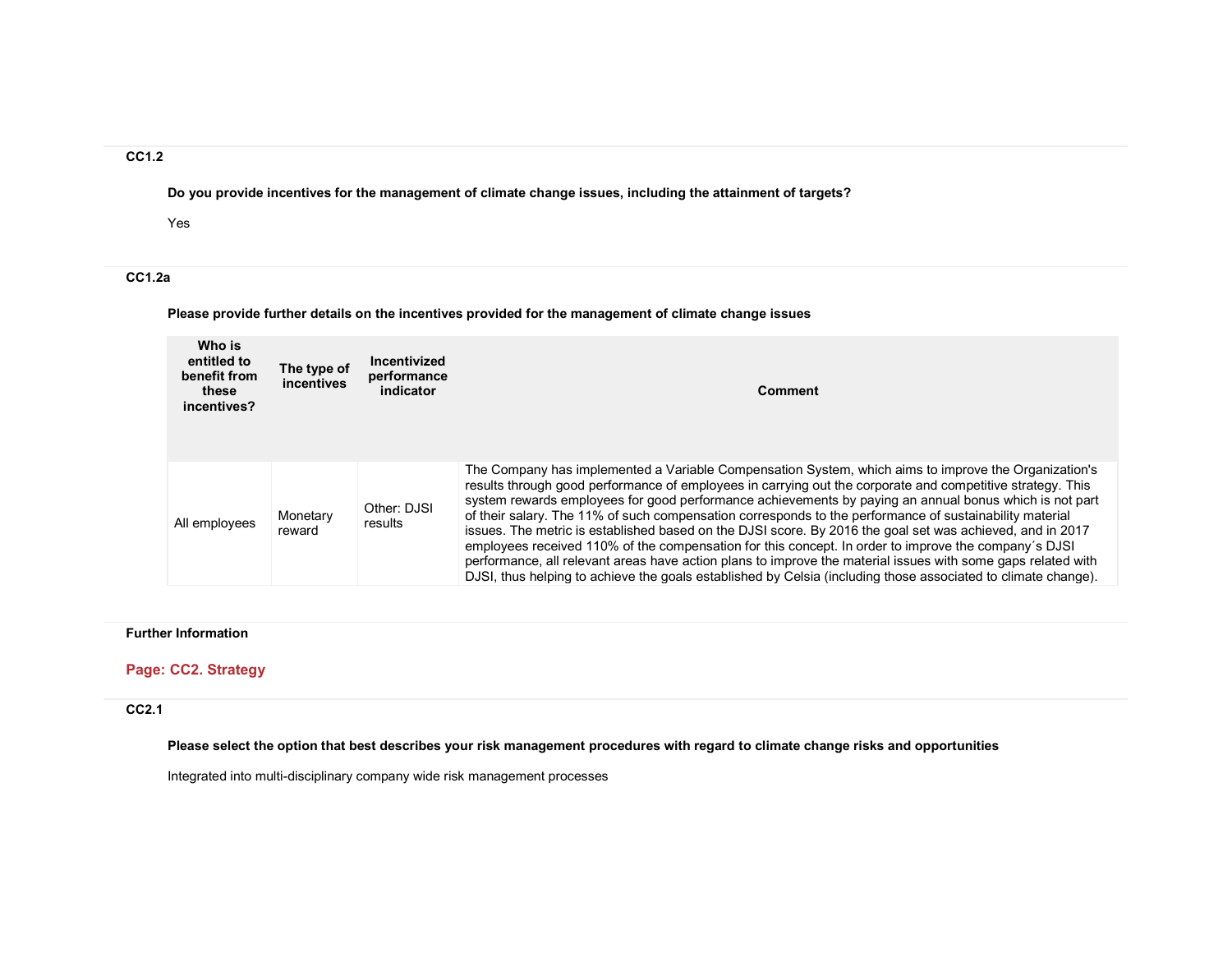### CC1.2

**Do you provide incentives for the management of climate change issues, including the attainment of targets?**

Yes

### CC1.2a

**Please provide further details on the incentives provided for the management of climate change issues**

| Who is entitled to benefit from these incentives? | The type of incentives | Incentivized performance indicator | Comment |
|---|---|---|---|
| All employees | Monetary reward | Other: DJSI results | The Company has implemented a Variable Compensation System, which aims to improve the Organization's results through good performance of employees in carrying out the corporate and competitive strategy. This system rewards employees for good performance achievements by paying an annual bonus which is not part of their salary. The 11% of such compensation corresponds to the performance of sustainability material issues. The metric is established based on the DJSI score. By 2016 the goal set was achieved, and in 2017 employees received 110% of the compensation for this concept. In order to improve the company´s DJSI performance, all relevant areas have action plans to improve the material issues with some gaps related with DJSI, thus helping to achieve the goals established by Celsia (including those associated to climate change). |

### Further Information

## Page: CC2. Strategy

### CC2.1

**Please select the option that best describes your risk management procedures with regard to climate change risks and opportunities**

Integrated into multi-disciplinary company wide risk management processes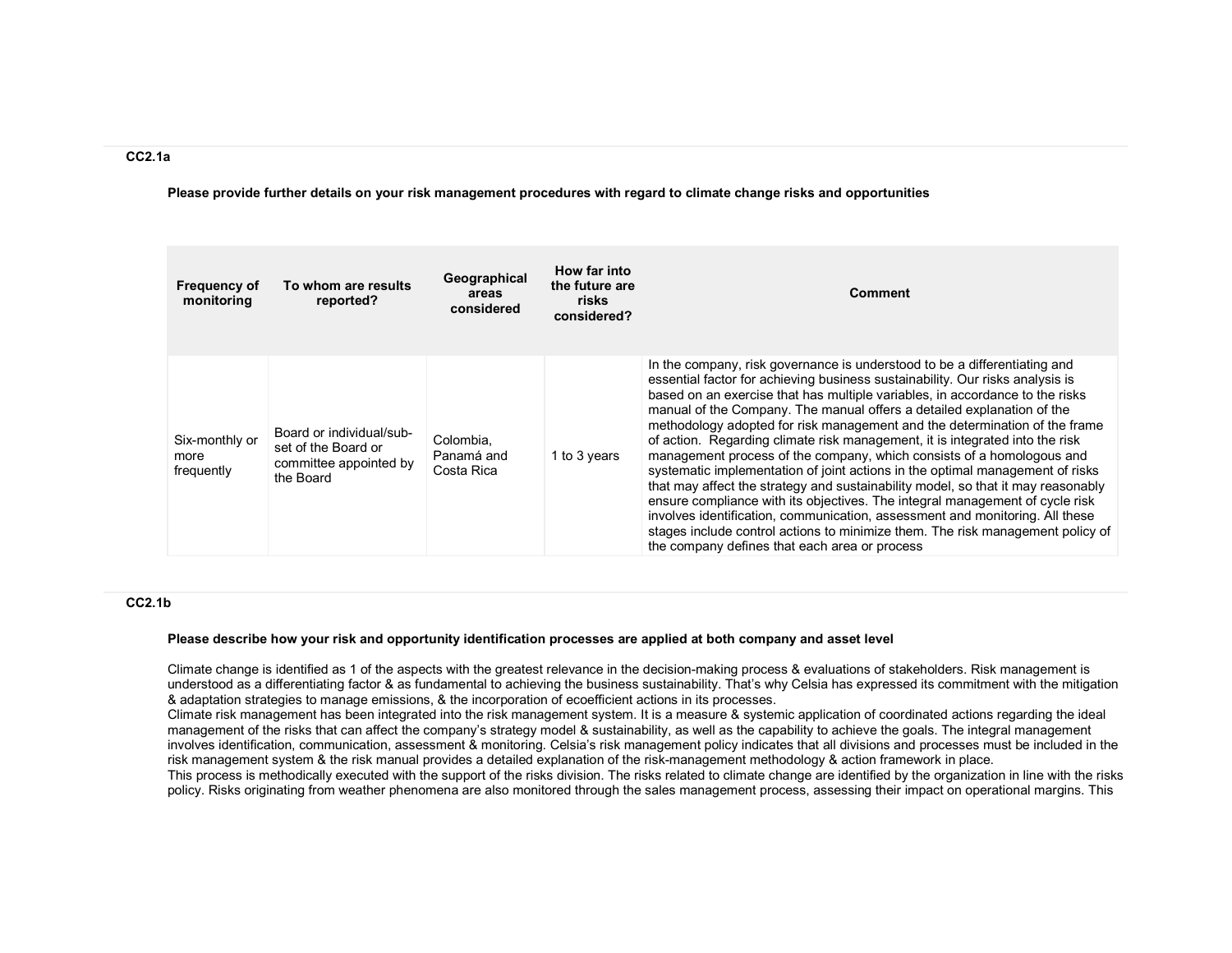### CC2.1a

**Please provide further details on your risk management procedures with regard to climate change risks and opportunities**

| Frequency of monitoring | To whom are results reported? | Geographical areas considered | How far into the future are risks considered? | Comment |
|---|---|---|---|---|
| Six-monthly or more frequently | Board or individual/sub-set of the Board or committee appointed by the Board | Colombia, Panamá and Costa Rica | 1 to 3 years | In the company, risk governance is understood to be a differentiating and essential factor for achieving business sustainability. Our risks analysis is based on an exercise that has multiple variables, in accordance to the risks manual of the Company. The manual offers a detailed explanation of the methodology adopted for risk management and the determination of the frame of action. Regarding climate risk management, it is integrated into the risk management process of the company, which consists of a homologous and systematic implementation of joint actions in the optimal management of risks that may affect the strategy and sustainability model, so that it may reasonably ensure compliance with its objectives. The integral management of cycle risk involves identification, communication, assessment and monitoring. All these stages include control actions to minimize them. The risk management policy of the company defines that each area or process |

### CC2.1b

**Please describe how your risk and opportunity identification processes are applied at both company and asset level**

Climate change is identified as 1 of the aspects with the greatest relevance in the decision-making process & evaluations of stakeholders. Risk management is understood as a differentiating factor & as fundamental to achieving the business sustainability. That's why Celsia has expressed its commitment with the mitigation & adaptation strategies to manage emissions, & the incorporation of ecoefficient actions in its processes.
Climate risk management has been integrated into the risk management system. It is a measure & systemic application of coordinated actions regarding the ideal management of the risks that can affect the company's strategy model & sustainability, as well as the capability to achieve the goals. The integral management involves identification, communication, assessment & monitoring. Celsia's risk management policy indicates that all divisions and processes must be included in the risk management system & the risk manual provides a detailed explanation of the risk-management methodology & action framework in place.
This process is methodically executed with the support of the risks division. The risks related to climate change are identified by the organization in line with the risks policy. Risks originating from weather phenomena are also monitored through the sales management process, assessing their impact on operational margins. This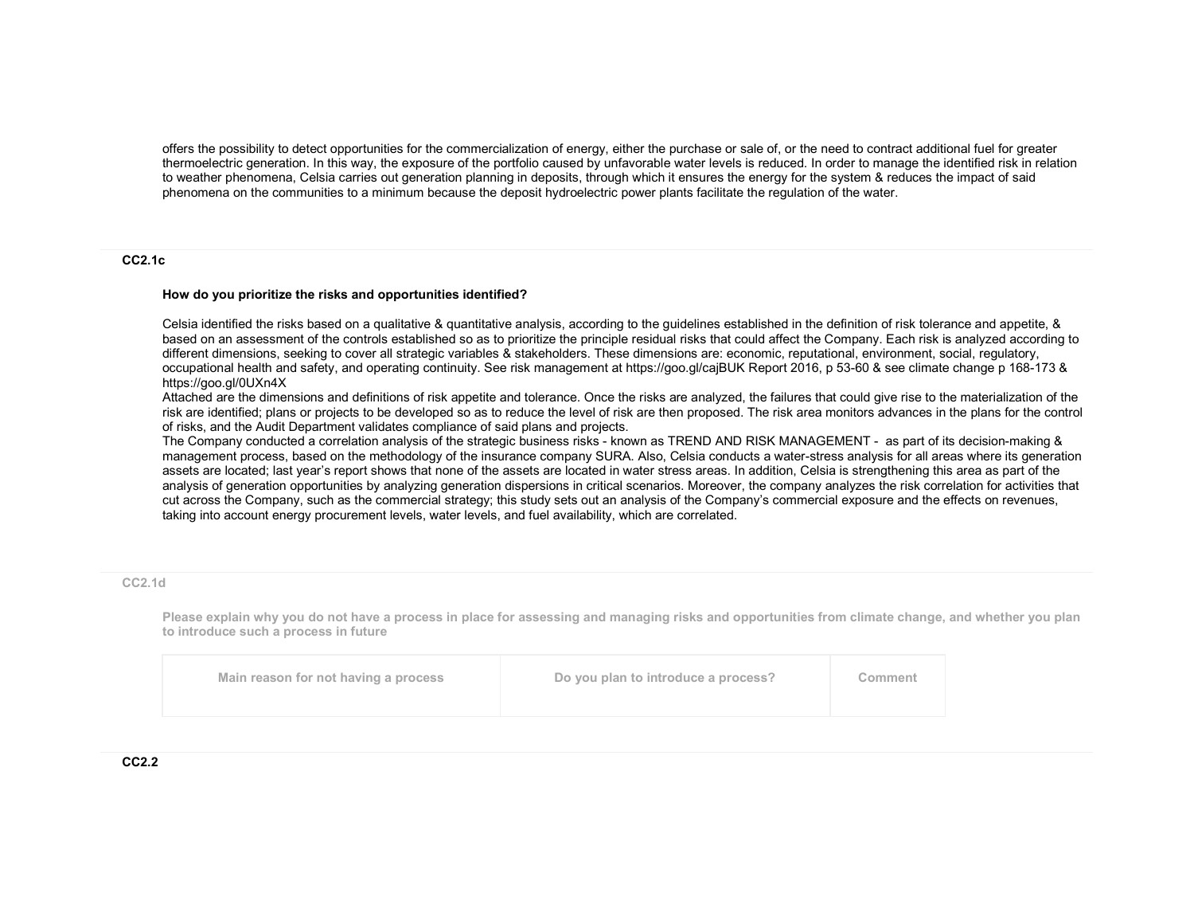offers the possibility to detect opportunities for the commercialization of energy, either the purchase or sale of, or the need to contract additional fuel for greater thermoelectric generation. In this way, the exposure of the portfolio caused by unfavorable water levels is reduced. In order to manage the identified risk in relation to weather phenomena, Celsia carries out generation planning in deposits, through which it ensures the energy for the system & reduces the impact of said phenomena on the communities to a minimum because the deposit hydroelectric power plants facilitate the regulation of the water.

### CC2.1c

**How do you prioritize the risks and opportunities identified?**

Celsia identified the risks based on a qualitative & quantitative analysis, according to the guidelines established in the definition of risk tolerance and appetite, & based on an assessment of the controls established so as to prioritize the principle residual risks that could affect the Company. Each risk is analyzed according to different dimensions, seeking to cover all strategic variables & stakeholders. These dimensions are: economic, reputational, environment, social, regulatory, occupational health and safety, and operating continuity. See risk management at https://goo.gl/cajBUK Report 2016, p 53-60 & see climate change p 168-173 & https://goo.gl/0UXn4X
Attached are the dimensions and definitions of risk appetite and tolerance. Once the risks are analyzed, the failures that could give rise to the materialization of the risk are identified; plans or projects to be developed so as to reduce the level of risk are then proposed. The risk area monitors advances in the plans for the control of risks, and the Audit Department validates compliance of said plans and projects.
The Company conducted a correlation analysis of the strategic business risks - known as TREND AND RISK MANAGEMENT - as part of its decision-making & management process, based on the methodology of the insurance company SURA. Also, Celsia conducts a water-stress analysis for all areas where its generation assets are located; last year's report shows that none of the assets are located in water stress areas. In addition, Celsia is strengthening this area as part of the analysis of generation opportunities by analyzing generation dispersions in critical scenarios. Moreover, the company analyzes the risk correlation for activities that cut across the Company, such as the commercial strategy; this study sets out an analysis of the Company's commercial exposure and the effects on revenues, taking into account energy procurement levels, water levels, and fuel availability, which are correlated.

### CC2.1d

**Please explain why you do not have a process in place for assessing and managing risks and opportunities from climate change, and whether you plan to introduce such a process in future**

| Main reason for not having a process | Do you plan to introduce a process? | Comment |
|---|---|---|
| | | |

### CC2.2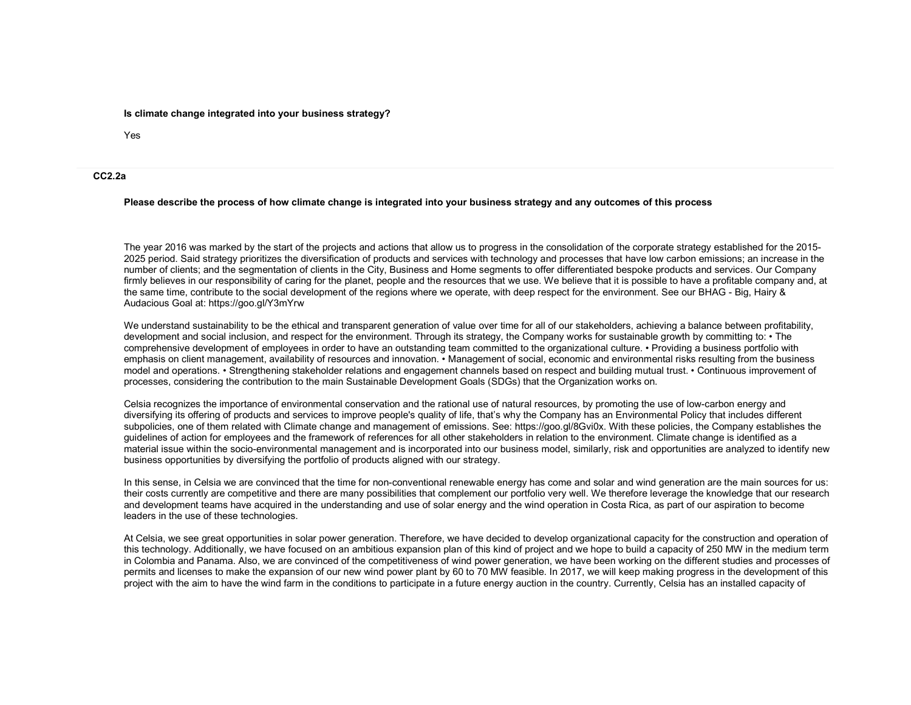**Is climate change integrated into your business strategy?**

Yes

## CC2.2a

**Please describe the process of how climate change is integrated into your business strategy and any outcomes of this process**

The year 2016 was marked by the start of the projects and actions that allow us to progress in the consolidation of the corporate strategy established for the 2015-2025 period. Said strategy prioritizes the diversification of products and services with technology and processes that have low carbon emissions; an increase in the number of clients; and the segmentation of clients in the City, Business and Home segments to offer differentiated bespoke products and services. Our Company firmly believes in our responsibility of caring for the planet, people and the resources that we use. We believe that it is possible to have a profitable company and, at the same time, contribute to the social development of the regions where we operate, with deep respect for the environment. See our BHAG - Big, Hairy & Audacious Goal at: https://goo.gl/Y3mYrw

We understand sustainability to be the ethical and transparent generation of value over time for all of our stakeholders, achieving a balance between profitability, development and social inclusion, and respect for the environment. Through its strategy, the Company works for sustainable growth by committing to: • The comprehensive development of employees in order to have an outstanding team committed to the organizational culture. • Providing a business portfolio with emphasis on client management, availability of resources and innovation. • Management of social, economic and environmental risks resulting from the business model and operations. • Strengthening stakeholder relations and engagement channels based on respect and building mutual trust. • Continuous improvement of processes, considering the contribution to the main Sustainable Development Goals (SDGs) that the Organization works on.

Celsia recognizes the importance of environmental conservation and the rational use of natural resources, by promoting the use of low-carbon energy and diversifying its offering of products and services to improve people's quality of life, that's why the Company has an Environmental Policy that includes different subpolicies, one of them related with Climate change and management of emissions. See: https://goo.gl/8Gvi0x. With these policies, the Company establishes the guidelines of action for employees and the framework of references for all other stakeholders in relation to the environment. Climate change is identified as a material issue within the socio-environmental management and is incorporated into our business model, similarly, risk and opportunities are analyzed to identify new business opportunities by diversifying the portfolio of products aligned with our strategy.

In this sense, in Celsia we are convinced that the time for non-conventional renewable energy has come and solar and wind generation are the main sources for us: their costs currently are competitive and there are many possibilities that complement our portfolio very well. We therefore leverage the knowledge that our research and development teams have acquired in the understanding and use of solar energy and the wind operation in Costa Rica, as part of our aspiration to become leaders in the use of these technologies.

At Celsia, we see great opportunities in solar power generation. Therefore, we have decided to develop organizational capacity for the construction and operation of this technology. Additionally, we have focused on an ambitious expansion plan of this kind of project and we hope to build a capacity of 250 MW in the medium term in Colombia and Panama. Also, we are convinced of the competitiveness of wind power generation, we have been working on the different studies and processes of permits and licenses to make the expansion of our new wind power plant by 60 to 70 MW feasible. In 2017, we will keep making progress in the development of this project with the aim to have the wind farm in the conditions to participate in a future energy auction in the country. Currently, Celsia has an installed capacity of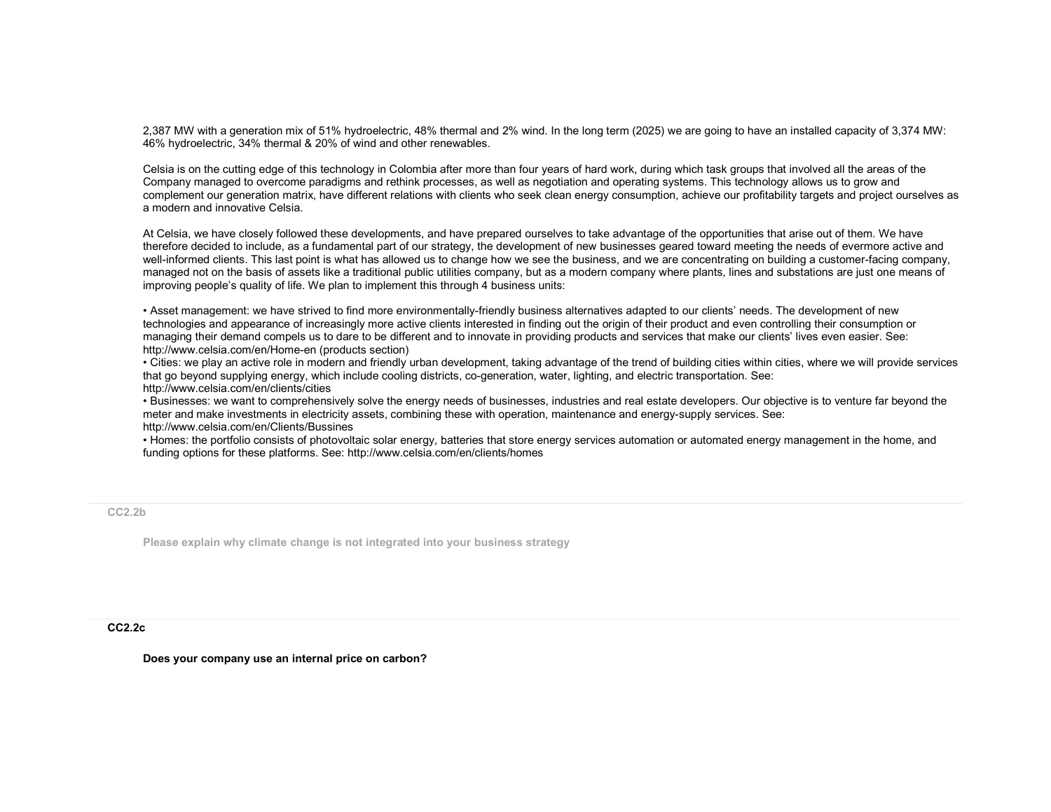2,387 MW with a generation mix of 51% hydroelectric, 48% thermal and 2% wind. In the long term (2025) we are going to have an installed capacity of 3,374 MW: 46% hydroelectric, 34% thermal & 20% of wind and other renewables.

Celsia is on the cutting edge of this technology in Colombia after more than four years of hard work, during which task groups that involved all the areas of the Company managed to overcome paradigms and rethink processes, as well as negotiation and operating systems. This technology allows us to grow and complement our generation matrix, have different relations with clients who seek clean energy consumption, achieve our profitability targets and project ourselves as a modern and innovative Celsia.

At Celsia, we have closely followed these developments, and have prepared ourselves to take advantage of the opportunities that arise out of them. We have therefore decided to include, as a fundamental part of our strategy, the development of new businesses geared toward meeting the needs of evermore active and well-informed clients. This last point is what has allowed us to change how we see the business, and we are concentrating on building a customer-facing company, managed not on the basis of assets like a traditional public utilities company, but as a modern company where plants, lines and substations are just one means of improving people's quality of life. We plan to implement this through 4 business units:

• Asset management: we have strived to find more environmentally-friendly business alternatives adapted to our clients' needs. The development of new technologies and appearance of increasingly more active clients interested in finding out the origin of their product and even controlling their consumption or managing their demand compels us to dare to be different and to innovate in providing products and services that make our clients' lives even easier. See: http://www.celsia.com/en/Home-en (products section)
• Cities: we play an active role in modern and friendly urban development, taking advantage of the trend of building cities within cities, where we will provide services that go beyond supplying energy, which include cooling districts, co-generation, water, lighting, and electric transportation. See: http://www.celsia.com/en/clients/cities
• Businesses: we want to comprehensively solve the energy needs of businesses, industries and real estate developers. Our objective is to venture far beyond the meter and make investments in electricity assets, combining these with operation, maintenance and energy-supply services. See: http://www.celsia.com/en/Clients/Bussines
• Homes: the portfolio consists of photovoltaic solar energy, batteries that store energy services automation or automated energy management in the home, and funding options for these platforms. See: http://www.celsia.com/en/clients/homes

### CC2.2b

Please explain why climate change is not integrated into your business strategy

### CC2.2c

**Does your company use an internal price on carbon?**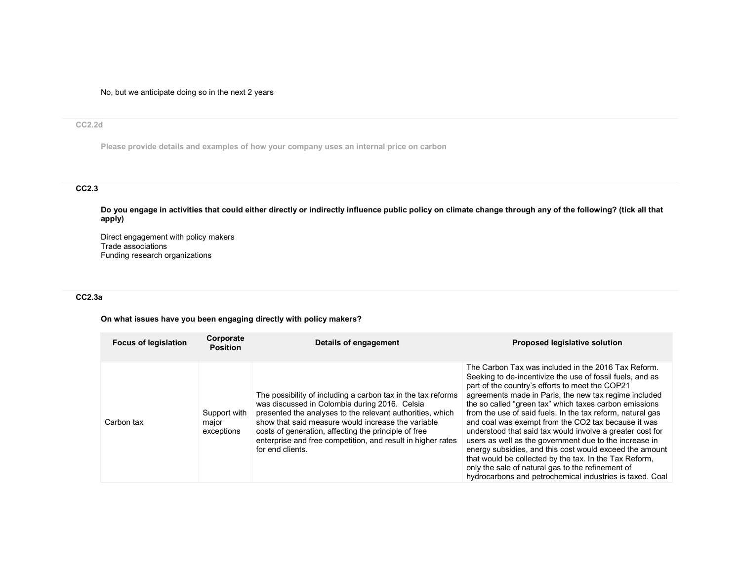No, but we anticipate doing so in the next 2 years

### CC2.2d

**Please provide details and examples of how your company uses an internal price on carbon**

### CC2.3

**Do you engage in activities that could either directly or indirectly influence public policy on climate change through any of the following? (tick all that apply)**

Direct engagement with policy makers
Trade associations
Funding research organizations

### CC2.3a

**On what issues have you been engaging directly with policy makers?**

| Focus of legislation | Corporate Position | Details of engagement | Proposed legislative solution |
|---|---|---|---|
| Carbon tax | Support with major exceptions | The possibility of including a carbon tax in the tax reforms was discussed in Colombia during 2016. Celsia presented the analyses to the relevant authorities, which show that said measure would increase the variable costs of generation, affecting the principle of free enterprise and free competition, and result in higher rates for end clients. | The Carbon Tax was included in the 2016 Tax Reform. Seeking to de-incentivize the use of fossil fuels, and as part of the country's efforts to meet the COP21 agreements made in Paris, the new tax regime included the so called "green tax" which taxes carbon emissions from the use of said fuels. In the tax reform, natural gas and coal was exempt from the CO2 tax because it was understood that said tax would involve a greater cost for users as well as the government due to the increase in energy subsidies, and this cost would exceed the amount that would be collected by the tax. In the Tax Reform, only the sale of natural gas to the refinement of hydrocarbons and petrochemical industries is taxed. Coal |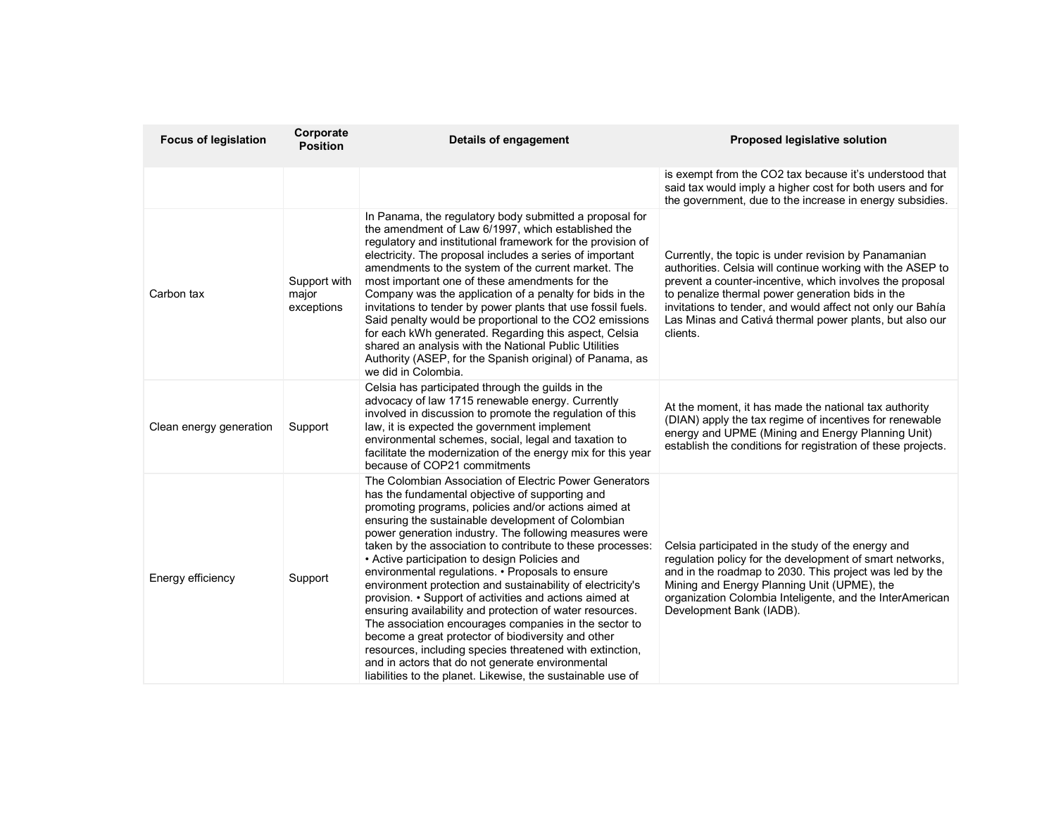| Focus of legislation | Corporate Position | Details of engagement | Proposed legislative solution |
|---|---|---|---|
| | | | is exempt from the CO2 tax because it's understood that said tax would imply a higher cost for both users and for the government, due to the increase in energy subsidies. |
| Carbon tax | Support with major exceptions | In Panama, the regulatory body submitted a proposal for the amendment of Law 6/1997, which established the regulatory and institutional framework for the provision of electricity. The proposal includes a series of important amendments to the system of the current market. The most important one of these amendments for the Company was the application of a penalty for bids in the invitations to tender by power plants that use fossil fuels. Said penalty would be proportional to the CO2 emissions for each kWh generated. Regarding this aspect, Celsia shared an analysis with the National Public Utilities Authority (ASEP, for the Spanish original) of Panama, as we did in Colombia. | Currently, the topic is under revision by Panamanian authorities. Celsia will continue working with the ASEP to prevent a counter-incentive, which involves the proposal to penalize thermal power generation bids in the invitations to tender, and would affect not only our Bahía Las Minas and Cativá thermal power plants, but also our clients. |
| Clean energy generation | Support | Celsia has participated through the guilds in the advocacy of law 1715 renewable energy. Currently involved in discussion to promote the regulation of this law, it is expected the government implement environmental schemes, social, legal and taxation to facilitate the modernization of the energy mix for this year because of COP21 commitments | At the moment, it has made the national tax authority (DIAN) apply the tax regime of incentives for renewable energy and UPME (Mining and Energy Planning Unit) establish the conditions for registration of these projects. |
| Energy efficiency | Support | The Colombian Association of Electric Power Generators has the fundamental objective of supporting and promoting programs, policies and/or actions aimed at ensuring the sustainable development of Colombian power generation industry. The following measures were taken by the association to contribute to these processes: • Active participation to design Policies and environmental regulations. • Proposals to ensure environment protection and sustainability of electricity's provision. • Support of activities and actions aimed at ensuring availability and protection of water resources. The association encourages companies in the sector to become a great protector of biodiversity and other resources, including species threatened with extinction, and in actors that do not generate environmental liabilities to the planet. Likewise, the sustainable use of | Celsia participated in the study of the energy and regulation policy for the development of smart networks, and in the roadmap to 2030. This project was led by the Mining and Energy Planning Unit (UPME), the organization Colombia Inteligente, and the InterAmerican Development Bank (IADB). |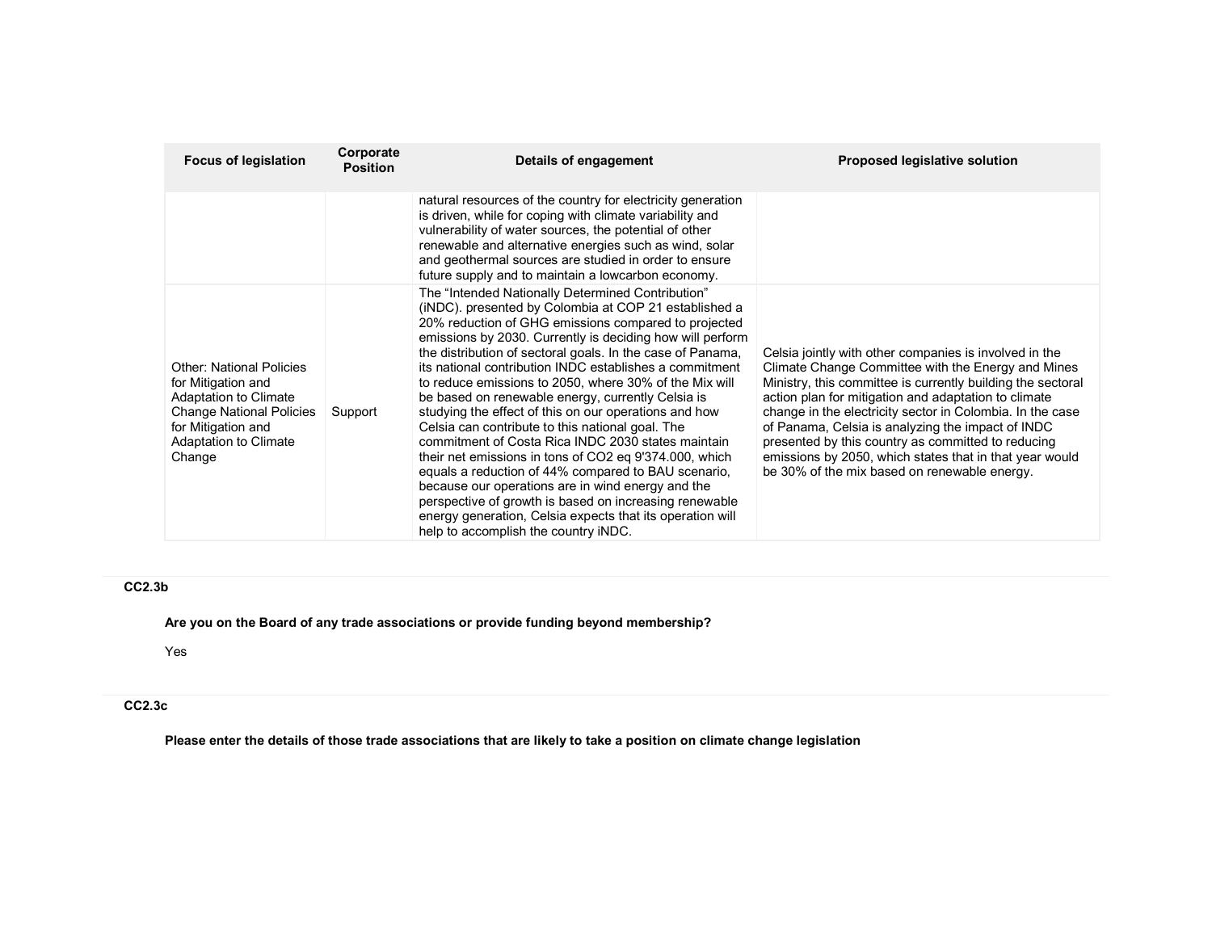| Focus of legislation | Corporate Position | Details of engagement | Proposed legislative solution |
|---|---|---|---|
| | | natural resources of the country for electricity generation is driven, while for coping with climate variability and vulnerability of water sources, the potential of other renewable and alternative energies such as wind, solar and geothermal sources are studied in order to ensure future supply and to maintain a lowcarbon economy. | |
| Other: National Policies for Mitigation and Adaptation to Climate Change National Policies for Mitigation and Adaptation to Climate Change | Support | The “Intended Nationally Determined Contribution” (iNDC). presented by Colombia at COP 21 established a 20% reduction of GHG emissions compared to projected emissions by 2030. Currently is deciding how will perform the distribution of sectoral goals. In the case of Panama, its national contribution INDC establishes a commitment to reduce emissions to 2050, where 30% of the Mix will be based on renewable energy, currently Celsia is studying the effect of this on our operations and how Celsia can contribute to this national goal. The commitment of Costa Rica INDC 2030 states maintain their net emissions in tons of CO2 eq 9'374.000, which equals a reduction of 44% compared to BAU scenario, because our operations are in wind energy and the perspective of growth is based on increasing renewable energy generation, Celsia expects that its operation will help to accomplish the country iNDC. | Celsia jointly with other companies is involved in the Climate Change Committee with the Energy and Mines Ministry, this committee is currently building the sectoral action plan for mitigation and adaptation to climate change in the electricity sector in Colombia. In the case of Panama, Celsia is analyzing the impact of INDC presented by this country as committed to reducing emissions by 2050, which states that in that year would be 30% of the mix based on renewable energy. |

### CC2.3b

**Are you on the Board of any trade associations or provide funding beyond membership?**

Yes

### CC2.3c

**Please enter the details of those trade associations that are likely to take a position on climate change legislation**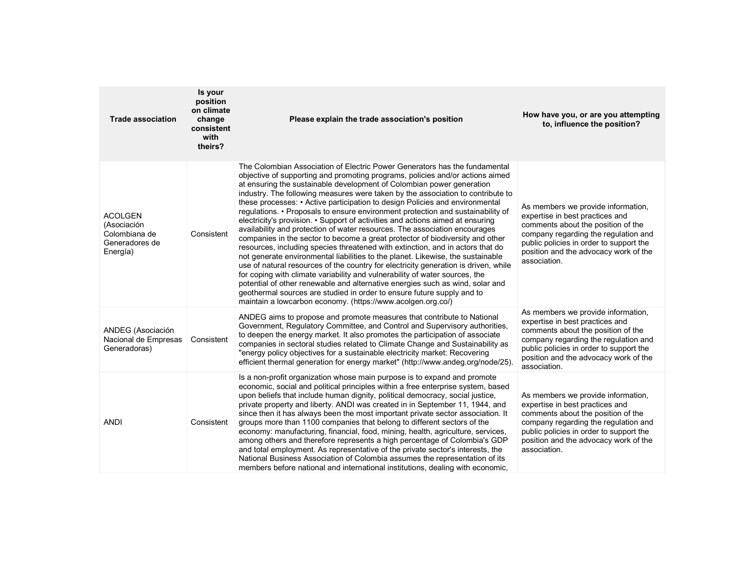| Trade association | Is your position on climate change consistent with theirs? | Please explain the trade association's position | How have you, or are you attempting to, influence the position? |
|---|---|---|---|
| ACOLGEN (Asociación Colombiana de Generadores de Energía) | Consistent | The Colombian Association of Electric Power Generators has the fundamental objective of supporting and promoting programs, policies and/or actions aimed at ensuring the sustainable development of Colombian power generation industry. The following measures were taken by the association to contribute to these processes: • Active participation to design Policies and environmental regulations. • Proposals to ensure environment protection and sustainability of electricity's provision. • Support of activities and actions aimed at ensuring availability and protection of water resources. The association encourages companies in the sector to become a great protector of biodiversity and other resources, including species threatened with extinction, and in actors that do not generate environmental liabilities to the planet. Likewise, the sustainable use of natural resources of the country for electricity generation is driven, while for coping with climate variability and vulnerability of water sources, the potential of other renewable and alternative energies such as wind, solar and geothermal sources are studied in order to ensure future supply and to maintain a lowcarbon economy. (https://www.acolgen.org.co/) | As members we provide information, expertise in best practices and comments about the position of the company regarding the regulation and public policies in order to support the position and the advocacy work of the association. |
| ANDEG (Asociación Nacional de Empresas Generadoras) | Consistent | ANDEG aims to propose and promote measures that contribute to National Government, Regulatory Committee, and Control and Supervisory authorities, to deepen the energy market. It also promotes the participation of associate companies in sectoral studies related to Climate Change and Sustainability as "energy policy objectives for a sustainable electricity market: Recovering efficient thermal generation for energy market" (http://www.andeg.org/node/25). | As members we provide information, expertise in best practices and comments about the position of the company regarding the regulation and public policies in order to support the position and the advocacy work of the association. |
| ANDI | Consistent | Is a non-profit organization whose main purpose is to expand and promote economic, social and political principles within a free enterprise system, based upon beliefs that include human dignity, political democracy, social justice, private property and liberty. ANDI was created in in September 11, 1944, and since then it has always been the most important private sector association. It groups more than 1100 companies that belong to different sectors of the economy: manufacturing, financial, food, mining, health, agriculture, services, among others and therefore represents a high percentage of Colombia's GDP and total employment. As representative of the private sector's interests, the National Business Association of Colombia assumes the representation of its members before national and international institutions, dealing with economic, | As members we provide information, expertise in best practices and comments about the position of the company regarding the regulation and public policies in order to support the position and the advocacy work of the association. |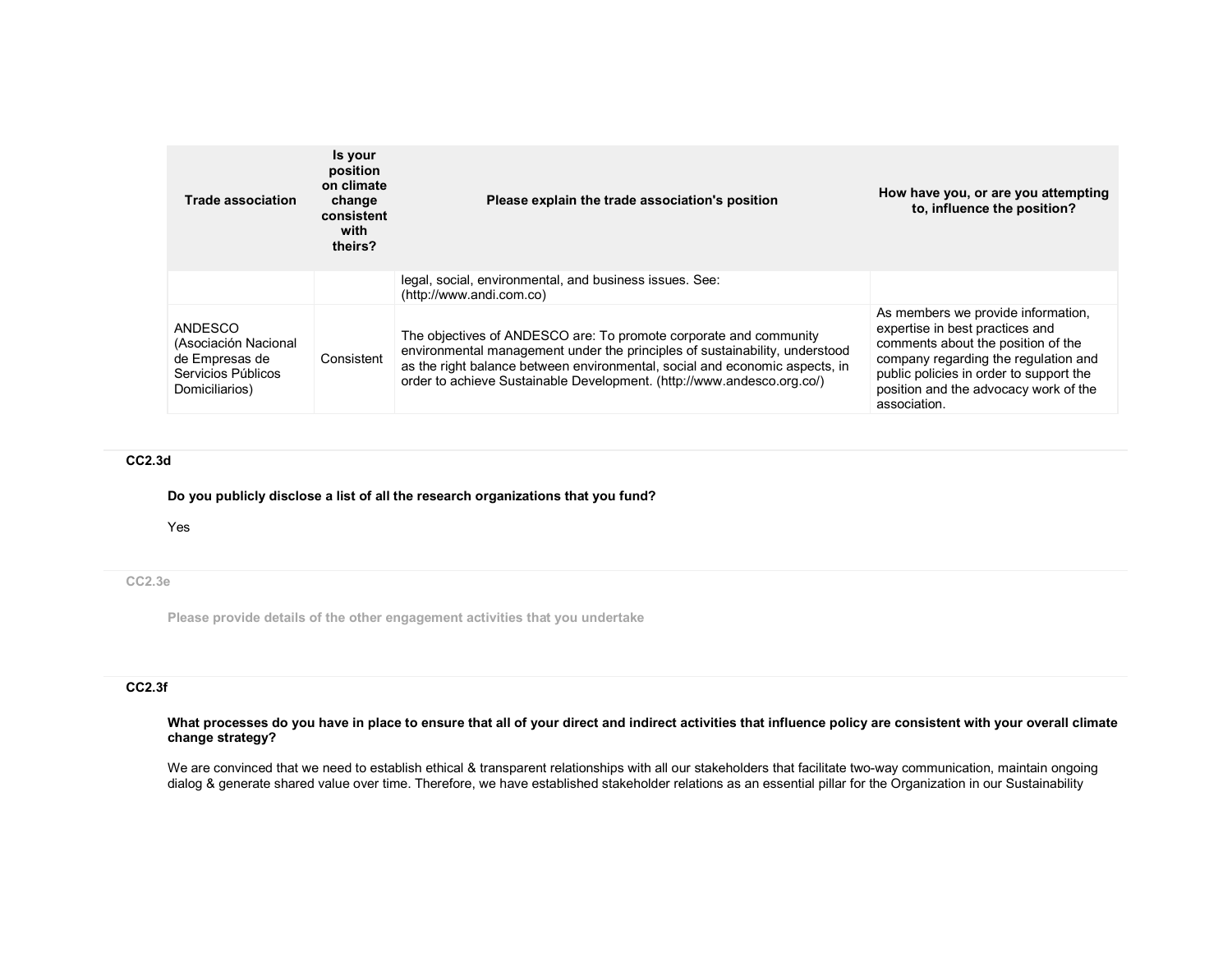| Trade association | Is your position on climate change consistent with theirs? | Please explain the trade association's position | How have you, or are you attempting to, influence the position? |
| --- | --- | --- | --- |
| | | legal, social, environmental, and business issues. See: (http://www.andi.com.co) | |
| ANDESCO (Asociación Nacional de Empresas de Servicios Públicos Domiciliarios) | Consistent | The objectives of ANDESCO are: To promote corporate and community environmental management under the principles of sustainability, understood as the right balance between environmental, social and economic aspects, in order to achieve Sustainable Development. (http://www.andesco.org.co/) | As members we provide information, expertise in best practices and comments about the position of the company regarding the regulation and public policies in order to support the position and the advocacy work of the association. |

### CC2.3d

**Do you publicly disclose a list of all the research organizations that you fund?**

Yes

### CC2.3e

**Please provide details of the other engagement activities that you undertake**

### CC2.3f

**What processes do you have in place to ensure that all of your direct and indirect activities that influence policy are consistent with your overall climate change strategy?**

We are convinced that we need to establish ethical & transparent relationships with all our stakeholders that facilitate two-way communication, maintain ongoing dialog & generate shared value over time. Therefore, we have established stakeholder relations as an essential pillar for the Organization in our Sustainability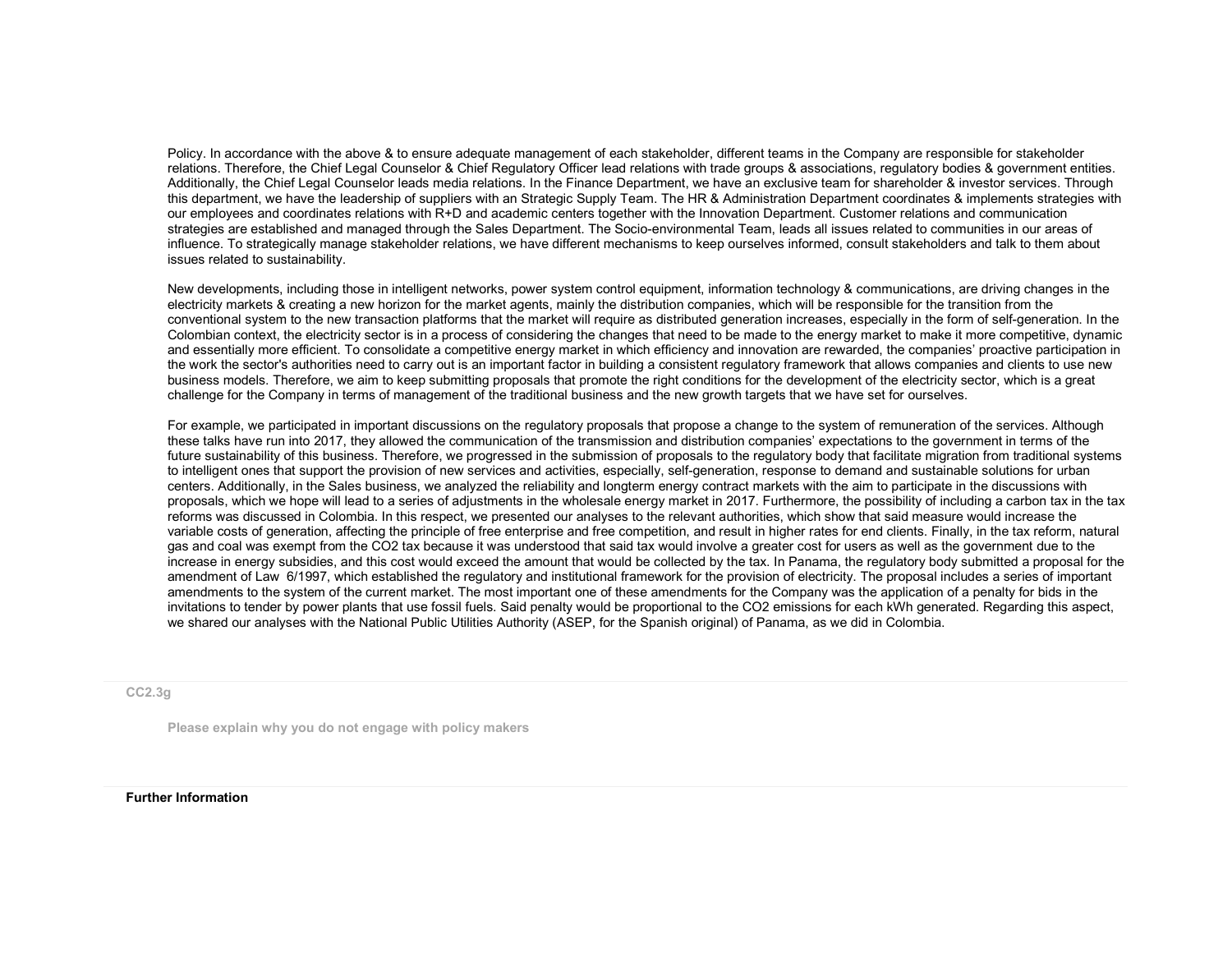Policy. In accordance with the above & to ensure adequate management of each stakeholder, different teams in the Company are responsible for stakeholder relations. Therefore, the Chief Legal Counselor & Chief Regulatory Officer lead relations with trade groups & associations, regulatory bodies & government entities. Additionally, the Chief Legal Counselor leads media relations. In the Finance Department, we have an exclusive team for shareholder & investor services. Through this department, we have the leadership of suppliers with an Strategic Supply Team. The HR & Administration Department coordinates & implements strategies with our employees and coordinates relations with R+D and academic centers together with the Innovation Department. Customer relations and communication strategies are established and managed through the Sales Department. The Socio-environmental Team, leads all issues related to communities in our areas of influence. To strategically manage stakeholder relations, we have different mechanisms to keep ourselves informed, consult stakeholders and talk to them about issues related to sustainability.

New developments, including those in intelligent networks, power system control equipment, information technology & communications, are driving changes in the electricity markets & creating a new horizon for the market agents, mainly the distribution companies, which will be responsible for the transition from the conventional system to the new transaction platforms that the market will require as distributed generation increases, especially in the form of self-generation. In the Colombian context, the electricity sector is in a process of considering the changes that need to be made to the energy market to make it more competitive, dynamic and essentially more efficient. To consolidate a competitive energy market in which efficiency and innovation are rewarded, the companies' proactive participation in the work the sector's authorities need to carry out is an important factor in building a consistent regulatory framework that allows companies and clients to use new business models. Therefore, we aim to keep submitting proposals that promote the right conditions for the development of the electricity sector, which is a great challenge for the Company in terms of management of the traditional business and the new growth targets that we have set for ourselves.

For example, we participated in important discussions on the regulatory proposals that propose a change to the system of remuneration of the services. Although these talks have run into 2017, they allowed the communication of the transmission and distribution companies' expectations to the government in terms of the future sustainability of this business. Therefore, we progressed in the submission of proposals to the regulatory body that facilitate migration from traditional systems to intelligent ones that support the provision of new services and activities, especially, self-generation, response to demand and sustainable solutions for urban centers. Additionally, in the Sales business, we analyzed the reliability and longterm energy contract markets with the aim to participate in the discussions with proposals, which we hope will lead to a series of adjustments in the wholesale energy market in 2017. Furthermore, the possibility of including a carbon tax in the tax reforms was discussed in Colombia. In this respect, we presented our analyses to the relevant authorities, which show that said measure would increase the variable costs of generation, affecting the principle of free enterprise and free competition, and result in higher rates for end clients. Finally, in the tax reform, natural gas and coal was exempt from the CO2 tax because it was understood that said tax would involve a greater cost for users as well as the government due to the increase in energy subsidies, and this cost would exceed the amount that would be collected by the tax. In Panama, the regulatory body submitted a proposal for the amendment of Law 6/1997, which established the regulatory and institutional framework for the provision of electricity. The proposal includes a series of important amendments to the system of the current market. The most important one of these amendments for the Company was the application of a penalty for bids in the invitations to tender by power plants that use fossil fuels. Said penalty would be proportional to the CO2 emissions for each kWh generated. Regarding this aspect, we shared our analyses with the National Public Utilities Authority (ASEP, for the Spanish original) of Panama, as we did in Colombia.

**CC2.3g**

**Please explain why you do not engage with policy makers**

**Further Information**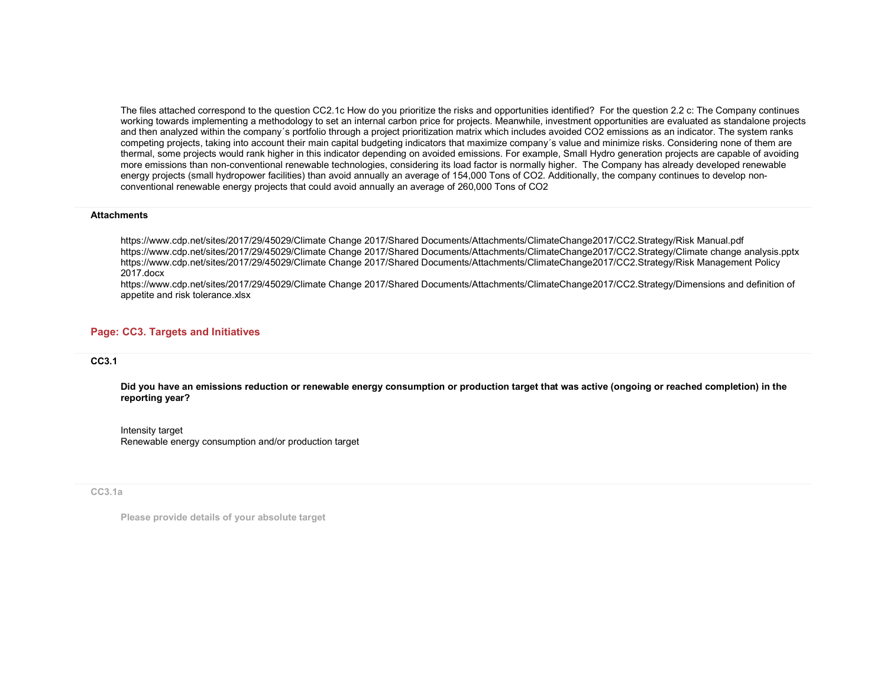The files attached correspond to the question CC2.1c How do you prioritize the risks and opportunities identified? For the question 2.2 c: The Company continues working towards implementing a methodology to set an internal carbon price for projects. Meanwhile, investment opportunities are evaluated as standalone projects and then analyzed within the company´s portfolio through a project prioritization matrix which includes avoided CO2 emissions as an indicator. The system ranks competing projects, taking into account their main capital budgeting indicators that maximize company´s value and minimize risks. Considering none of them are thermal, some projects would rank higher in this indicator depending on avoided emissions. For example, Small Hydro generation projects are capable of avoiding more emissions than non-conventional renewable technologies, considering its load factor is normally higher. The Company has already developed renewable energy projects (small hydropower facilities) than avoid annually an average of 154,000 Tons of CO2. Additionally, the company continues to develop non-conventional renewable energy projects that could avoid annually an average of 260,000 Tons of CO2

**Attachments**

https://www.cdp.net/sites/2017/29/45029/Climate Change 2017/Shared Documents/Attachments/ClimateChange2017/CC2.Strategy/Risk Manual.pdf
https://www.cdp.net/sites/2017/29/45029/Climate Change 2017/Shared Documents/Attachments/ClimateChange2017/CC2.Strategy/Climate change analysis.pptx
https://www.cdp.net/sites/2017/29/45029/Climate Change 2017/Shared Documents/Attachments/ClimateChange2017/CC2.Strategy/Risk Management Policy 2017.docx
https://www.cdp.net/sites/2017/29/45029/Climate Change 2017/Shared Documents/Attachments/ClimateChange2017/CC2.Strategy/Dimensions and definition of appetite and risk tolerance.xlsx

## Page: CC3. Targets and Initiatives

### CC3.1

**Did you have an emissions reduction or renewable energy consumption or production target that was active (ongoing or reached completion) in the reporting year?**

Intensity target
Renewable energy consumption and/or production target

### CC3.1a

**Please provide details of your absolute target**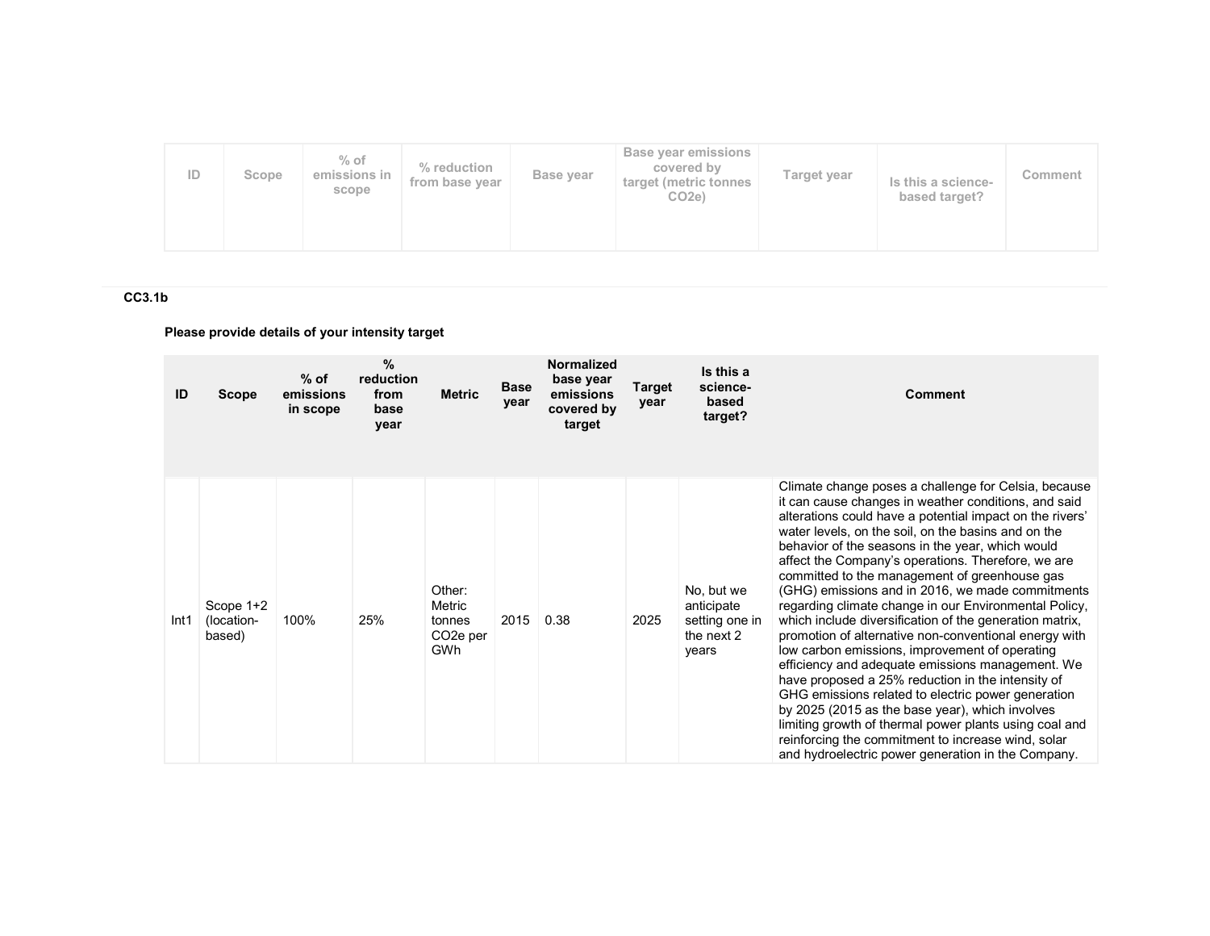| ID | Scope | % of emissions in scope | % reduction from base year | Base year | Base year emissions covered by target (metric tonnes CO2e) | Target year | Is this a science-based target? | Comment |
|---|---|---|---|---|---|---|---|---|
| | | | | | | | | |

**CC3.1b**

**Please provide details of your intensity target**

| ID | Scope | % of emissions in scope | % reduction from base year | Metric | Base year | Normalized base year emissions covered by target | Target year | Is this a science-based target? | Comment |
|---|---|---|---|---|---|---|---|---|---|
| Int1 | Scope 1+2 (location-based) | 100% | 25% | Other: Metric tonnes CO2e per GWh | 2015 | 0.38 | 2025 | No, but we anticipate setting one in the next 2 years | Climate change poses a challenge for Celsia, because it can cause changes in weather conditions, and said alterations could have a potential impact on the rivers' water levels, on the soil, on the basins and on the behavior of the seasons in the year, which would affect the Company's operations. Therefore, we are committed to the management of greenhouse gas (GHG) emissions and in 2016, we made commitments regarding climate change in our Environmental Policy, which include diversification of the generation matrix, promotion of alternative non-conventional energy with low carbon emissions, improvement of operating efficiency and adequate emissions management. We have proposed a 25% reduction in the intensity of GHG emissions related to electric power generation by 2025 (2015 as the base year), which involves limiting growth of thermal power plants using coal and reinforcing the commitment to increase wind, solar and hydroelectric power generation in the Company. |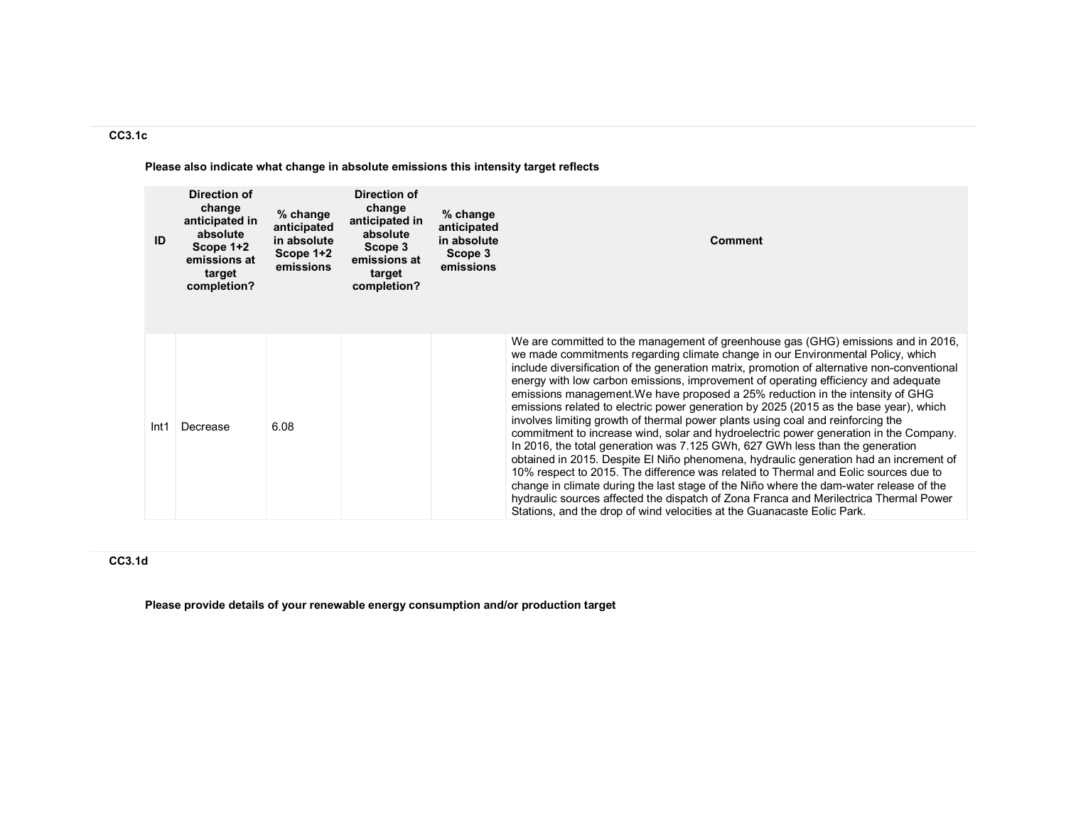### CC3.1c

**Please also indicate what change in absolute emissions this intensity target reflects**

| ID | Direction of change anticipated in absolute Scope 1+2 emissions at target completion? | % change anticipated in absolute Scope 1+2 emissions | Direction of change anticipated in absolute Scope 3 emissions at target completion? | % change anticipated in absolute Scope 3 emissions | Comment |
|---|---|---|---|---|---|
| Int1 | Decrease | 6.08 | | | We are committed to the management of greenhouse gas (GHG) emissions and in 2016, we made commitments regarding climate change in our Environmental Policy, which include diversification of the generation matrix, promotion of alternative non-conventional energy with low carbon emissions, improvement of operating efficiency and adequate emissions management.We have proposed a 25% reduction in the intensity of GHG emissions related to electric power generation by 2025 (2015 as the base year), which involves limiting growth of thermal power plants using coal and reinforcing the commitment to increase wind, solar and hydroelectric power generation in the Company. In 2016, the total generation was 7.125 GWh, 627 GWh less than the generation obtained in 2015. Despite El Niño phenomena, hydraulic generation had an increment of 10% respect to 2015. The difference was related to Thermal and Eolic sources due to change in climate during the last stage of the Niño where the dam-water release of the hydraulic sources affected the dispatch of Zona Franca and Merilectrica Thermal Power Stations, and the drop of wind velocities at the Guanacaste Eolic Park. |

### CC3.1d

**Please provide details of your renewable energy consumption and/or production target**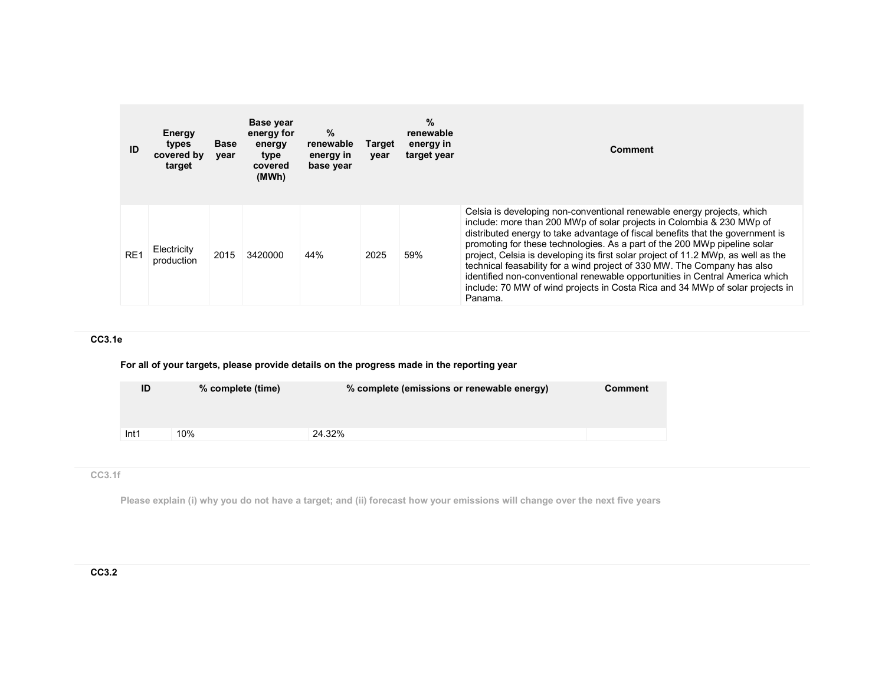| ID | Energy types covered by target | Base year | Base year energy for energy type covered (MWh) | % renewable energy in base year | Target year | % renewable energy in target year | Comment |
|---|---|---|---|---|---|---|---|
| RE1 | Electricity production | 2015 | 3420000 | 44% | 2025 | 59% | Celsia is developing non-conventional renewable energy projects, which include: more than 200 MWp of solar projects in Colombia & 230 MWp of distributed energy to take advantage of fiscal benefits that the government is promoting for these technologies. As a part of the 200 MWp pipeline solar project, Celsia is developing its first solar project of 11.2 MWp, as well as the technical feasability for a wind project of 330 MW. The Company has also identified non-conventional renewable opportunities in Central America which include: 70 MW of wind projects in Costa Rica and 34 MWp of solar projects in Panama. |

### CC3.1e

**For all of your targets, please provide details on the progress made in the reporting year**

| ID | % complete (time) | % complete (emissions or renewable energy) | Comment |
|---|---|---|---|
| Int1 | 10% | 24.32% | |

### CC3.1f

**Please explain (i) why you do not have a target; and (ii) forecast how your emissions will change over the next five years**

### CC3.2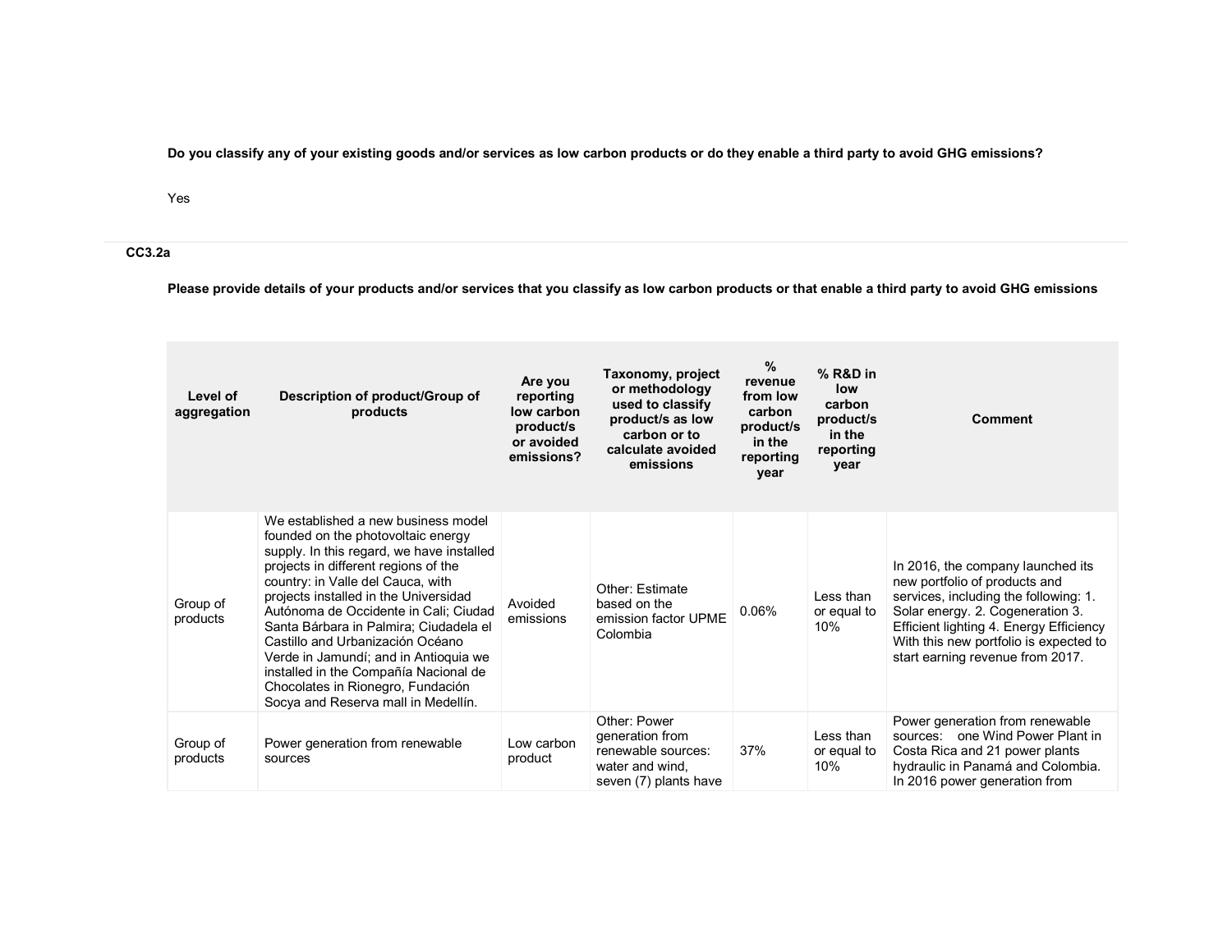**Do you classify any of your existing goods and/or services as low carbon products or do they enable a third party to avoid GHG emissions?**

Yes

**CC3.2a**

**Please provide details of your products and/or services that you classify as low carbon products or that enable a third party to avoid GHG emissions**

| Level of aggregation | Description of product/Group of products | Are you reporting low carbon product/s or avoided emissions? | Taxonomy, project or methodology used to classify product/s as low carbon or to calculate avoided emissions | % revenue from low carbon product/s in the reporting year | % R&D in low carbon product/s in the reporting year | Comment |
|---|---|---|---|---|---|---|
| Group of products | We established a new business model founded on the photovoltaic energy supply. In this regard, we have installed projects in different regions of the country: in Valle del Cauca, with projects installed in the Universidad Autónoma de Occidente in Cali; Ciudad Santa Bárbara in Palmira; Ciudadela el Castillo and Urbanización Océano Verde in Jamundí; and in Antioquia we installed in the Compañía Nacional de Chocolates in Rionegro, Fundación Socya and Reserva mall in Medellín. | Avoided emissions | Other: Estimate based on the emission factor UPME Colombia | 0.06% | Less than or equal to 10% | In 2016, the company launched its new portfolio of products and services, including the following: 1. Solar energy. 2. Cogeneration 3. Efficient lighting 4. Energy Efficiency With this new portfolio is expected to start earning revenue from 2017. |
| Group of products | Power generation from renewable sources | Low carbon product | Other: Power generation from renewable sources: water and wind, seven (7) plants have | 37% | Less than or equal to 10% | Power generation from renewable sources: one Wind Power Plant in Costa Rica and 21 power plants hydraulic in Panamá and Colombia. In 2016 power generation from |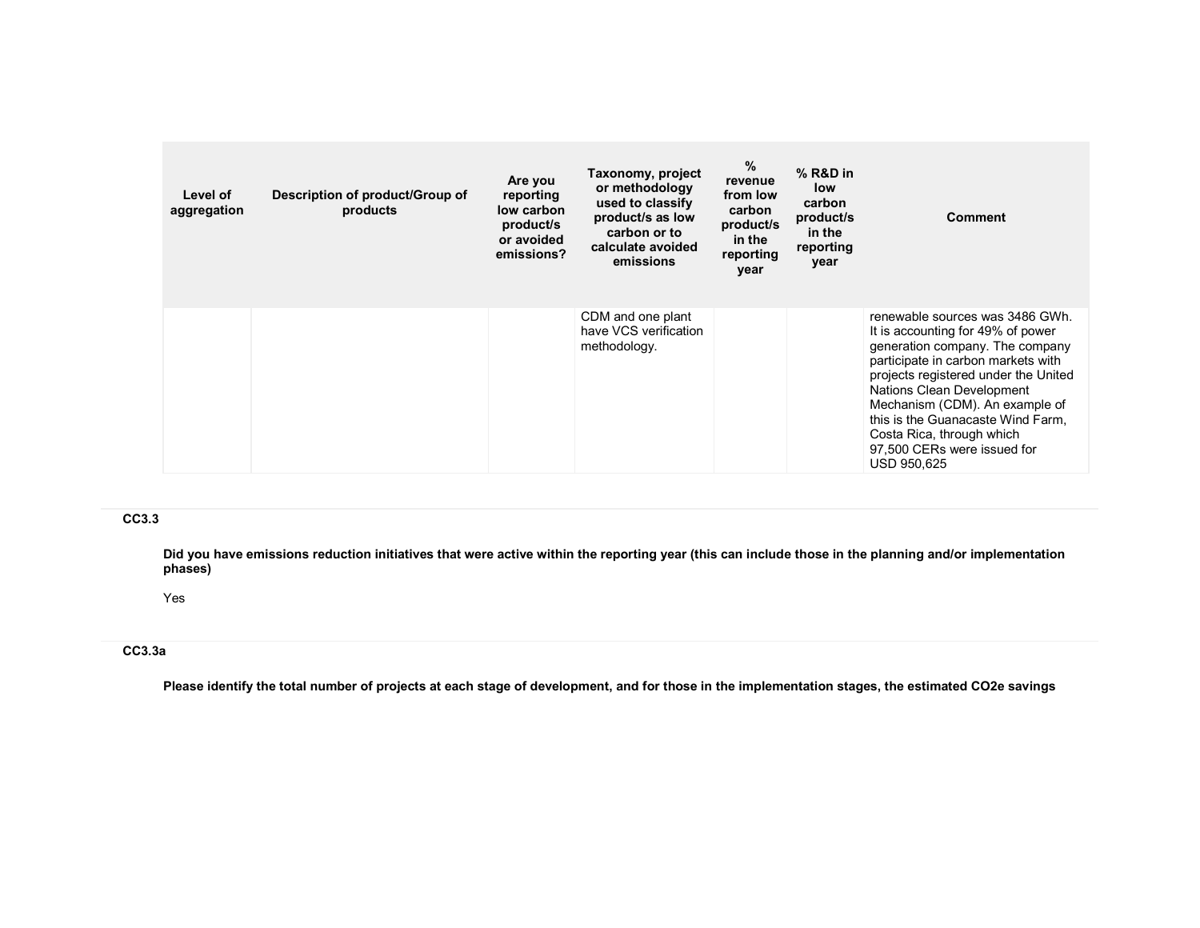| Level of aggregation | Description of product/Group of products | Are you reporting low carbon product/s or avoided emissions? | Taxonomy, project or methodology used to classify product/s as low carbon or to calculate avoided emissions | % revenue from low carbon product/s in the reporting year | % R&D in low carbon product/s in the reporting year | Comment |
|---|---|---|---|---|---|---|
| | | | CDM and one plant have VCS verification methodology. | | | renewable sources was 3486 GWh. It is accounting for 49% of power generation company. The company participate in carbon markets with projects registered under the United Nations Clean Development Mechanism (CDM). An example of this is the Guanacaste Wind Farm, Costa Rica, through which 97,500 CERs were issued for USD 950,625 |

### CC3.3

**Did you have emissions reduction initiatives that were active within the reporting year (this can include those in the planning and/or implementation phases)**

Yes

### CC3.3a

**Please identify the total number of projects at each stage of development, and for those in the implementation stages, the estimated CO2e savings**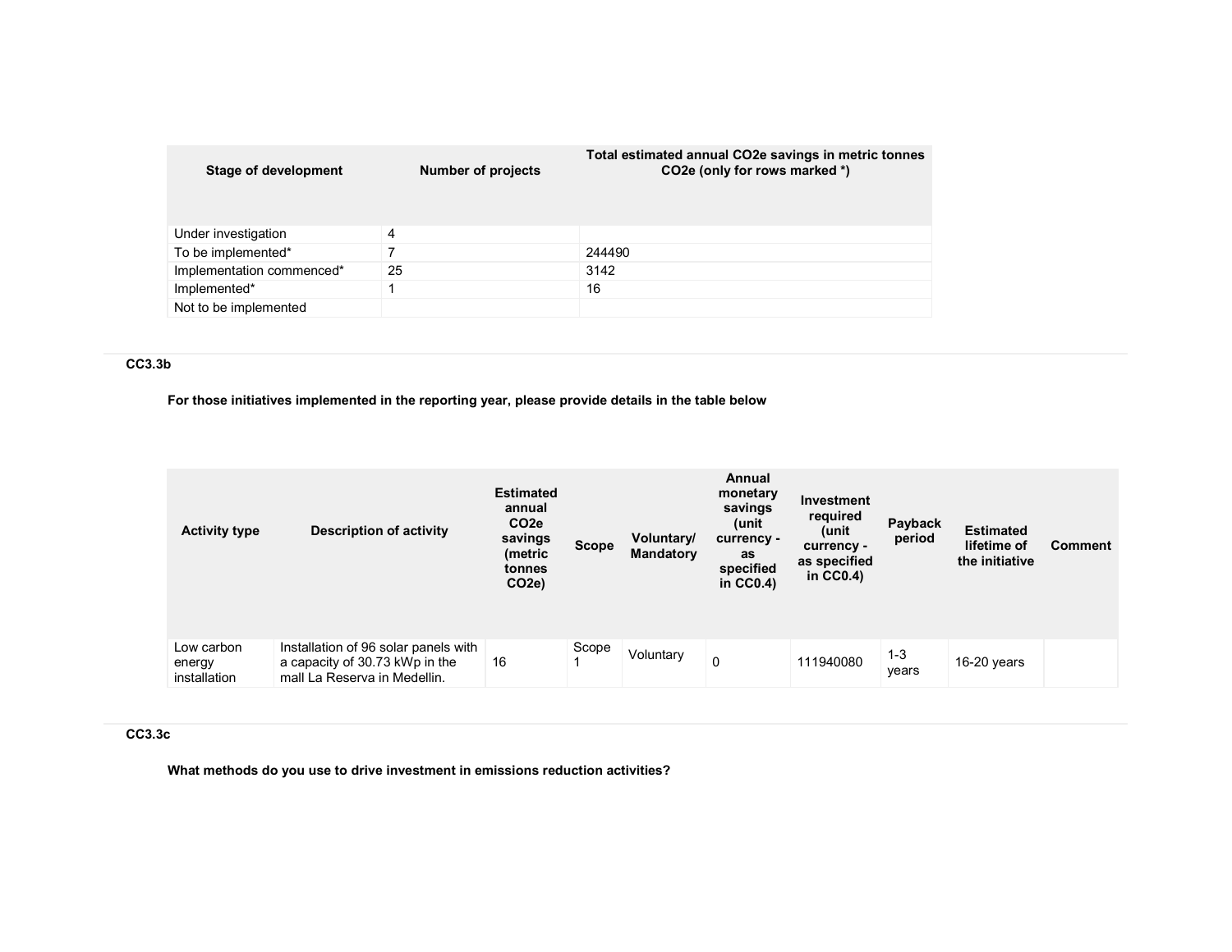| Stage of development | Number of projects | Total estimated annual CO2e savings in metric tonnes CO2e (only for rows marked *) |
|---|---|---|
| Under investigation | 4 | |
| To be implemented* | 7 | 244490 |
| Implementation commenced* | 25 | 3142 |
| Implemented* | 1 | 16 |
| Not to be implemented | | |

**CC3.3b**

**For those initiatives implemented in the reporting year, please provide details in the table below**

| Activity type | Description of activity | Estimated annual CO2e savings (metric tonnes CO2e) | Scope | Voluntary/ Mandatory | Annual monetary savings (unit currency - as specified in CC0.4) | Investment required (unit currency - as specified in CC0.4) | Payback period | Estimated lifetime of the initiative | Comment |
|---|---|---|---|---|---|---|---|---|---|
| Low carbon energy installation | Installation of 96 solar panels with a capacity of 30.73 kWp in the mall La Reserva in Medellin. | 16 | Scope 1 | Voluntary | 0 | 111940080 | 1-3 years | 16-20 years | |

**CC3.3c**

**What methods do you use to drive investment in emissions reduction activities?**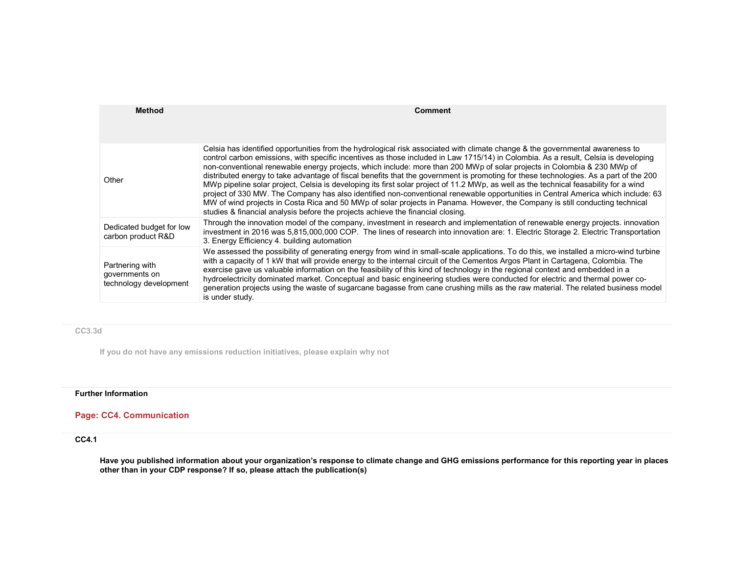| Method | Comment |
|---|---|
| Other | Celsia has identified opportunities from the hydrological risk associated with climate change & the governmental awareness to control carbon emissions, with specific incentives as those included in Law 1715/14) in Colombia. As a result, Celsia is developing non-conventional renewable energy projects, which include: more than 200 MWp of solar projects in Colombia & 230 MWp of distributed energy to take advantage of fiscal benefits that the government is promoting for these technologies. As a part of the 200 MWp pipeline solar project, Celsia is developing its first solar project of 11.2 MWp, as well as the technical feasability for a wind project of 330 MW. The Company has also identified non-conventional renewable opportunities in Central America which include: 63 MW of wind projects in Costa Rica and 50 MWp of solar projects in Panama. However, the Company is still conducting technical studies & financial analysis before the projects achieve the financial closing. |
| Dedicated budget for low carbon product R&D | Through the innovation model of the company, investment in research and implementation of renewable energy projects. innovation investment in 2016 was 5,815,000,000 COP. The lines of research into innovation are: 1. Electric Storage 2. Electric Transportation 3. Energy Efficiency 4. building automation |
| Partnering with governments on technology development | We assessed the possibility of generating energy from wind in small-scale applications. To do this, we installed a micro-wind turbine with a capacity of 1 kW that will provide energy to the internal circuit of the Cementos Argos Plant in Cartagena, Colombia. The exercise gave us valuable information on the feasibility of this kind of technology in the regional context and embedded in a hydroelectricity dominated market. Conceptual and basic engineering studies were conducted for electric and thermal power co-generation projects using the waste of sugarcane bagasse from cane crushing mills as the raw material. The related business model is under study. |

### CC3.3d

If you do not have any emissions reduction initiatives, please explain why not

**Further Information**

## Page: CC4. Communication

### CC4.1

**Have you published information about your organization's response to climate change and GHG emissions performance for this reporting year in places other than in your CDP response? If so, please attach the publication(s)**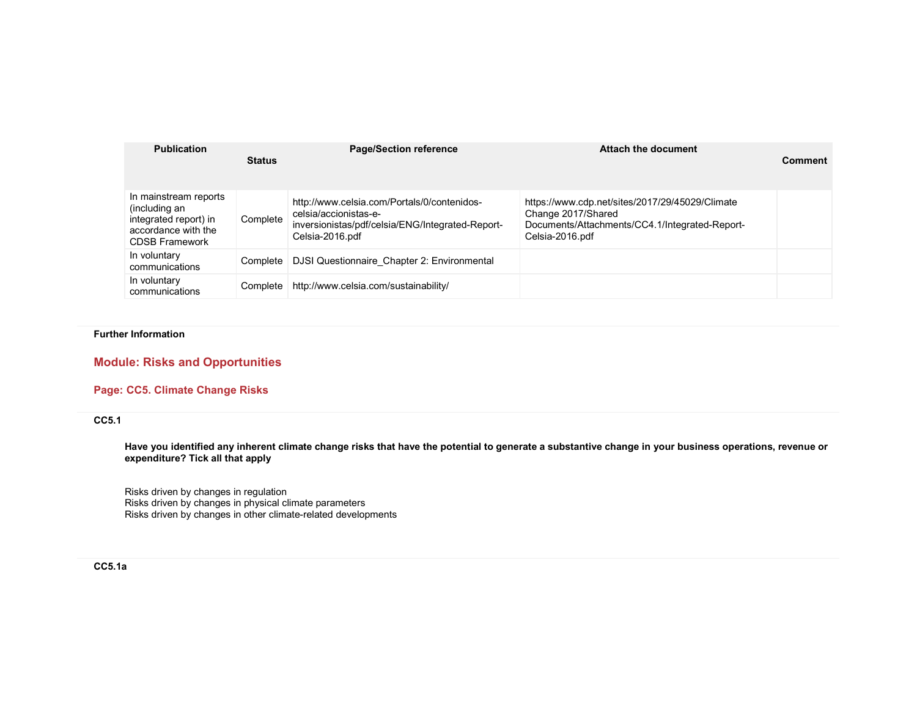| Publication | Status | Page/Section reference | Attach the document | Comment |
|---|---|---|---|---|
| In mainstream reports (including an integrated report) in accordance with the CDSB Framework | Complete | http://www.celsia.com/Portals/0/contenidos-celsia/accionistas-e-inversionistas/pdf/celsia/ENG/Integrated-Report-Celsia-2016.pdf | https://www.cdp.net/sites/2017/29/45029/Climate Change 2017/Shared Documents/Attachments/CC4.1/Integrated-Report-Celsia-2016.pdf | |
| In voluntary communications | Complete | DJSI Questionnaire_Chapter 2: Environmental | | |
| In voluntary communications | Complete | http://www.celsia.com/sustainability/ | | |

**Further Information**

## Module: Risks and Opportunities

### Page: CC5. Climate Change Risks

**CC5.1**

**Have you identified any inherent climate change risks that have the potential to generate a substantive change in your business operations, revenue or expenditure? Tick all that apply**

Risks driven by changes in regulation
Risks driven by changes in physical climate parameters
Risks driven by changes in other climate-related developments

**CC5.1a**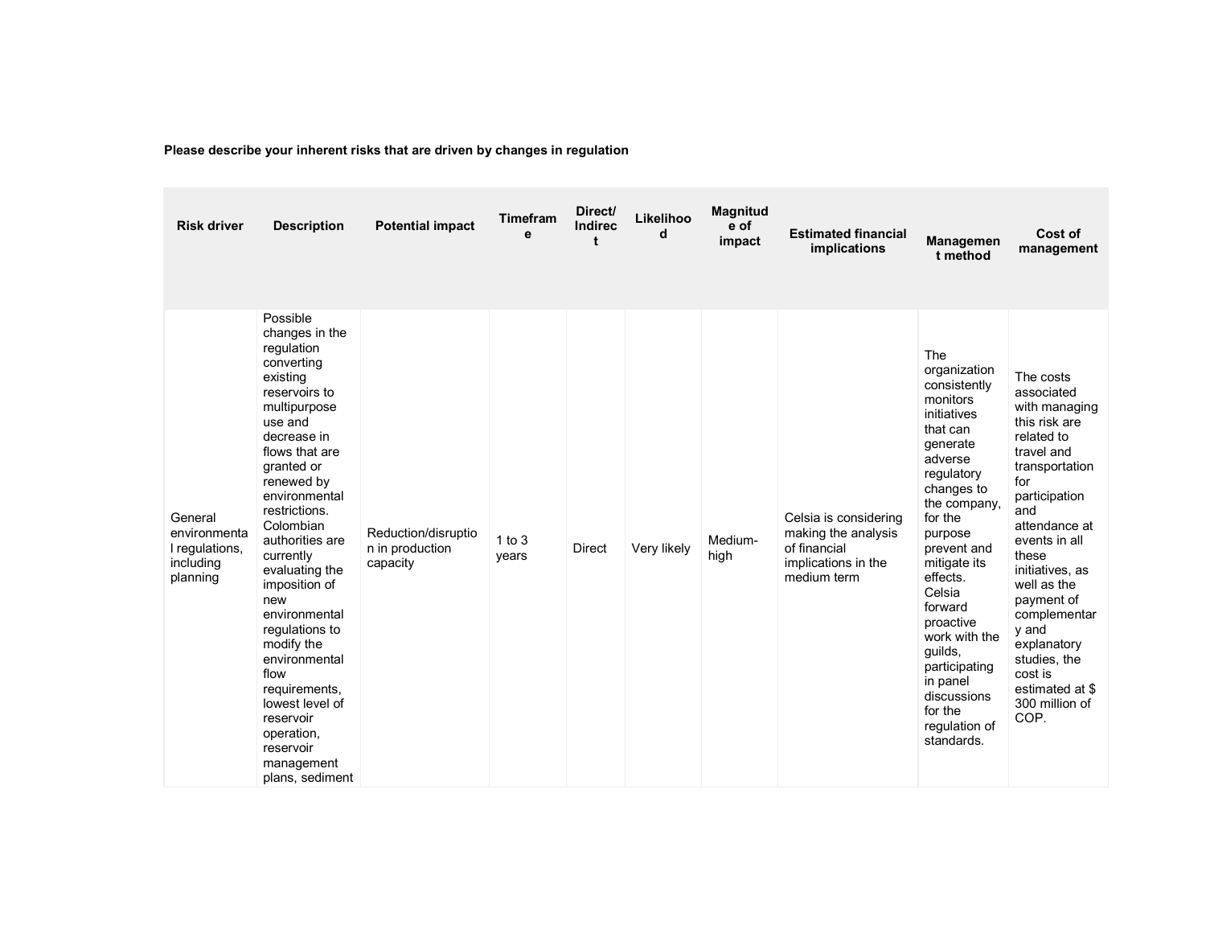**Please describe your inherent risks that are driven by changes in regulation**

| Risk driver | Description | Potential impact | Timeframe | Direct/ Indirect | Likelihood | Magnitude of impact | Estimated financial implications | Management method | Cost of management |
|---|---|---|---|---|---|---|---|---|---|
| General environmental regulations, including planning | Possible changes in the regulation converting existing reservoirs to multipurpose use and decrease in flows that are granted or renewed by environmental restrictions. Colombian authorities are currently evaluating the imposition of new environmental regulations to modify the environmental flow requirements, lowest level of reservoir operation, reservoir management plans, sediment | Reduction/disruption in production capacity | 1 to 3 years | Direct | Very likely | Medium-high | Celsia is considering making the analysis of financial implications in the medium term | The organization consistently monitors initiatives that can generate adverse regulatory changes to the company, for the purpose prevent and mitigate its effects. Celsia forward proactive work with the guilds, participating in panel discussions for the regulation of standards. | The costs associated with managing this risk are related to travel and transportation for participation and attendance at events in all these initiatives, as well as the payment of complementary and explanatory studies, the cost is estimated at $ 300 million of COP. |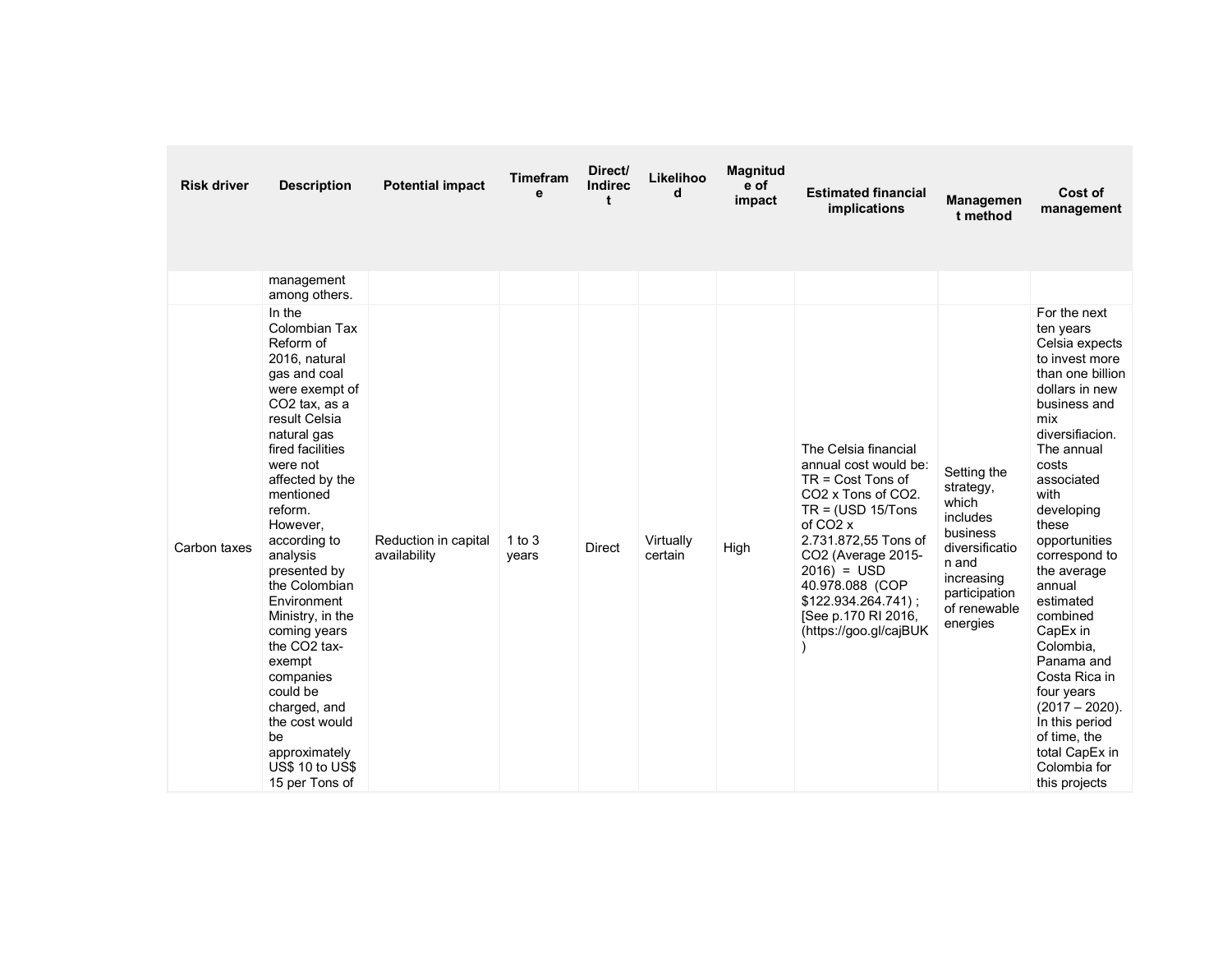| Risk driver | Description | Potential impact | Timeframe | Direct/ Indirect | Likelihood | Magnitude of impact | Estimated financial implications | Management method | Cost of management |
|---|---|---|---|---|---|---|---|---|---|
| | management among others. | | | | | | | | |
| Carbon taxes | In the Colombian Tax Reform of 2016, natural gas and coal were exempt of $CO_2$ tax, as a result Celsia natural gas fired facilities were not affected by the mentioned reform. However, according to analysis presented by the Colombian Environment Ministry, in the coming years the $CO_2$ tax-exempt companies could be charged, and the cost would be approximately US$ 10 to US$ 15 per Tons of | Reduction in capital availability | 1 to 3 years | Direct | Virtually certain | High | The Celsia financial annual cost would be: TR = Cost Tons of $CO_2$ x Tons of $CO_2$. TR = (USD 15/Tons of $CO_2$ x 2.731.872,55 Tons of $CO_2$ (Average 2015-2016) = USD 40.978.088 (COP $122.934.264.741) ; [See p.170 RI 2016, (https://goo.gl/cajBUK) | Setting the strategy, which includes business diversification and increasing participation of renewable energies | For the next ten years Celsia expects to invest more than one billion dollars in new business and mix diversifiacion. The annual costs associated with developing these opportunities correspond to the average annual estimated combined CapEx in Colombia, Panama and Costa Rica in four years (2017 – 2020). In this period of time, the total CapEx in Colombia for this projects |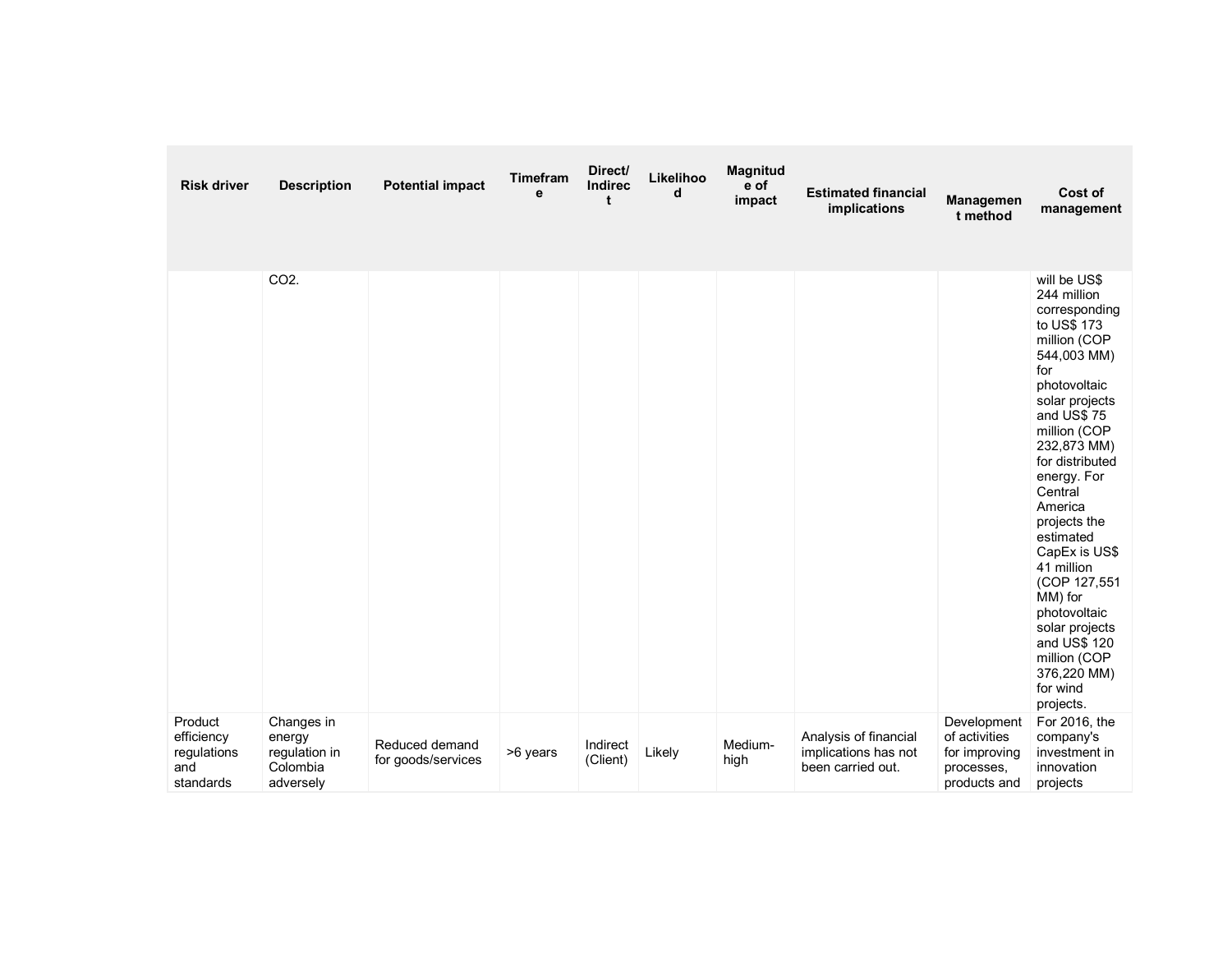| Risk driver | Description | Potential impact | Timeframe | Direct/ Indirect | Likelihood | Magnitude of impact | Estimated financial implications | Management method | Cost of management |
|---|---|---|---|---|---|---|---|---|---|
| | $CO_2$. | | | | | | | | will be US$ 244 million corresponding to US$ 173 million (COP 544,003 MM) for photovoltaic solar projects and US$ 75 million (COP 232,873 MM) for distributed energy. For Central America projects the estimated CapEx is US$ 41 million (COP 127,551 MM) for photovoltaic solar projects and US$ 120 million (COP 376,220 MM) for wind projects. |
| Product efficiency regulations and standards | Changes in energy regulation in Colombia adversely | Reduced demand for goods/services | >6 years | Indirect (Client) | Likely | Medium-high | Analysis of financial implications has not been carried out. | Development of activities for improving processes, products and | For 2016, the company's investment in innovation projects |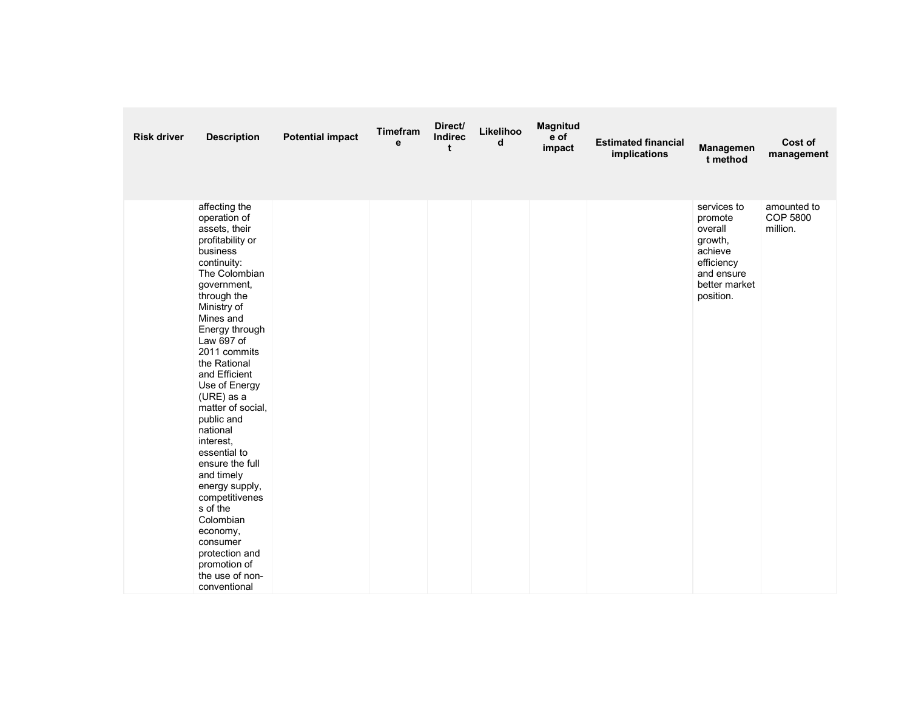| Risk driver | Description | Potential impact | Timeframe | Direct/ Indirect | Likelihood | Magnitude of impact | Estimated financial implications | Management method | Cost of management |
|---|---|---|---|---|---|---|---|---|---|
| | affecting the operation of assets, their profitability or business continuity: The Colombian government, through the Ministry of Mines and Energy through Law 697 of 2011 commits the Rational and Efficient Use of Energy (URE) as a matter of social, public and national interest, essential to ensure the full and timely energy supply, competitiveness of the Colombian economy, consumer protection and promotion of the use of non-conventional | | | | | | | services to promote overall growth, achieve efficiency and ensure better market position. | amounted to COP 5800 million. |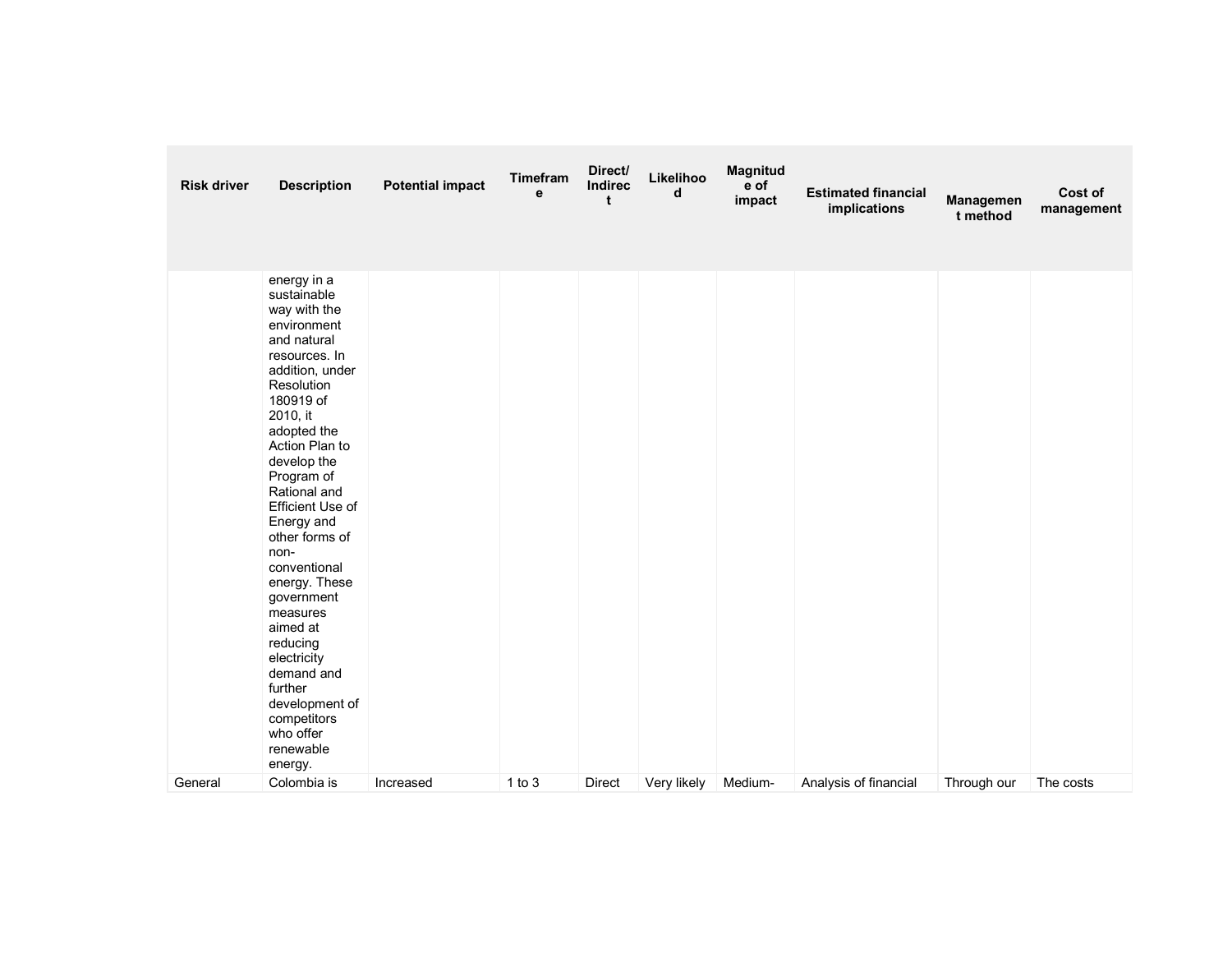| Risk driver | Description | Potential impact | Timeframe | Direct/ Indirect | Likelihood | Magnitude of impact | Estimated financial implications | Management method | Cost of management |
|---|---|---|---|---|---|---|---|---|---|
| | energy in a sustainable way with the environment and natural resources. In addition, under Resolution 180919 of 2010, it adopted the Action Plan to develop the Program of Rational and Efficient Use of Energy and other forms of non-conventional energy. These government measures aimed at reducing electricity demand and further development of competitors who offer renewable energy. | | | | | | | | |
| General | Colombia is | Increased | 1 to 3 | Direct | Very likely | Medium- | Analysis of financial | Through our | The costs |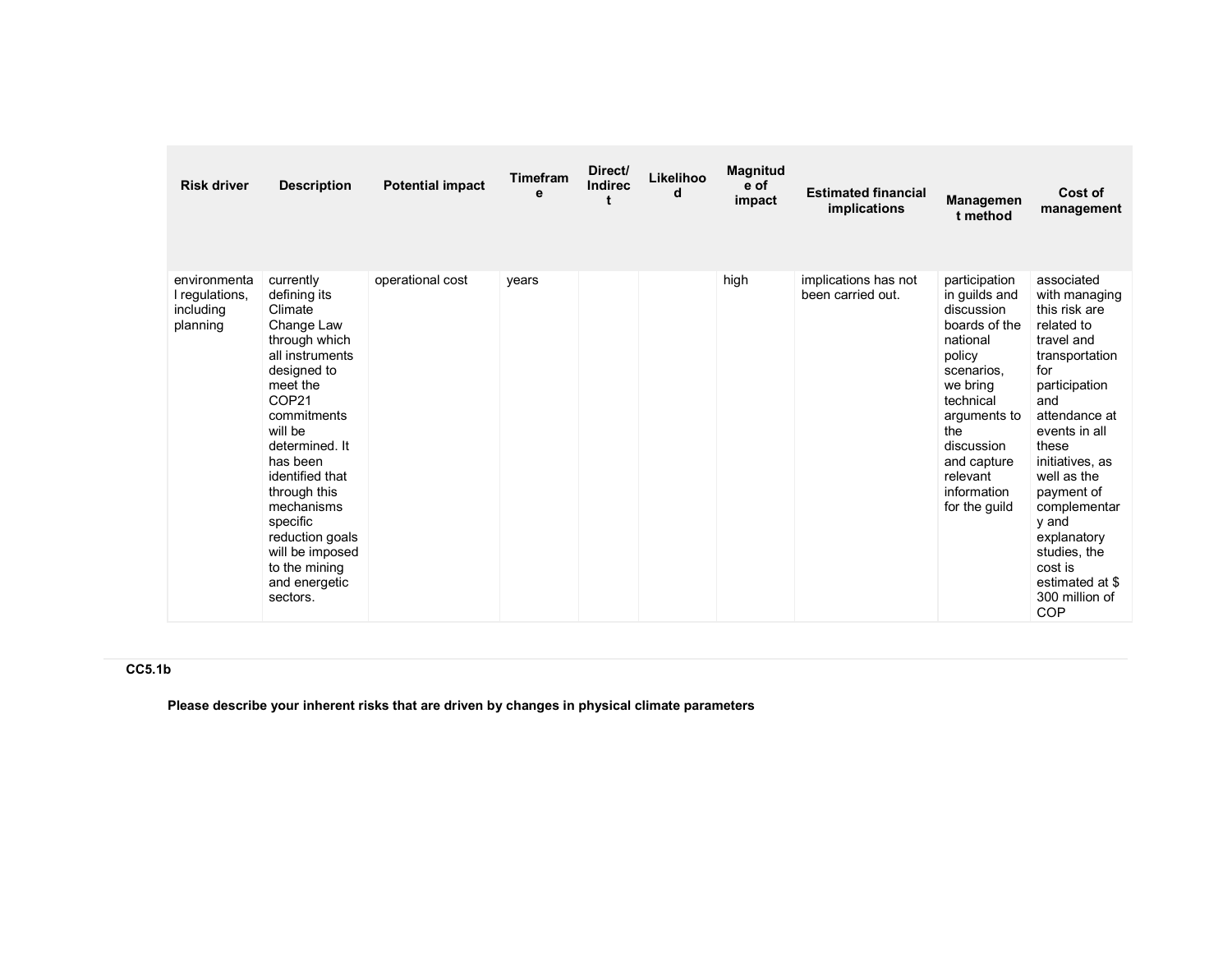| Risk driver | Description | Potential impact | Timeframe | Direct/ Indirect | Likelihood | Magnitude of impact | Estimated financial implications | Management method | Cost of management |
|---|---|---|---|---|---|---|---|---|---|
| environmental regulations, including planning | currently defining its Climate Change Law through which all instruments designed to meet the COP21 commitments will be determined. It has been identified that through this mechanisms specific reduction goals will be imposed to the mining and energetic sectors. | operational cost | years | | | high | implications has not been carried out. | participation in guilds and discussion boards of the national policy scenarios, we bring technical arguments to the discussion and capture relevant information for the guild | associated with managing this risk are related to travel and transportation for participation and attendance at events in all these initiatives, as well as the payment of complementary and explanatory studies, the cost is estimated at $ 300 million of COP |

**CC5.1b**

**Please describe your inherent risks that are driven by changes in physical climate parameters**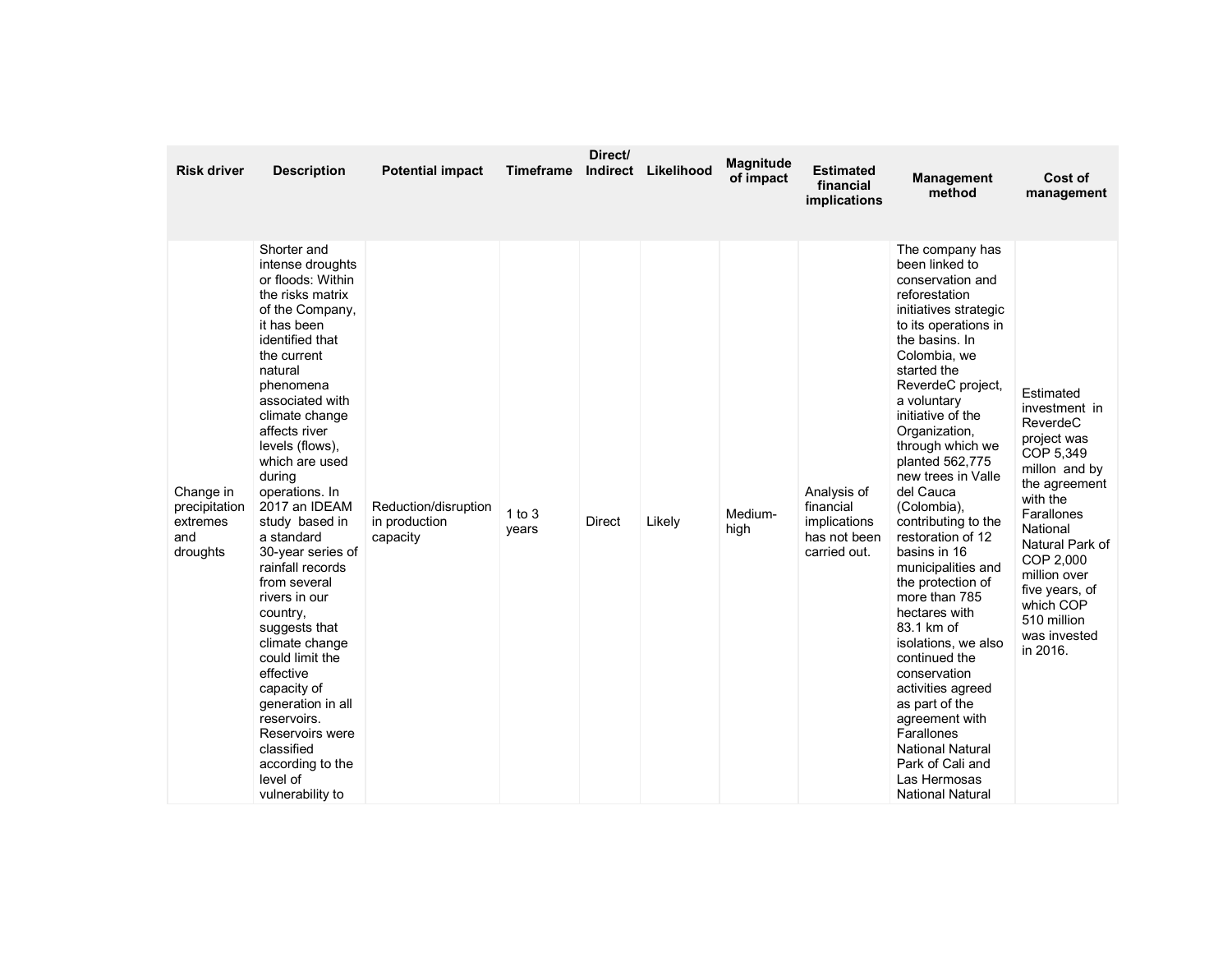| Risk driver | Description | Potential impact | Timeframe | Direct/ Indirect | Likelihood | Magnitude of impact | Estimated financial implications | Management method | Cost of management |
|---|---|---|---|---|---|---|---|---|---|
| Change in precipitation extremes and droughts | Shorter and intense droughts or floods: Within the risks matrix of the Company, it has been identified that the current natural phenomena associated with climate change affects river levels (flows), which are used during operations. In 2017 an IDEAM study based in a standard 30-year series of rainfall records from several rivers in our country, suggests that climate change could limit the effective capacity of generation in all reservoirs. Reservoirs were classified according to the level of vulnerability to | Reduction/disruption in production capacity | 1 to 3 years | Direct | Likely | Medium-high | Analysis of financial implications has not been carried out. | The company has been linked to conservation and reforestation initiatives strategic to its operations in the basins. In Colombia, we started the ReverdeC project, a voluntary initiative of the Organization, through which we planted 562,775 new trees in Valle del Cauca (Colombia), contributing to the restoration of 12 basins in 16 municipalities and the protection of more than 785 hectares with 83.1 km of isolations, we also continued the conservation activities agreed as part of the agreement with Farallones National Natural Park of Cali and Las Hermosas National Natural | Estimated investment in ReverdeC project was COP 5,349 millon and by the agreement with the Farallones National Natural Park of COP 2,000 million over five years, of which COP 510 million was invested in 2016. |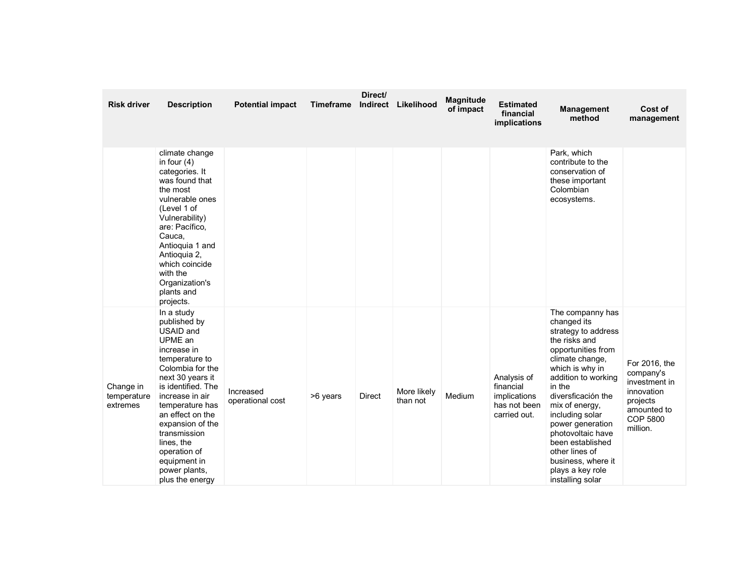| Risk driver | Description | Potential impact | Timeframe | Direct/ Indirect | Likelihood | Magnitude of impact | Estimated financial implications | Management method | Cost of management |
|---|---|---|---|---|---|---|---|---|---|
| | climate change in four (4) categories. It was found that the most vulnerable ones (Level 1 of Vulnerability) are: Pacífico, Cauca, Antioquia 1 and Antioquia 2, which coincide with the Organization's plants and projects. | | | | | | | Park, which contribute to the conservation of these important Colombian ecosystems. | |
| Change in temperature extremes | In a study published by USAID and UPME an increase in temperature to Colombia for the next 30 years it is identified. The increase in air temperature has an effect on the expansion of the transmission lines, the operation of equipment in power plants, plus the energy | Increased operational cost | >6 years | Direct | More likely than not | Medium | Analysis of financial implications has not been carried out. | The companny has changed its strategy to address the risks and opportunities from climate change, which is why in addition to working in the diversficación the mix of energy, including solar power generation photovoltaic have been established other lines of business, where it plays a key role installing solar | For 2016, the company's investment in innovation projects amounted to COP 5800 million. |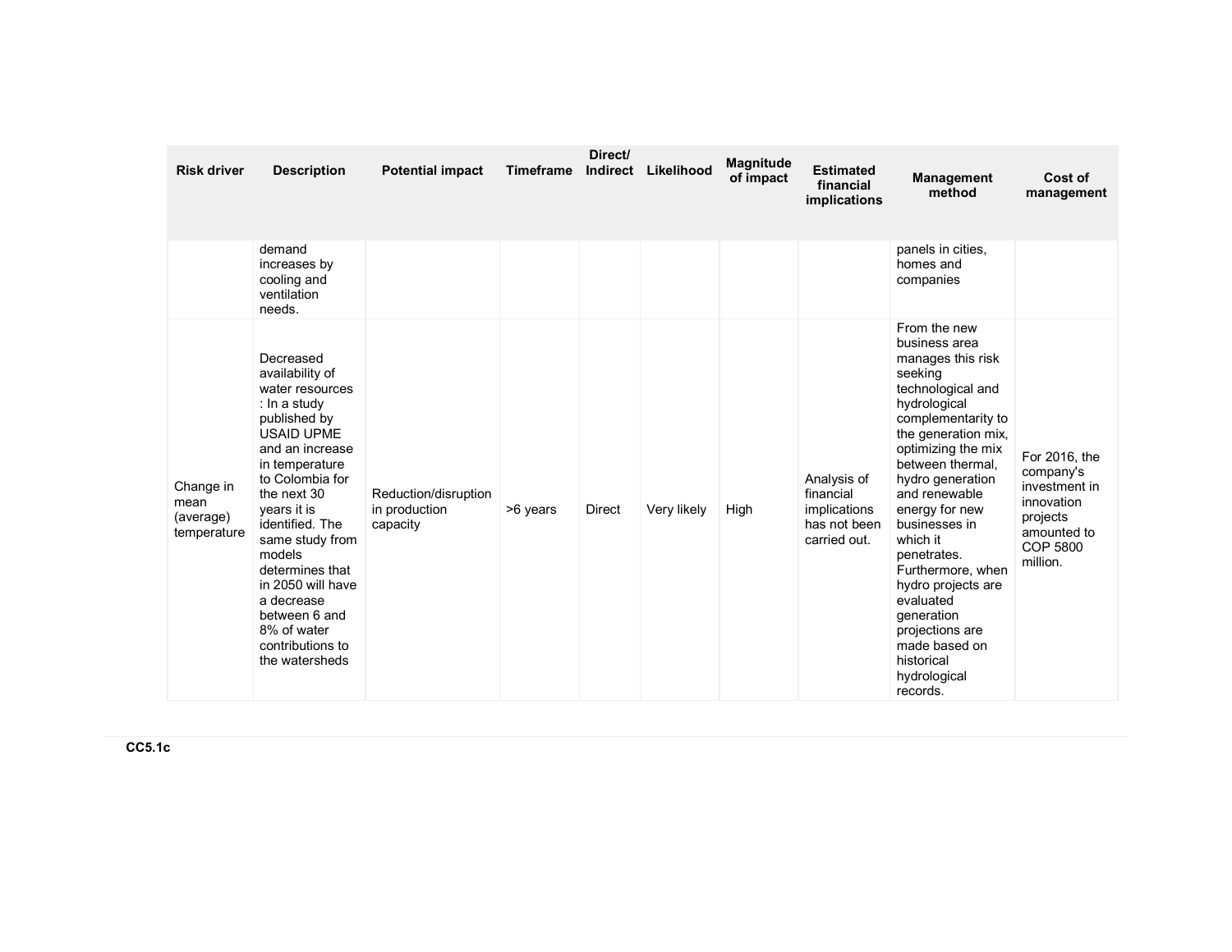| Risk driver | Description | Potential impact | Timeframe | Direct/ Indirect | Likelihood | Magnitude of impact | Estimated financial implications | Management method | Cost of management |
|---|---|---|---|---|---|---|---|---|---|
| | demand increases by cooling and ventilation needs. | | | | | | | panels in cities, homes and companies | |
| Change in mean (average) temperature | Decreased availability of water resources : In a study published by USAID UPME and an increase in temperature to Colombia for the next 30 years it is identified. The same study from models determines that in 2050 will have a decrease between 6 and 8% of water contributions to the watersheds | Reduction/disruption in production capacity | >6 years | Direct | Very likely | High | Analysis of financial implications has not been carried out. | From the new business area manages this risk seeking technological and hydrological complementarity to the generation mix, optimizing the mix between thermal, hydro generation and renewable energy for new businesses in which it penetrates. Furthermore, when hydro projects are evaluated generation projections are made based on historical hydrological records. | For 2016, the company's investment in innovation projects amounted to COP 5800 million. |

**CC5.1c**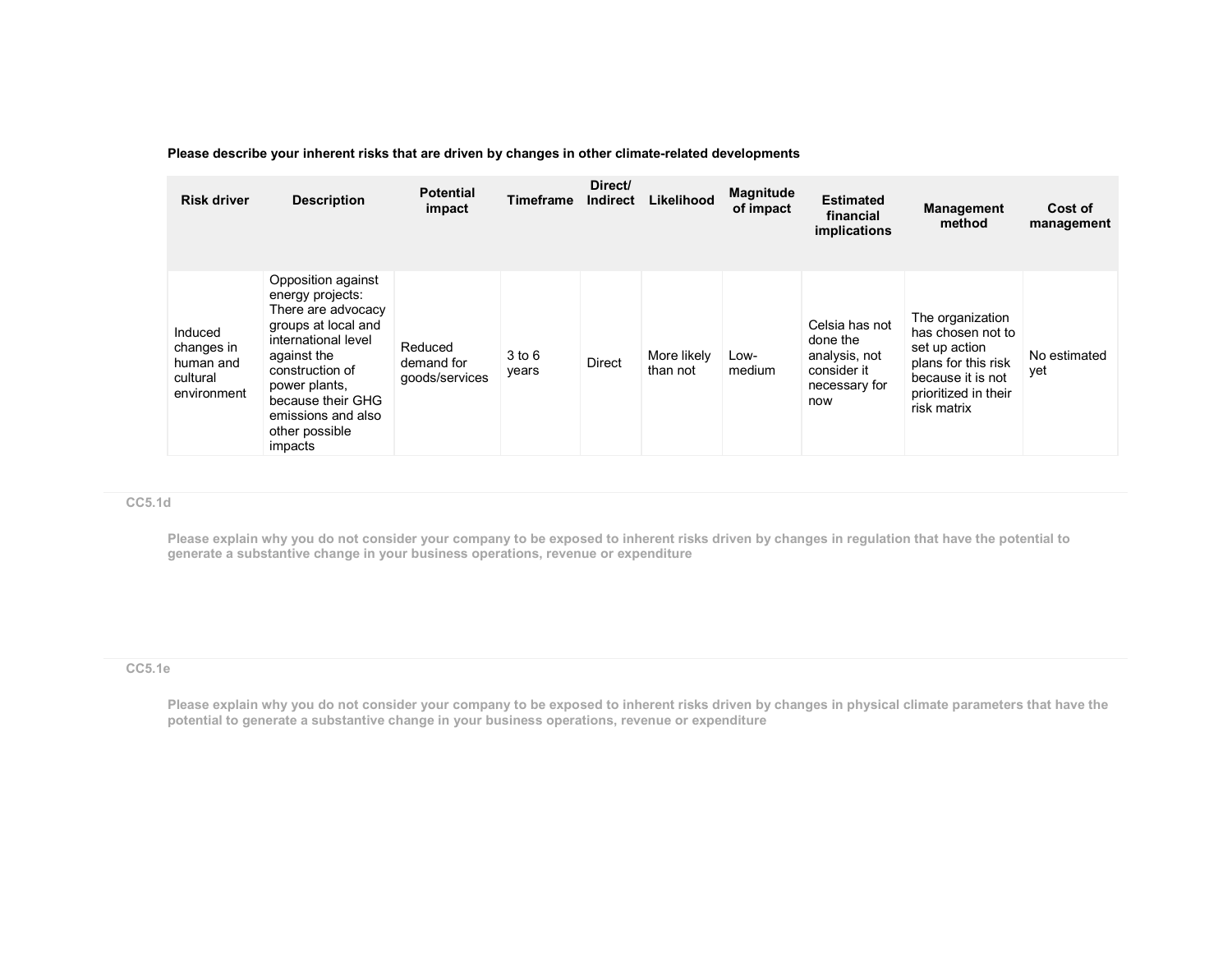**Please describe your inherent risks that are driven by changes in other climate-related developments**

| Risk driver | Description | Potential impact | Timeframe | Direct/ Indirect | Likelihood | Magnitude of impact | Estimated financial implications | Management method | Cost of management |
|---|---|---|---|---|---|---|---|---|---|
| Induced changes in human and cultural environment | Opposition against energy projects: There are advocacy groups at local and international level against the construction of power plants, because their GHG emissions and also other possible impacts | Reduced demand for goods/services | 3 to 6 years | Direct | More likely than not | Low-medium | Celsia has not done the analysis, not consider it necessary for now | The organization has chosen not to set up action plans for this risk because it is not prioritized in their risk matrix | No estimated yet |

CC5.1d

**Please explain why you do not consider your company to be exposed to inherent risks driven by changes in regulation that have the potential to generate a substantive change in your business operations, revenue or expenditure**

CC5.1e

**Please explain why you do not consider your company to be exposed to inherent risks driven by changes in physical climate parameters that have the potential to generate a substantive change in your business operations, revenue or expenditure**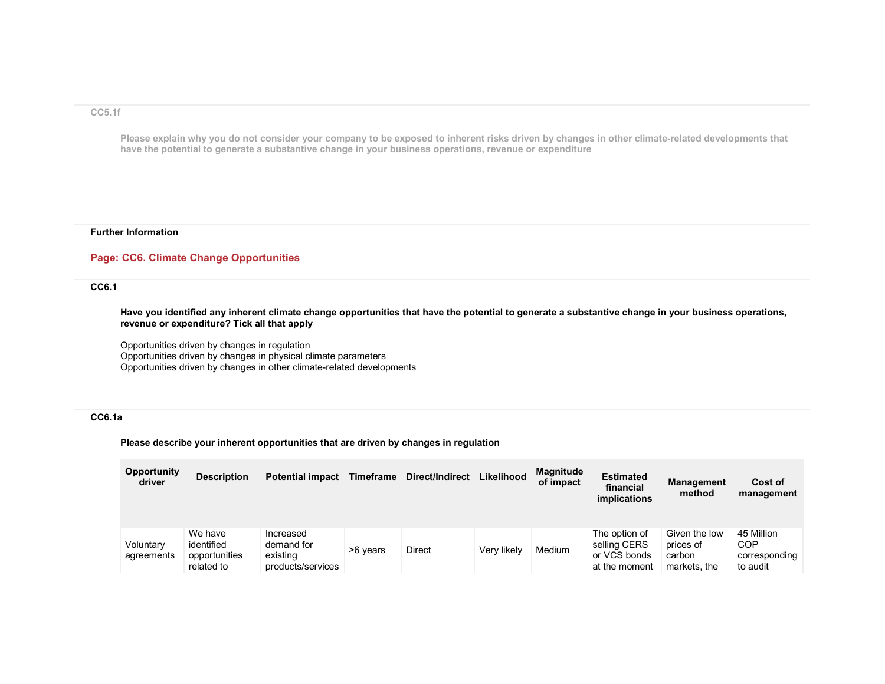CC5.1f

Please explain why you do not consider your company to be exposed to inherent risks driven by changes in other climate-related developments that have the potential to generate a substantive change in your business operations, revenue or expenditure

**Further Information**

## Page: CC6. Climate Change Opportunities

**CC6.1**

**Have you identified any inherent climate change opportunities that have the potential to generate a substantive change in your business operations, revenue or expenditure? Tick all that apply**

Opportunities driven by changes in regulation
Opportunities driven by changes in physical climate parameters
Opportunities driven by changes in other climate-related developments

**CC6.1a**

**Please describe your inherent opportunities that are driven by changes in regulation**

| Opportunity driver | Description | Potential impact | Timeframe | Direct/Indirect | Likelihood | Magnitude of impact | Estimated financial implications | Management method | Cost of management |
|---|---|---|---|---|---|---|---|---|---|
| Voluntary agreements | We have identified opportunities related to | Increased demand for existing products/services | >6 years | Direct | Very likely | Medium | The option of selling CERS or VCS bonds at the moment | Given the low prices of carbon markets, the | 45 Million COP corresponding to audit |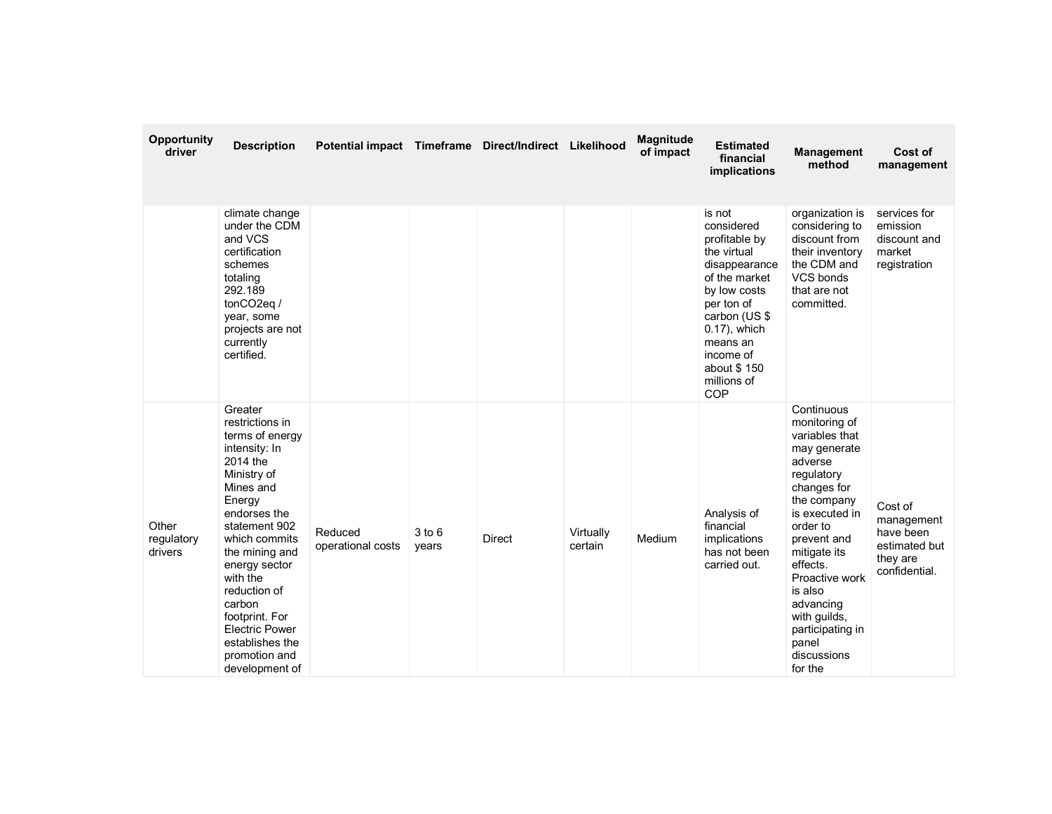| Opportunity driver | Description | Potential impact | Timeframe | Direct/Indirect | Likelihood | Magnitude of impact | Estimated financial implications | Management method | Cost of management |
|---|---|---|---|---|---|---|---|---|---|
| | climate change under the CDM and VCS certification schemes totaling 292.189 tonCO2eq / year, some projects are not currently certified. | | | | | | is not considered profitable by the virtual disappearance of the market by low costs per ton of carbon (US $ 0.17), which means an income of about $ 150 millions of COP | organization is considering to discount from their inventory the CDM and VCS bonds that are not committed. | services for emission discount and market registration |
| Other regulatory drivers | Greater restrictions in terms of energy intensity: In 2014 the Ministry of Mines and Energy endorses the statement 902 which commits the mining and energy sector with the reduction of carbon footprint. For Electric Power establishes the promotion and development of | Reduced operational costs | 3 to 6 years | Direct | Virtually certain | Medium | Analysis of financial implications has not been carried out. | Continuous monitoring of variables that may generate adverse regulatory changes for the company is executed in order to prevent and mitigate its effects. Proactive work is also advancing with guilds, participating in panel discussions for the | Cost of management have been estimated but they are confidential. |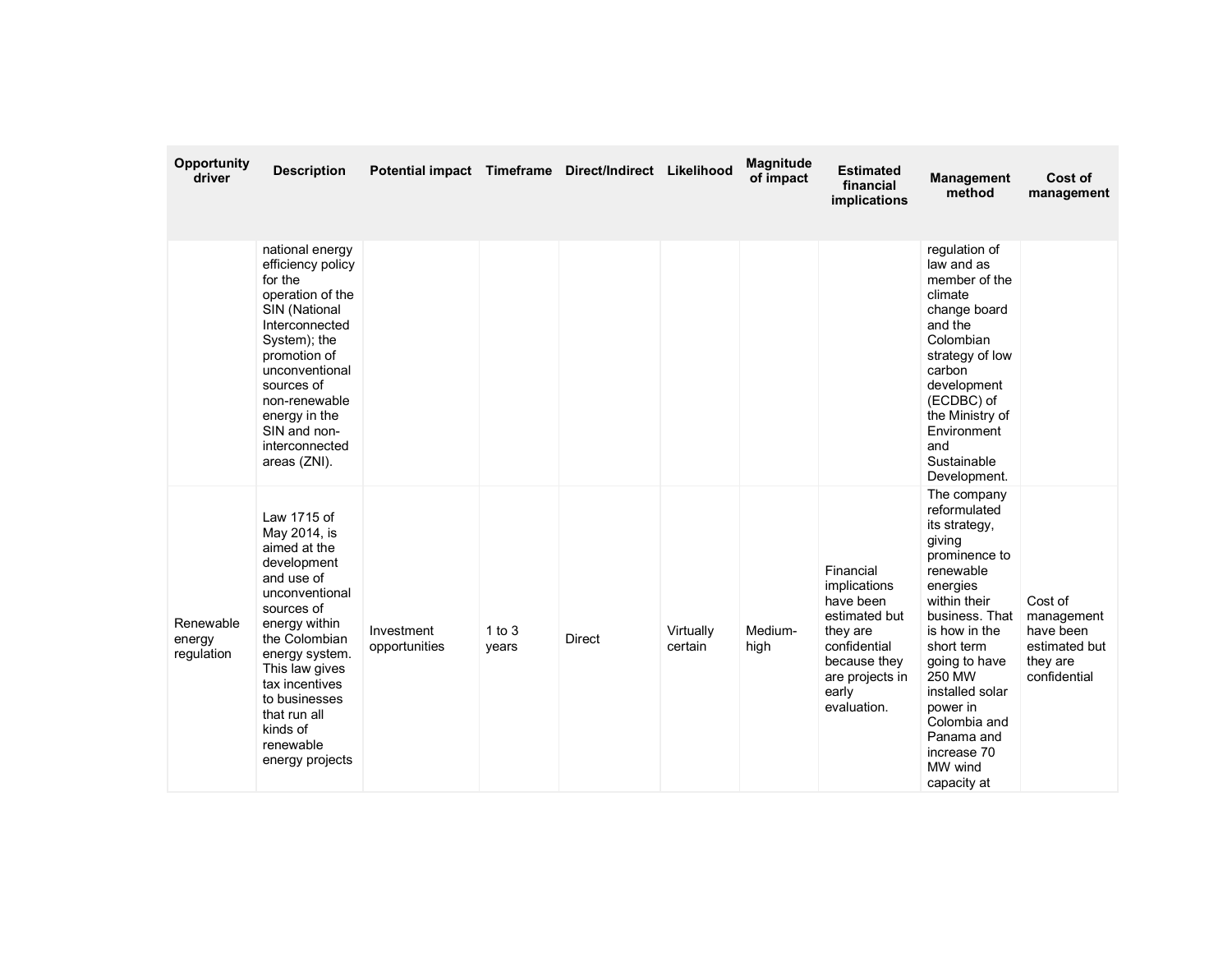| Opportunity driver | Description | Potential impact | Timeframe | Direct/Indirect | Likelihood | Magnitude of impact | Estimated financial implications | Management method | Cost of management |
|---|---|---|---|---|---|---|---|---|---|
| | national energy efficiency policy for the operation of the SIN (National Interconnected System); the promotion of unconventional sources of non-renewable energy in the SIN and non-interconnected areas (ZNI). | | | | | | | regulation of law and as member of the climate change board and the Colombian strategy of low carbon development (ECDBC) of the Ministry of Environment and Sustainable Development. | |
| Renewable energy regulation | Law 1715 of May 2014, is aimed at the development and use of unconventional sources of energy within the Colombian energy system. This law gives tax incentives to businesses that run all kinds of renewable energy projects | Investment opportunities | 1 to 3 years | Direct | Virtually certain | Medium-high | Financial implications have been estimated but they are confidential because they are projects in early evaluation. | The company reformulated its strategy, giving prominence to renewable energies within their business. That is how in the short term going to have 250 MW installed solar power in Colombia and Panama and increase 70 MW wind capacity at | Cost of management have been estimated but they are confidential |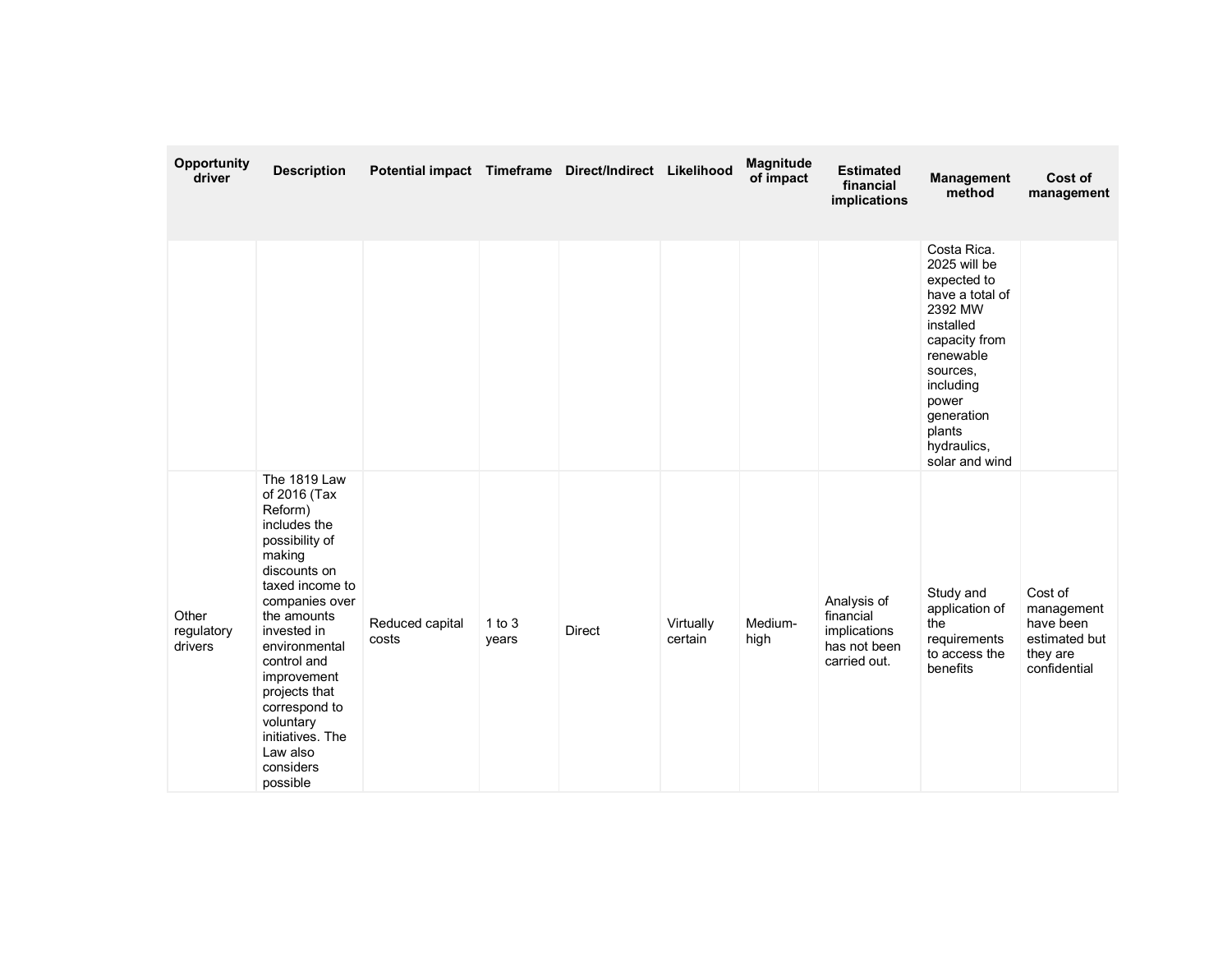| Opportunity driver | Description | Potential impact | Timeframe | Direct/Indirect | Likelihood | Magnitude of impact | Estimated financial implications | Management method | Cost of management |
|---|---|---|---|---|---|---|---|---|---|
| | | | | | | | | Costa Rica. 2025 will be expected to have a total of 2392 MW installed capacity from renewable sources, including power generation plants hydraulics, solar and wind | |
| Other regulatory drivers | The 1819 Law of 2016 (Tax Reform) includes the possibility of making discounts on taxed income to companies over the amounts invested in environmental control and improvement projects that correspond to voluntary initiatives. The Law also considers possible | Reduced capital costs | 1 to 3 years | Direct | Virtually certain | Medium-high | Analysis of financial implications has not been carried out. | Study and application of the requirements to access the benefits | Cost of management have been estimated but they are confidential |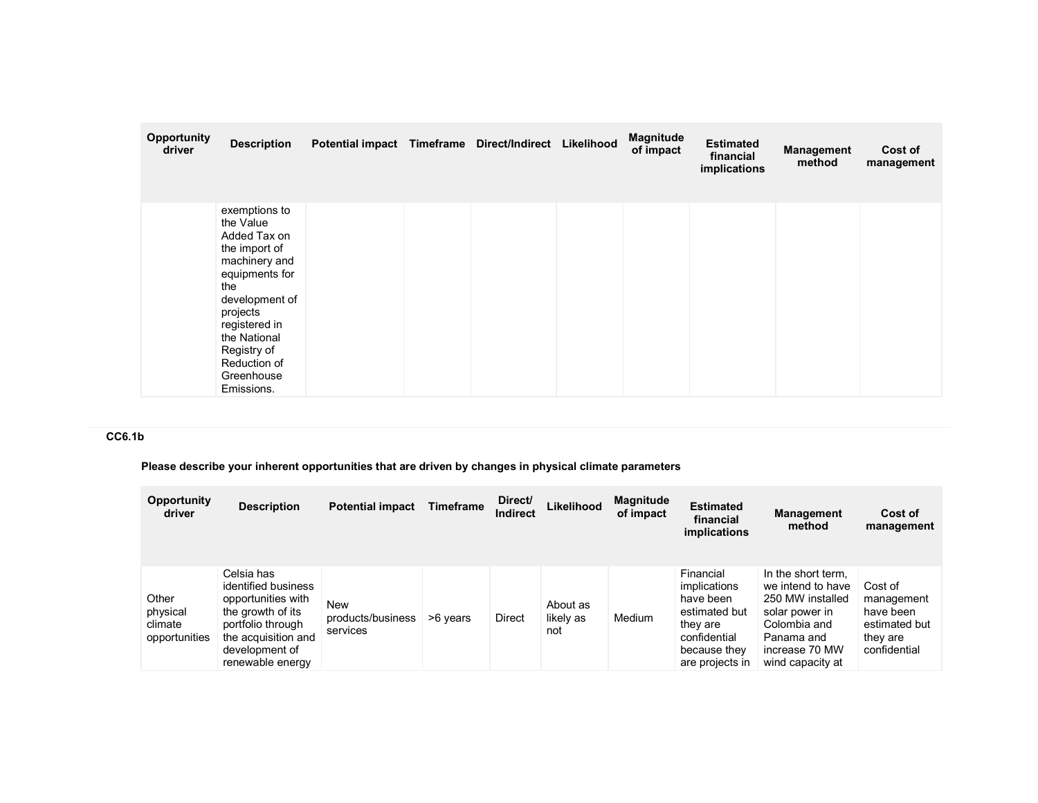| Opportunity driver | Description | Potential impact | Timeframe | Direct/Indirect | Likelihood | Magnitude of impact | Estimated financial implications | Management method | Cost of management |
|---|---|---|---|---|---|---|---|---|---|
| | exemptions to the Value Added Tax on the import of machinery and equipments for the development of projects registered in the National Registry of Reduction of Greenhouse Emissions. | | | | | | | | |

**CC6.1b**

**Please describe your inherent opportunities that are driven by changes in physical climate parameters**

| Opportunity driver | Description | Potential impact | Timeframe | Direct/ Indirect | Likelihood | Magnitude of impact | Estimated financial implications | Management method | Cost of management |
|---|---|---|---|---|---|---|---|---|---|
| Other physical climate opportunities | Celsia has identified business opportunities with the growth of its portfolio through the acquisition and development of renewable energy | New products/business services | >6 years | Direct | About as likely as not | Medium | Financial implications have been estimated but they are confidential because they are projects in | In the short term, we intend to have 250 MW installed solar power in Colombia and Panama and increase 70 MW wind capacity at | Cost of management have been estimated but they are confidential |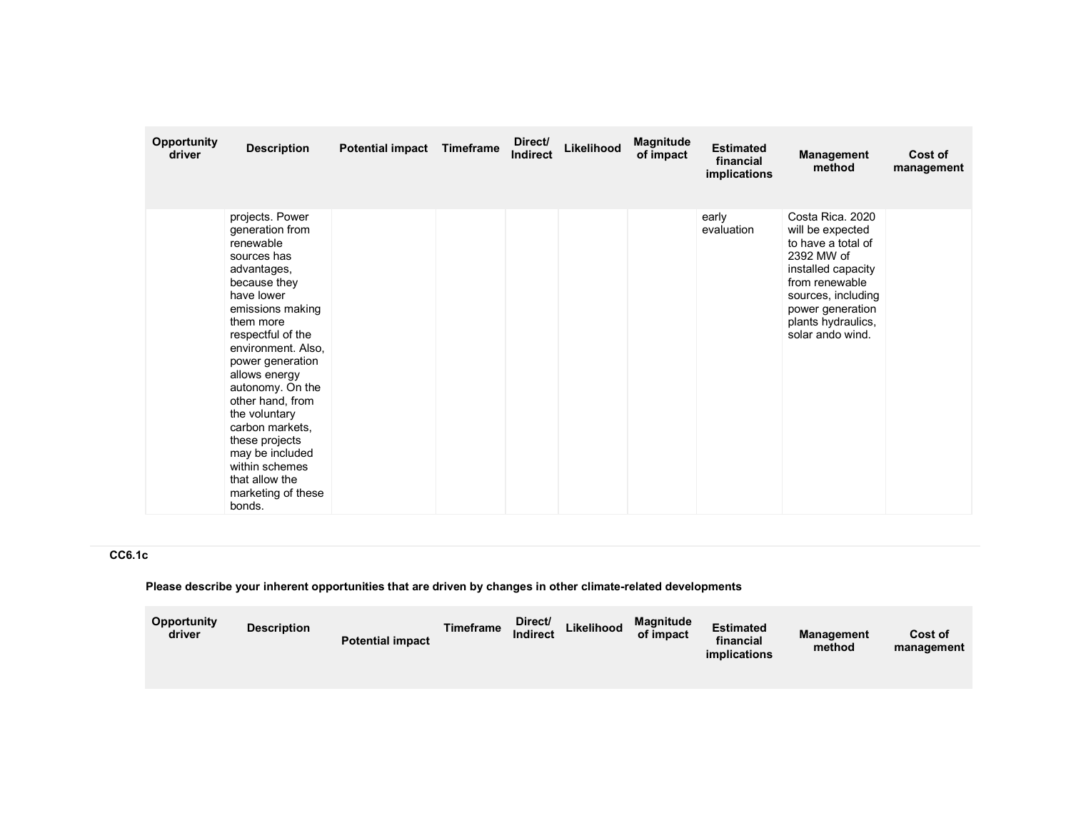| Opportunity driver | Description | Potential impact | Timeframe | Direct/ Indirect | Likelihood | Magnitude of impact | Estimated financial implications | Management method | Cost of management |
|---|---|---|---|---|---|---|---|---|---|
| | projects. Power generation from renewable sources has advantages, because they have lower emissions making them more respectful of the environment. Also, power generation allows energy autonomy. On the other hand, from the voluntary carbon markets, these projects may be included within schemes that allow the marketing of these bonds. | | | | | | early evaluation | Costa Rica. 2020 will be expected to have a total of 2392 MW of installed capacity from renewable sources, including power generation plants hydraulics, solar ando wind. | |

**CC6.1c**

**Please describe your inherent opportunities that are driven by changes in other climate-related developments**

| Opportunity driver | Description | Potential impact | Timeframe | Direct/ Indirect | Likelihood | Magnitude of impact | Estimated financial implications | Management method | Cost of management |
|---|---|---|---|---|---|---|---|---|---|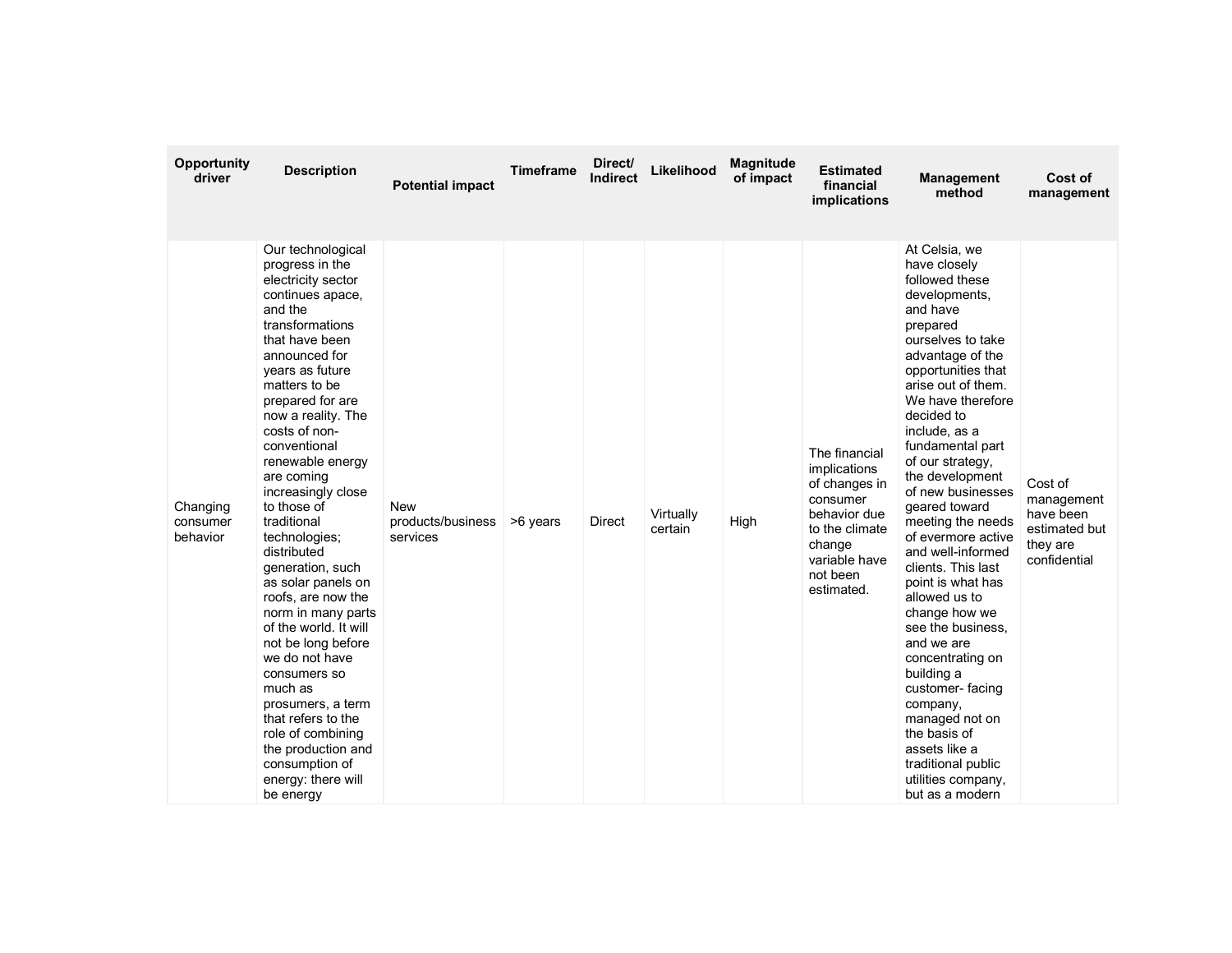| Opportunity driver | Description | Potential impact | Timeframe | Direct/ Indirect | Likelihood | Magnitude of impact | Estimated financial implications | Management method | Cost of management |
|---|---|---|---|---|---|---|---|---|---|
| Changing consumer behavior | Our technological progress in the electricity sector continues apace, and the transformations that have been announced for years as future matters to be prepared for are now a reality. The costs of non-conventional renewable energy are coming increasingly close to those of traditional technologies; distributed generation, such as solar panels on roofs, are now the norm in many parts of the world. It will not be long before we do not have consumers so much as prosumers, a term that refers to the role of combining the production and consumption of energy: there will be energy | New products/business services | >6 years | Direct | Virtually certain | High | The financial implications of changes in consumer behavior due to the climate change variable have not been estimated. | At Celsia, we have closely followed these developments, and have prepared ourselves to take advantage of the opportunities that arise out of them. We have therefore decided to include, as a fundamental part of our strategy, the development of new businesses geared toward meeting the needs of evermore active and well-informed clients. This last point is what has allowed us to change how we see the business, and we are concentrating on building a customer- facing company, managed not on the basis of assets like a traditional public utilities company, but as a modern | Cost of management have been estimated but they are confidential |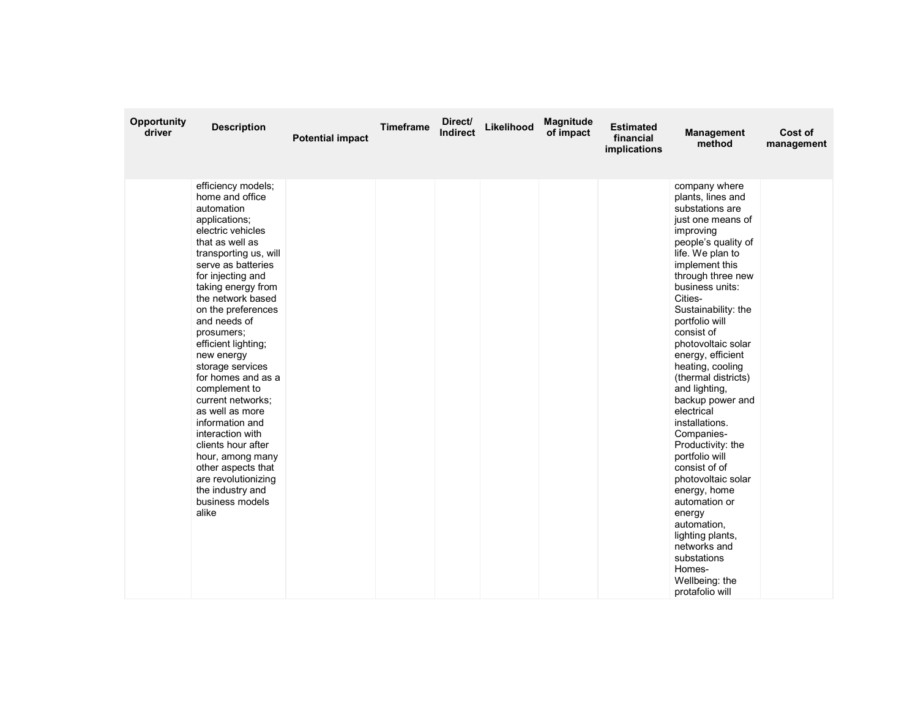| Opportunity driver | Description | Potential impact | Timeframe | Direct/ Indirect | Likelihood | Magnitude of impact | Estimated financial implications | Management method | Cost of management |
|---|---|---|---|---|---|---|---|---|---|
| | efficiency models; home and office automation applications; electric vehicles that as well as transporting us, will serve as batteries for injecting and taking energy from the network based on the preferences and needs of prosumers; efficient lighting; new energy storage services for homes and as a complement to current networks; as well as more information and interaction with clients hour after hour, among many other aspects that are revolutionizing the industry and business models alike | | | | | | | company where plants, lines and substations are just one means of improving people's quality of life. We plan to implement this through three new business units: Cities-Sustainability: the portfolio will consist of photovoltaic solar energy, efficient heating, cooling (thermal districts) and lighting, backup power and electrical installations. Companies-Productivity: the portfolio will consist of of photovoltaic solar energy, home automation or energy automation, lighting plants, networks and substations Homes-Wellbeing: the protafolio will | |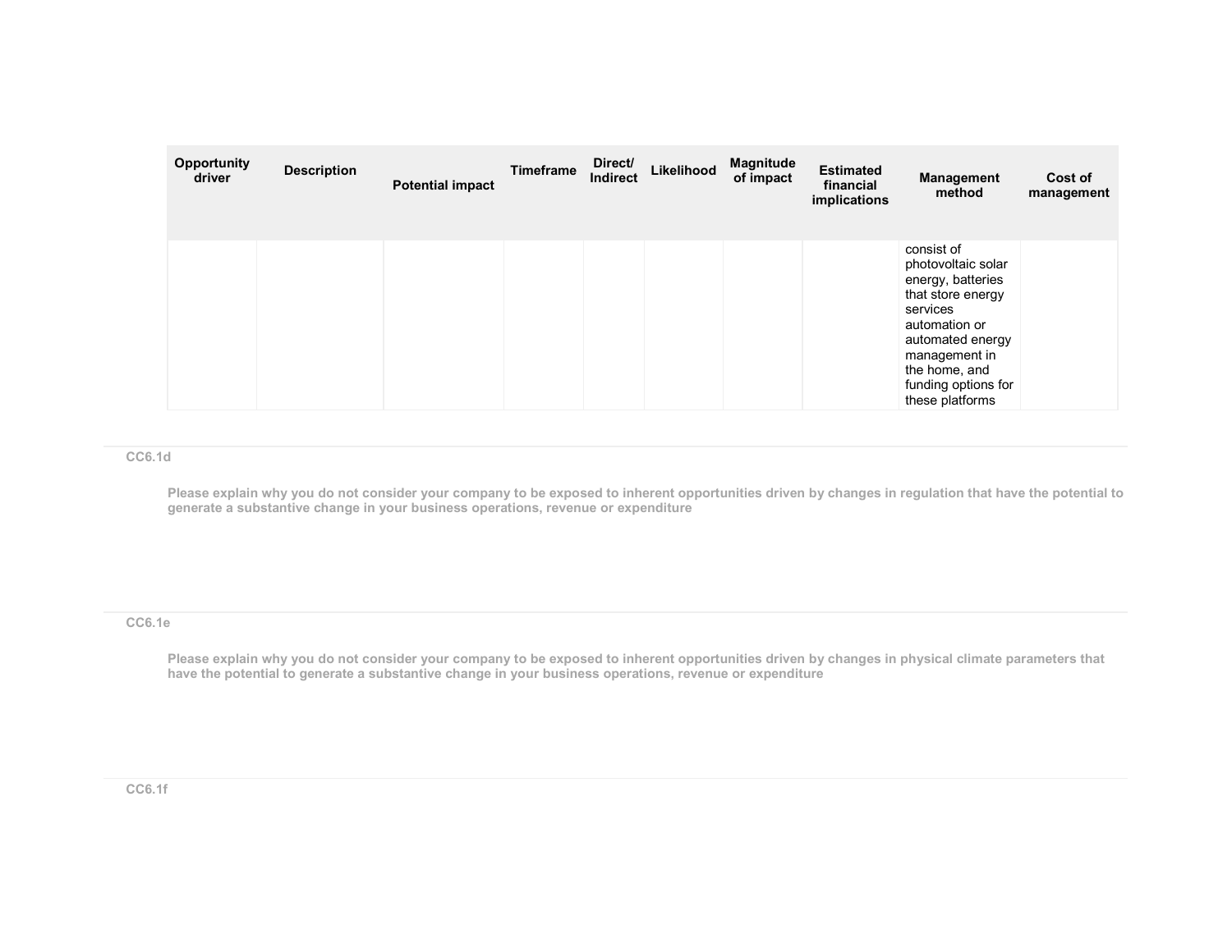| Opportunity driver | Description | Potential impact | Timeframe | Direct/ Indirect | Likelihood | Magnitude of impact | Estimated financial implications | Management method | Cost of management |
|---|---|---|---|---|---|---|---|---|---|
| | | | | | | | | consist of photovoltaic solar energy, batteries that store energy services automation or automated energy management in the home, and funding options for these platforms | |

CC6.1d

Please explain why you do not consider your company to be exposed to inherent opportunities driven by changes in regulation that have the potential to generate a substantive change in your business operations, revenue or expenditure

CC6.1e

Please explain why you do not consider your company to be exposed to inherent opportunities driven by changes in physical climate parameters that have the potential to generate a substantive change in your business operations, revenue or expenditure

CC6.1f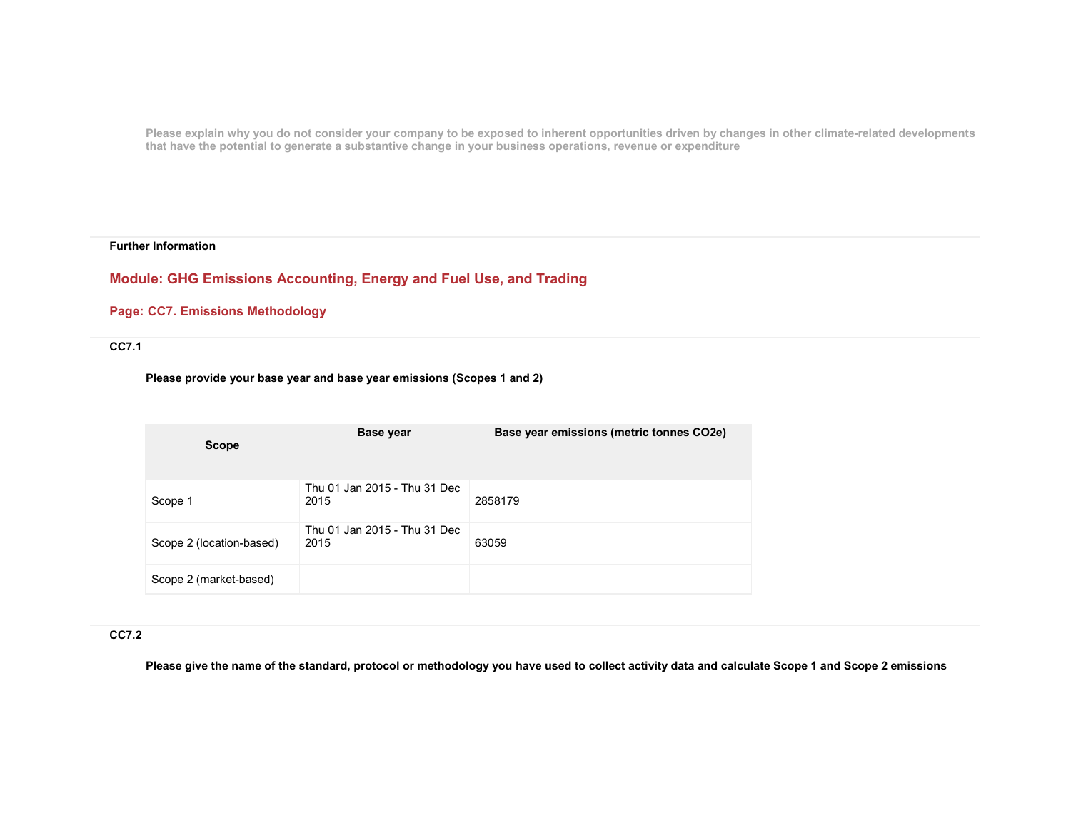Please explain why you do not consider your company to be exposed to inherent opportunities driven by changes in other climate-related developments that have the potential to generate a substantive change in your business operations, revenue or expenditure

**Further Information**

## Module: GHG Emissions Accounting, Energy and Fuel Use, and Trading

### Page: CC7. Emissions Methodology

**CC7.1**

**Please provide your base year and base year emissions (Scopes 1 and 2)**

| Scope | Base year | Base year emissions (metric tonnes CO2e) |
|---|---|---|
| Scope 1 | Thu 01 Jan 2015 - Thu 31 Dec 2015 | 2858179 |
| Scope 2 (location-based) | Thu 01 Jan 2015 - Thu 31 Dec 2015 | 63059 |
| Scope 2 (market-based) | | |

**CC7.2**

**Please give the name of the standard, protocol or methodology you have used to collect activity data and calculate Scope 1 and Scope 2 emissions**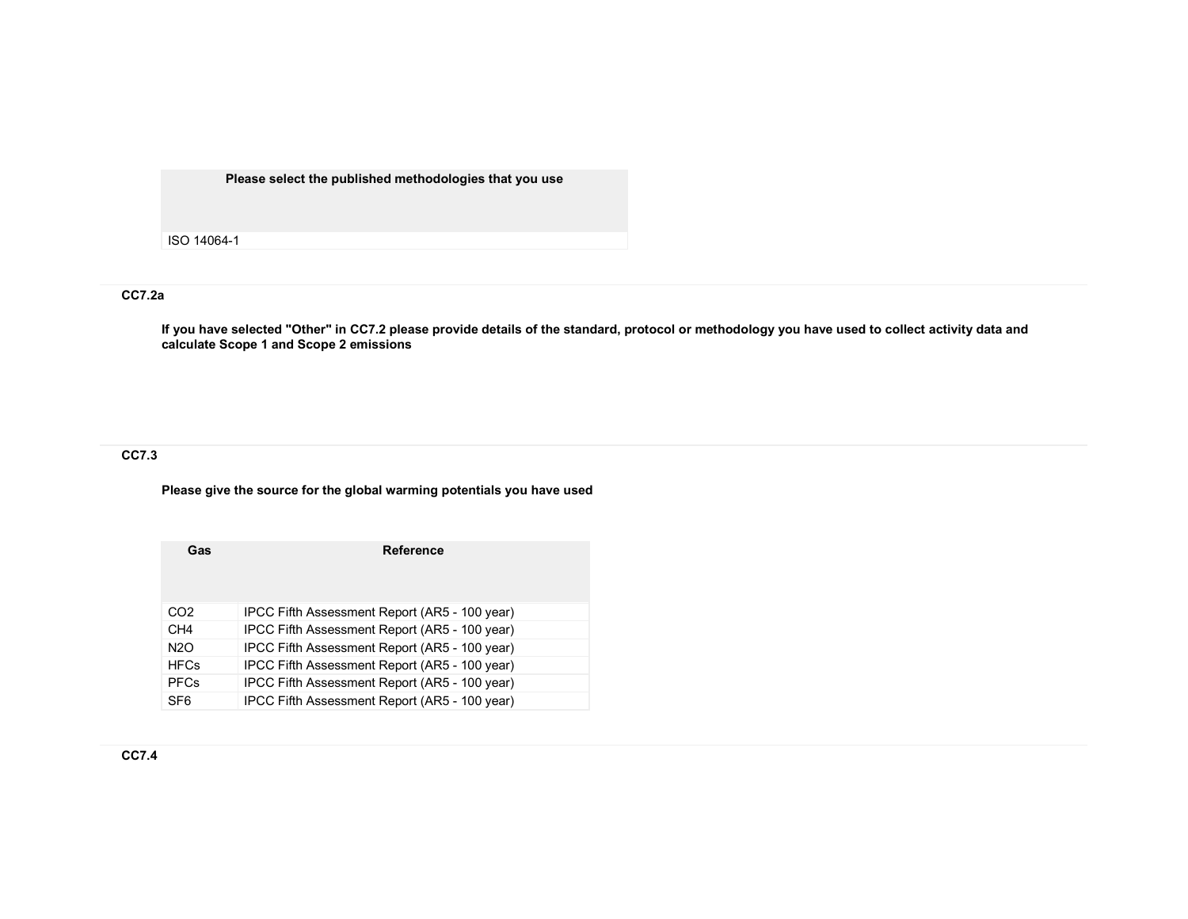| Please select the published methodologies that you use |
|---|
| ISO 14064-1 |

### CC7.2a

**If you have selected "Other" in CC7.2 please provide details of the standard, protocol or methodology you have used to collect activity data and calculate Scope 1 and Scope 2 emissions**

### CC7.3

**Please give the source for the global warming potentials you have used**

| Gas | Reference |
|---|---|
| $CO_2$ | IPCC Fifth Assessment Report (AR5 - 100 year) |
| $CH_4$ | IPCC Fifth Assessment Report (AR5 - 100 year) |
| $N_2O$ | IPCC Fifth Assessment Report (AR5 - 100 year) |
| HFCs | IPCC Fifth Assessment Report (AR5 - 100 year) |
| PFCs | IPCC Fifth Assessment Report (AR5 - 100 year) |
| $SF_6$ | IPCC Fifth Assessment Report (AR5 - 100 year) |

### CC7.4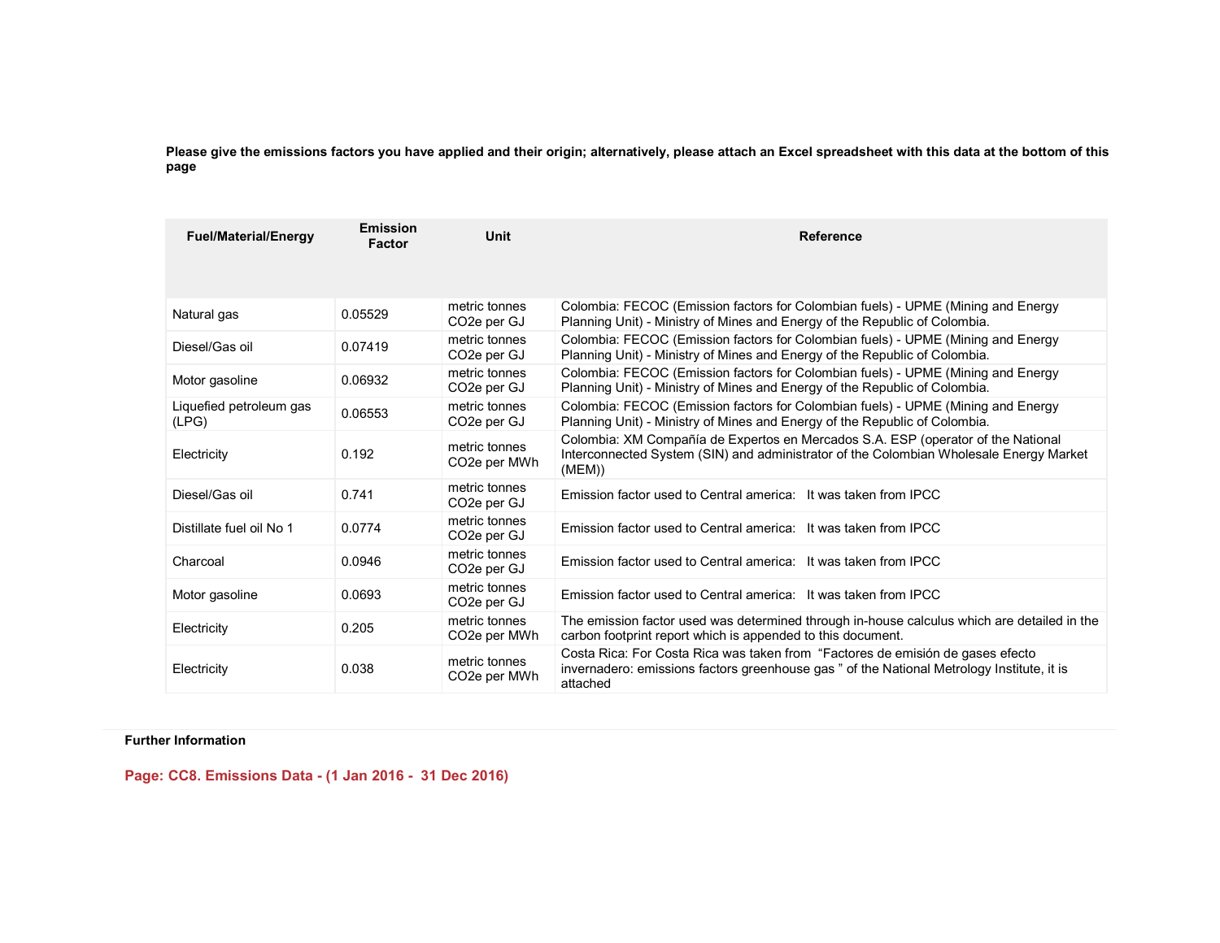**Please give the emissions factors you have applied and their origin; alternatively, please attach an Excel spreadsheet with this data at the bottom of this page**

| Fuel/Material/Energy | Emission Factor | Unit | Reference |
|---|---|---|---|
| Natural gas | 0.05529 | metric tonnes CO2e per GJ | Colombia: FECOC (Emission factors for Colombian fuels) - UPME (Mining and Energy Planning Unit) - Ministry of Mines and Energy of the Republic of Colombia. |
| Diesel/Gas oil | 0.07419 | metric tonnes CO2e per GJ | Colombia: FECOC (Emission factors for Colombian fuels) - UPME (Mining and Energy Planning Unit) - Ministry of Mines and Energy of the Republic of Colombia. |
| Motor gasoline | 0.06932 | metric tonnes CO2e per GJ | Colombia: FECOC (Emission factors for Colombian fuels) - UPME (Mining and Energy Planning Unit) - Ministry of Mines and Energy of the Republic of Colombia. |
| Liquefied petroleum gas (LPG) | 0.06553 | metric tonnes CO2e per GJ | Colombia: FECOC (Emission factors for Colombian fuels) - UPME (Mining and Energy Planning Unit) - Ministry of Mines and Energy of the Republic of Colombia. |
| Electricity | 0.192 | metric tonnes CO2e per MWh | Colombia: XM Compañía de Expertos en Mercados S.A. ESP (operator of the National Interconnected System (SIN) and administrator of the Colombian Wholesale Energy Market (MEM)) |
| Diesel/Gas oil | 0.741 | metric tonnes CO2e per GJ | Emission factor used to Central america: It was taken from IPCC |
| Distillate fuel oil No 1 | 0.0774 | metric tonnes CO2e per GJ | Emission factor used to Central america: It was taken from IPCC |
| Charcoal | 0.0946 | metric tonnes CO2e per GJ | Emission factor used to Central america: It was taken from IPCC |
| Motor gasoline | 0.0693 | metric tonnes CO2e per GJ | Emission factor used to Central america: It was taken from IPCC |
| Electricity | 0.205 | metric tonnes CO2e per MWh | The emission factor used was determined through in-house calculus which are detailed in the carbon footprint report which is appended to this document. |
| Electricity | 0.038 | metric tonnes CO2e per MWh | Costa Rica: For Costa Rica was taken from "Factores de emisión de gases efecto invernadero: emissions factors greenhouse gas " of the National Metrology Institute, it is attached |

**Further Information**

## Page: CC8. Emissions Data - (1 Jan 2016 - 31 Dec 2016)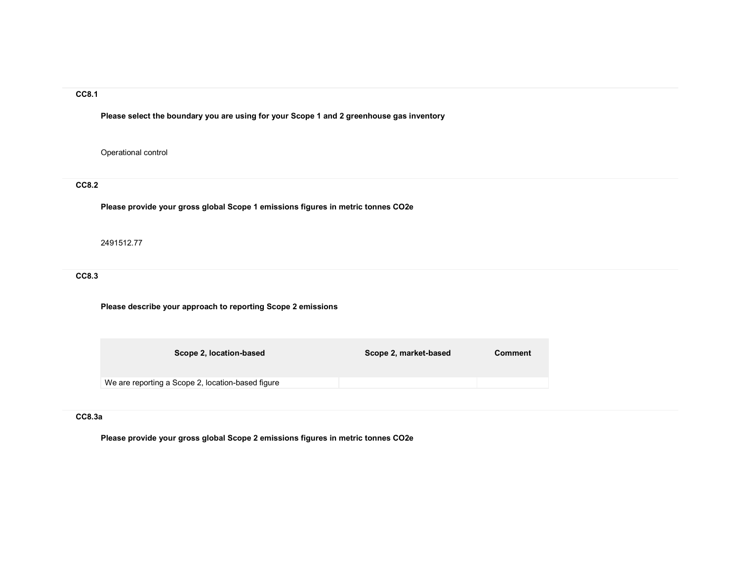**CC8.1**

**Please select the boundary you are using for your Scope 1 and 2 greenhouse gas inventory**

Operational control

**CC8.2**

**Please provide your gross global Scope 1 emissions figures in metric tonnes CO2e**

2491512.77

**CC8.3**

**Please describe your approach to reporting Scope 2 emissions**

| Scope 2, location-based | Scope 2, market-based | Comment |
|---|---|---|
| We are reporting a Scope 2, location-based figure | | |

**CC8.3a**

**Please provide your gross global Scope 2 emissions figures in metric tonnes CO2e**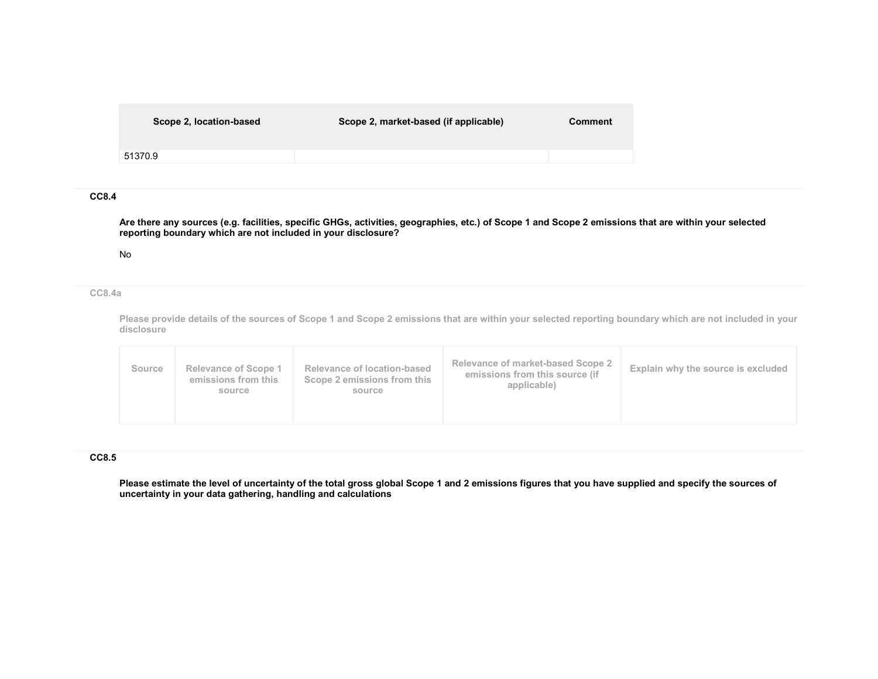| Scope 2, location-based | Scope 2, market-based (if applicable) | Comment |
| --- | --- | --- |
| 51370.9 | | |

**CC8.4**

**Are there any sources (e.g. facilities, specific GHGs, activities, geographies, etc.) of Scope 1 and Scope 2 emissions that are within your selected reporting boundary which are not included in your disclosure?**

No

**CC8.4a**

**Please provide details of the sources of Scope 1 and Scope 2 emissions that are within your selected reporting boundary which are not included in your disclosure**

| Source | Relevance of Scope 1 emissions from this source | Relevance of location-based Scope 2 emissions from this source | Relevance of market-based Scope 2 emissions from this source (if applicable) | Explain why the source is excluded |
| --- | --- | --- | --- | --- |

**CC8.5**

**Please estimate the level of uncertainty of the total gross global Scope 1 and 2 emissions figures that you have supplied and specify the sources of uncertainty in your data gathering, handling and calculations**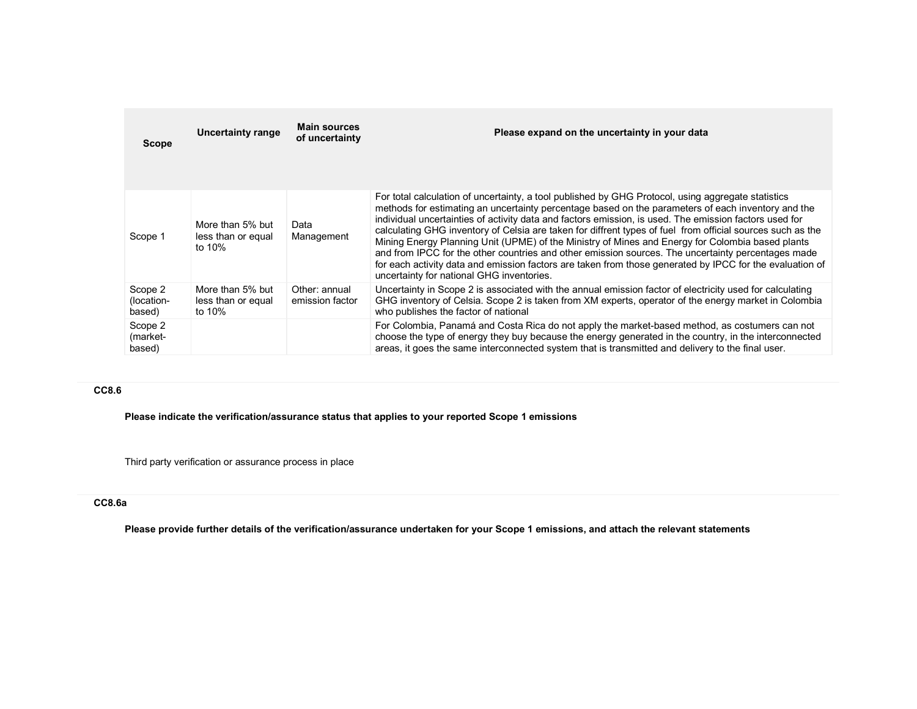| Scope | Uncertainty range | Main sources of uncertainty | Please expand on the uncertainty in your data |
|---|---|---|---|
| Scope 1 | More than 5% but less than or equal to 10% | Data Management | For total calculation of uncertainty, a tool published by GHG Protocol, using aggregate statistics methods for estimating an uncertainty percentage based on the parameters of each inventory and the individual uncertainties of activity data and factors emission, is used. The emission factors used for calculating GHG inventory of Celsia are taken for diffrent types of fuel from official sources such as the Mining Energy Planning Unit (UPME) of the Ministry of Mines and Energy for Colombia based plants and from IPCC for the other countries and other emission sources. The uncertainty percentages made for each activity data and emission factors are taken from those generated by IPCC for the evaluation of uncertainty for national GHG inventories. |
| Scope 2 (location-based) | More than 5% but less than or equal to 10% | Other: annual emission factor | Uncertainty in Scope 2 is associated with the annual emission factor of electricity used for calculating GHG inventory of Celsia. Scope 2 is taken from XM experts, operator of the energy market in Colombia who publishes the factor of national |
| Scope 2 (market-based) | | | For Colombia, Panamá and Costa Rica do not apply the market-based method, as costumers can not choose the type of energy they buy because the energy generated in the country, in the interconnected areas, it goes the same interconnected system that is transmitted and delivery to the final user. |

**CC8.6**

**Please indicate the verification/assurance status that applies to your reported Scope 1 emissions**

Third party verification or assurance process in place

**CC8.6a**

**Please provide further details of the verification/assurance undertaken for your Scope 1 emissions, and attach the relevant statements**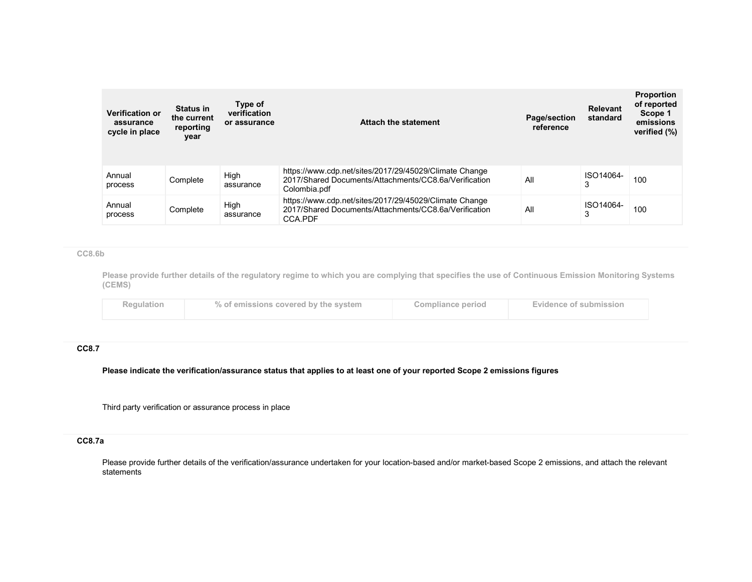| Verification or assurance cycle in place | Status in the current reporting year | Type of verification or assurance | Attach the statement | Page/section reference | Relevant standard | Proportion of reported Scope 1 emissions verified (%) |
|---|---|---|---|---|---|---|
| Annual process | Complete | High assurance | https://www.cdp.net/sites/2017/29/45029/Climate Change 2017/Shared Documents/Attachments/CC8.6a/Verification Colombia.pdf | All | ISO14064-3 | 100 |
| Annual process | Complete | High assurance | https://www.cdp.net/sites/2017/29/45029/Climate Change 2017/Shared Documents/Attachments/CC8.6a/Verification CCA.PDF | All | ISO14064-3 | 100 |

### CC8.6b

Please provide further details of the regulatory regime to which you are complying that specifies the use of Continuous Emission Monitoring Systems (CEMS)

| Regulation | % of emissions covered by the system | Compliance period | Evidence of submission |
|---|---|---|---|

### CC8.7

**Please indicate the verification/assurance status that applies to at least one of your reported Scope 2 emissions figures**

Third party verification or assurance process in place

### CC8.7a

Please provide further details of the verification/assurance undertaken for your location-based and/or market-based Scope 2 emissions, and attach the relevant statements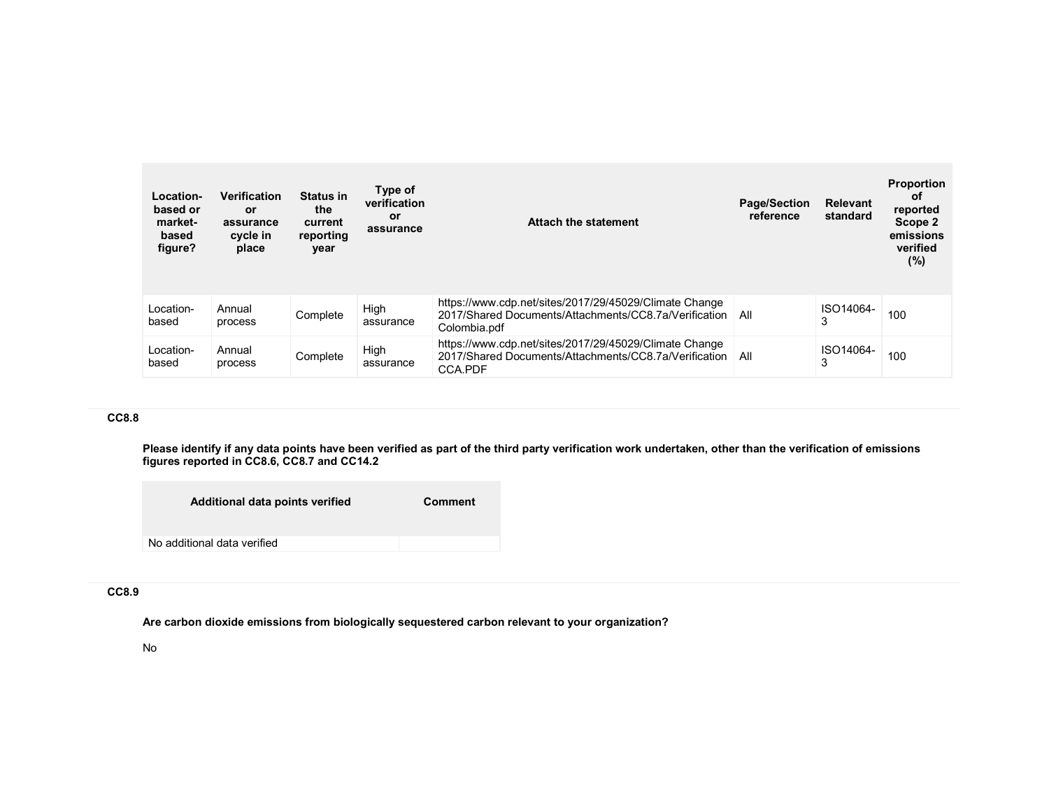| Location-based or market-based figure? | Verification or assurance cycle in place | Status in the current reporting year | Type of verification or assurance | Attach the statement | Page/Section reference | Relevant standard | Proportion of reported Scope 2 emissions verified (%) |
|---|---|---|---|---|---|---|---|
| Location-based | Annual process | Complete | High assurance | https://www.cdp.net/sites/2017/29/45029/Climate Change 2017/Shared Documents/Attachments/CC8.7a/Verification Colombia.pdf | All | ISO14064-3 | 100 |
| Location-based | Annual process | Complete | High assurance | https://www.cdp.net/sites/2017/29/45029/Climate Change 2017/Shared Documents/Attachments/CC8.7a/Verification CCA.PDF | All | ISO14064-3 | 100 |

### CC8.8

**Please identify if any data points have been verified as part of the third party verification work undertaken, other than the verification of emissions figures reported in CC8.6, CC8.7 and CC14.2**

| Additional data points verified | Comment |
|---|---|
| No additional data verified | |

### CC8.9

**Are carbon dioxide emissions from biologically sequestered carbon relevant to your organization?**

No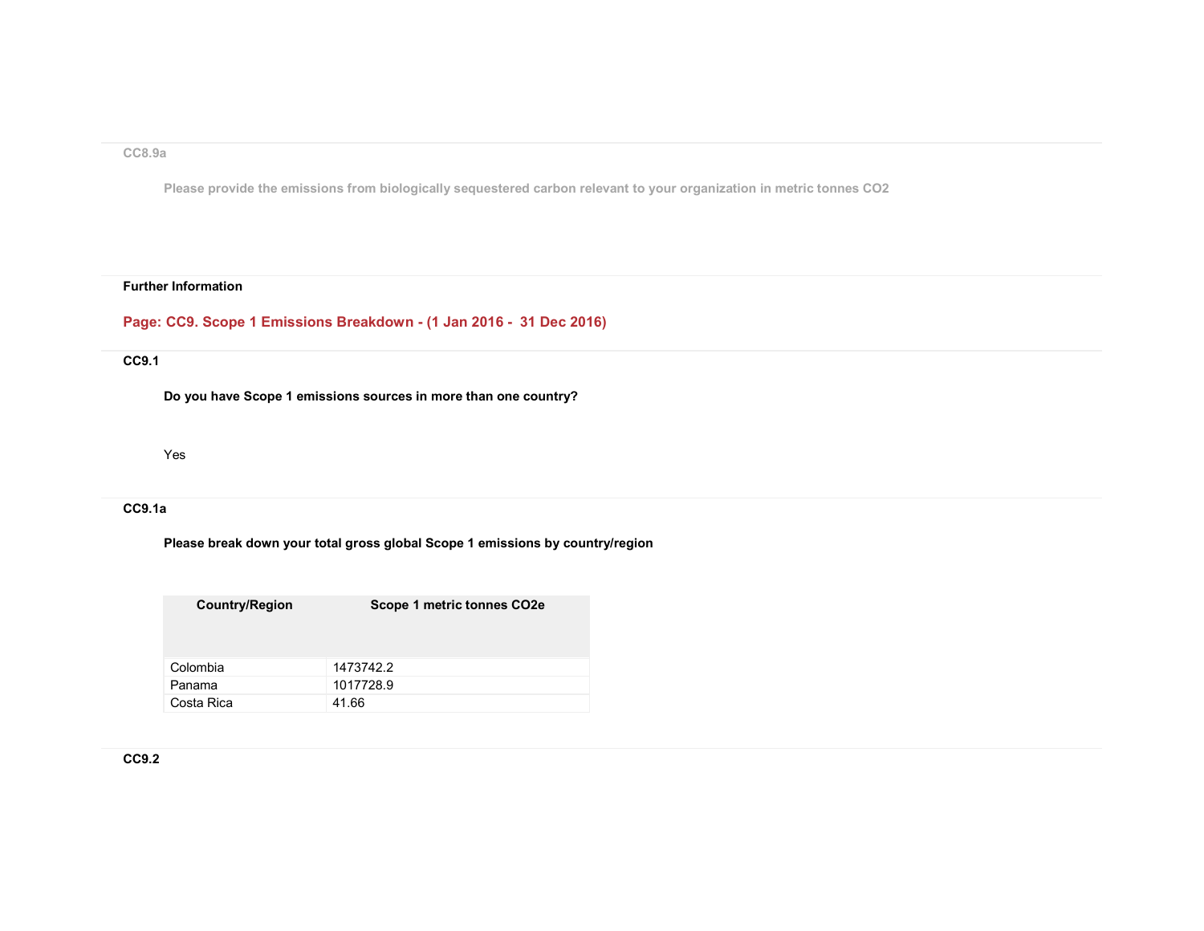CC8.9a

Please provide the emissions from biologically sequestered carbon relevant to your organization in metric tonnes $CO_2$

**Further Information**

## Page: CC9. Scope 1 Emissions Breakdown - (1 Jan 2016 - 31 Dec 2016)

**CC9.1**

**Do you have Scope 1 emissions sources in more than one country?**

Yes

**CC9.1a**

**Please break down your total gross global Scope 1 emissions by country/region**

| Country/Region | Scope 1 metric tonnes $CO_2e$ |
|---|---|
| Colombia | 1473742.2 |
| Panama | 1017728.9 |
| Costa Rica | 41.66 |

**CC9.2**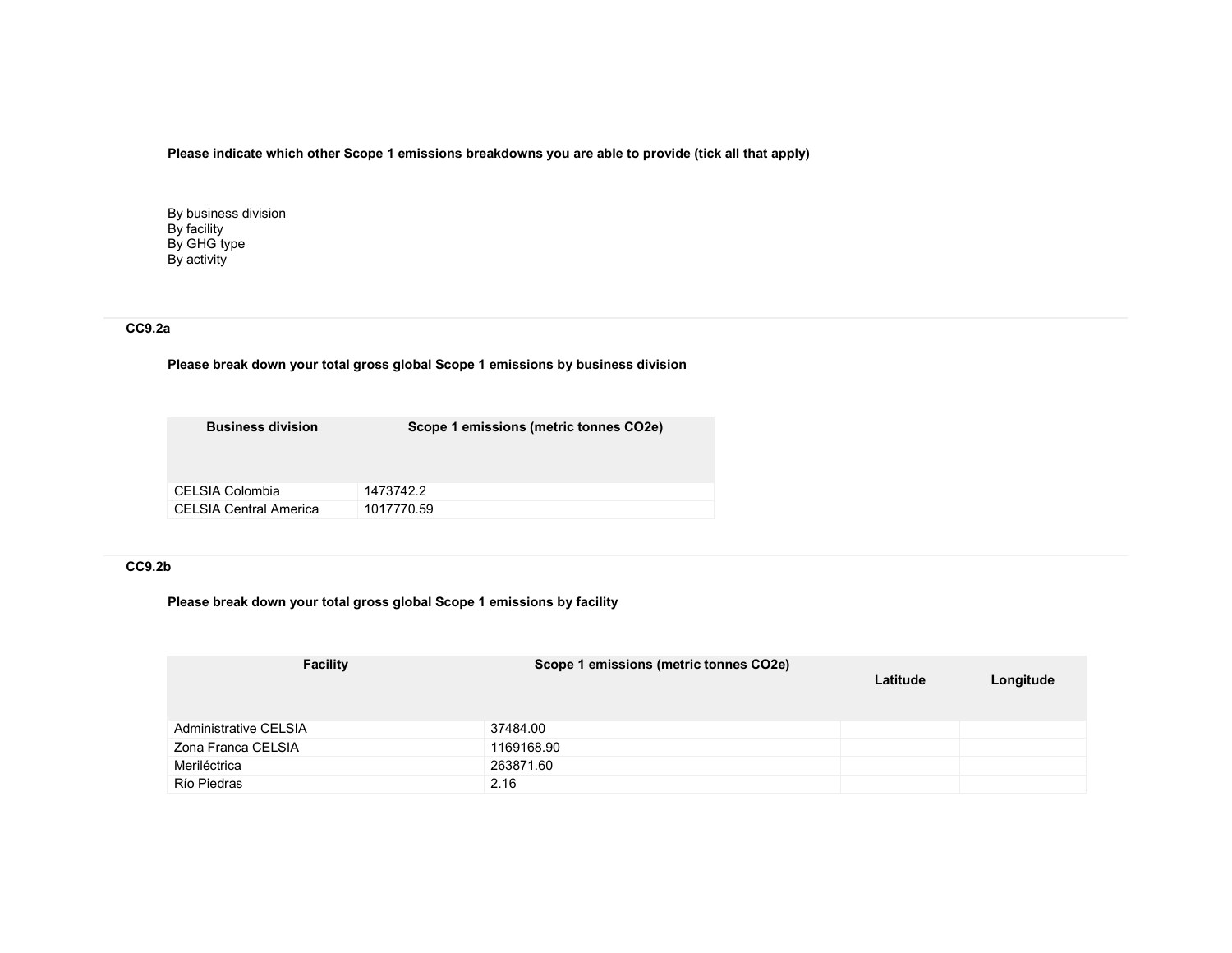**Please indicate which other Scope 1 emissions breakdowns you are able to provide (tick all that apply)**

By business division
By facility
By GHG type
By activity

### CC9.2a

**Please break down your total gross global Scope 1 emissions by business division**

| Business division | Scope 1 emissions (metric tonnes CO2e) |
|---|---|
| CELSIA Colombia | 1473742.2 |
| CELSIA Central America | 1017770.59 |

### CC9.2b

**Please break down your total gross global Scope 1 emissions by facility**

| Facility | Scope 1 emissions (metric tonnes CO2e) | Latitude | Longitude |
|---|---|---|---|
| Administrative CELSIA | 37484.00 | | |
| Zona Franca CELSIA | 1169168.90 | | |
| Meriléctrica | 263871.60 | | |
| Río Piedras | 2.16 | | |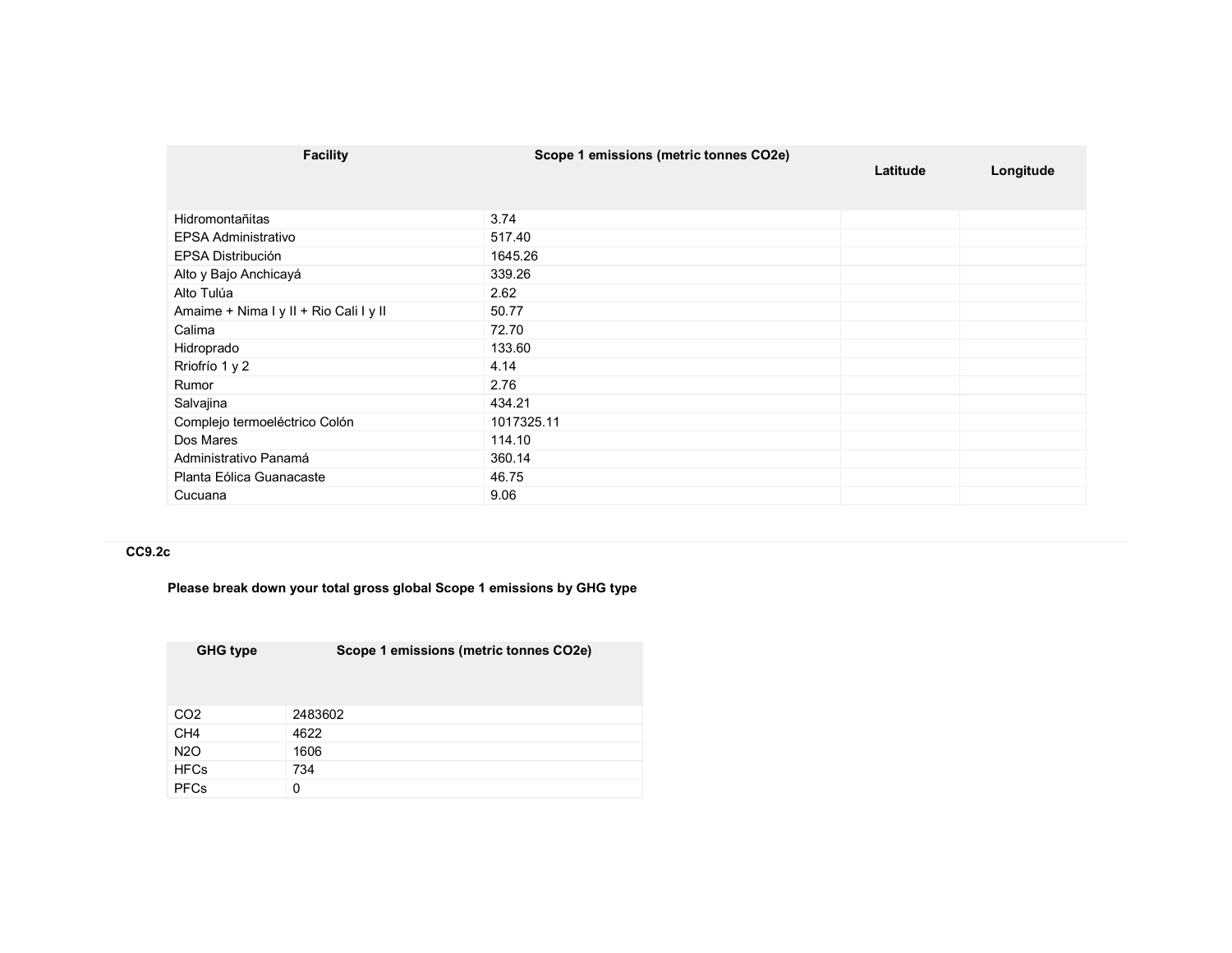| Facility | Scope 1 emissions (metric tonnes CO2e) | Latitude | Longitude |
|---|---|---|---|
| Hidromontañitas | 3.74 | | |
| EPSA Administrativo | 517.40 | | |
| EPSA Distribución | 1645.26 | | |
| Alto y Bajo Anchicayá | 339.26 | | |
| Alto Tulúa | 2.62 | | |
| Amaime + Nima I y II + Rio Cali I y II | 50.77 | | |
| Calima | 72.70 | | |
| Hidroprado | 133.60 | | |
| Rriofrío 1 y 2 | 4.14 | | |
| Rumor | 2.76 | | |
| Salvajina | 434.21 | | |
| Complejo termoeléctrico Colón | 1017325.11 | | |
| Dos Mares | 114.10 | | |
| Administrativo Panamá | 360.14 | | |
| Planta Eólica Guanacaste | 46.75 | | |
| Cucuana | 9.06 | | |

### CC9.2c

**Please break down your total gross global Scope 1 emissions by GHG type**

| GHG type | Scope 1 emissions (metric tonnes CO2e) |
|---|---|
| CO2 | 2483602 |
| CH4 | 4622 |
| N2O | 1606 |
| HFCs | 734 |
| PFCs | 0 |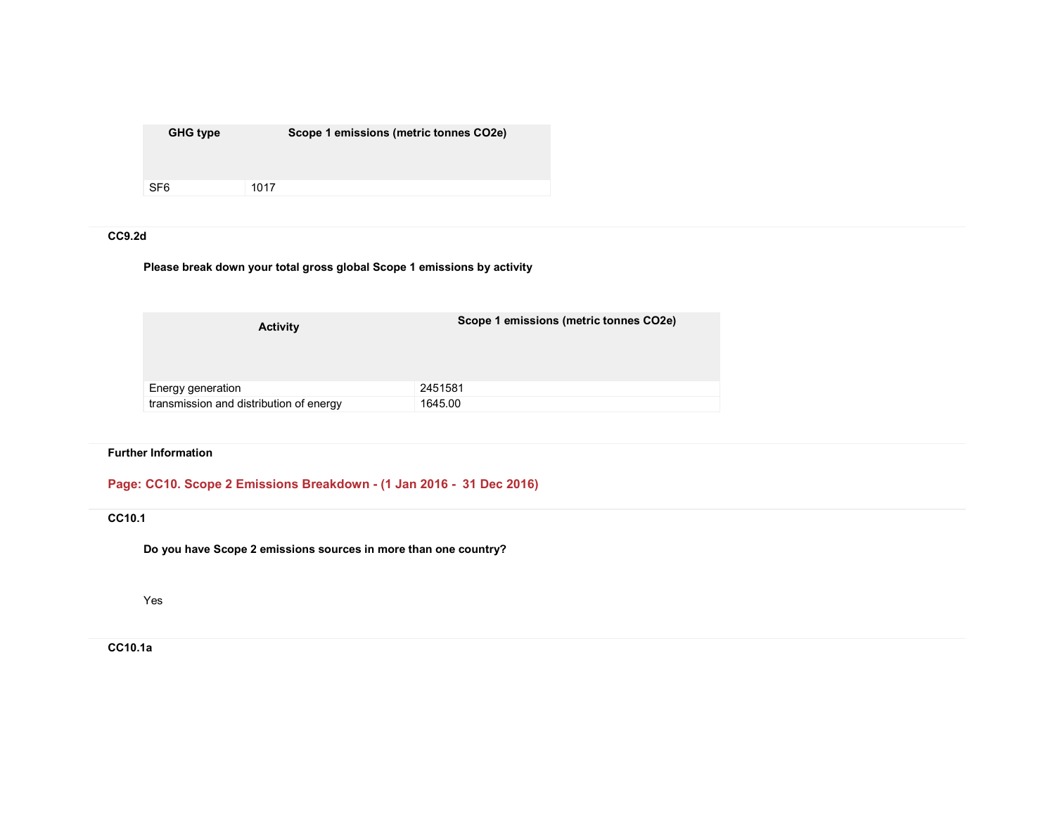| GHG type | Scope 1 emissions (metric tonnes CO2e) |
|---|---|
| SF6 | 1017 |

**CC9.2d**

**Please break down your total gross global Scope 1 emissions by activity**

| Activity | Scope 1 emissions (metric tonnes CO2e) |
|---|---|
| Energy generation | 2451581 |
| transmission and distribution of energy | 1645.00 |

**Further Information**

## Page: CC10. Scope 2 Emissions Breakdown - (1 Jan 2016 - 31 Dec 2016)

**CC10.1**

**Do you have Scope 2 emissions sources in more than one country?**

Yes

**CC10.1a**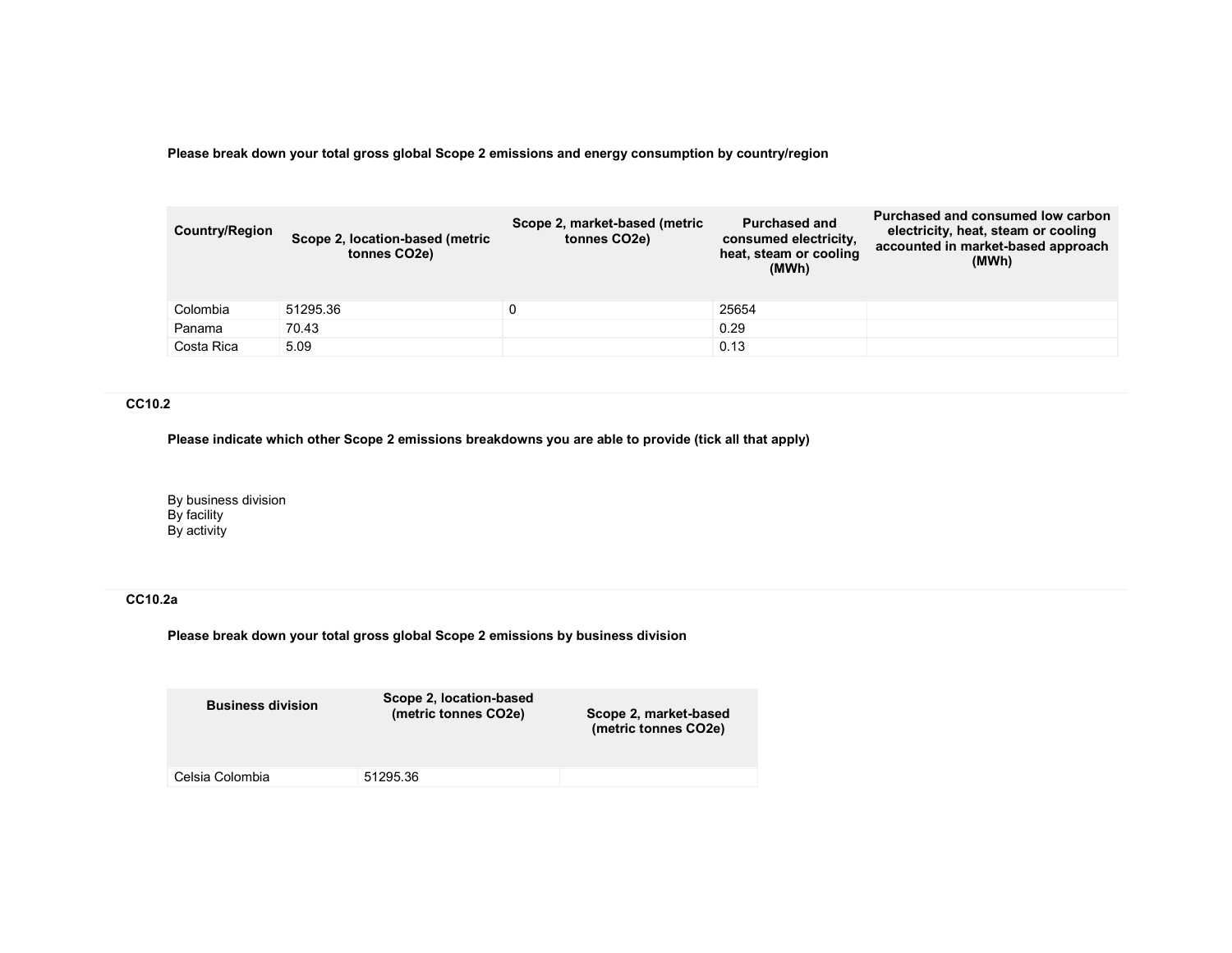**Please break down your total gross global Scope 2 emissions and energy consumption by country/region**

| Country/Region | Scope 2, location-based (metric tonnes CO2e) | Scope 2, market-based (metric tonnes CO2e) | Purchased and consumed electricity, heat, steam or cooling (MWh) | Purchased and consumed low carbon electricity, heat, steam or cooling accounted in market-based approach (MWh) |
|---|---|---|---|---|
| Colombia | 51295.36 | 0 | 25654 | |
| Panama | 70.43 | | 0.29 | |
| Costa Rica | 5.09 | | 0.13 | |

### CC10.2

**Please indicate which other Scope 2 emissions breakdowns you are able to provide (tick all that apply)**

By business division
By facility
By activity

### CC10.2a

**Please break down your total gross global Scope 2 emissions by business division**

| Business division | Scope 2, location-based (metric tonnes CO2e) | Scope 2, market-based (metric tonnes CO2e) |
|---|---|---|
| Celsia Colombia | 51295.36 | |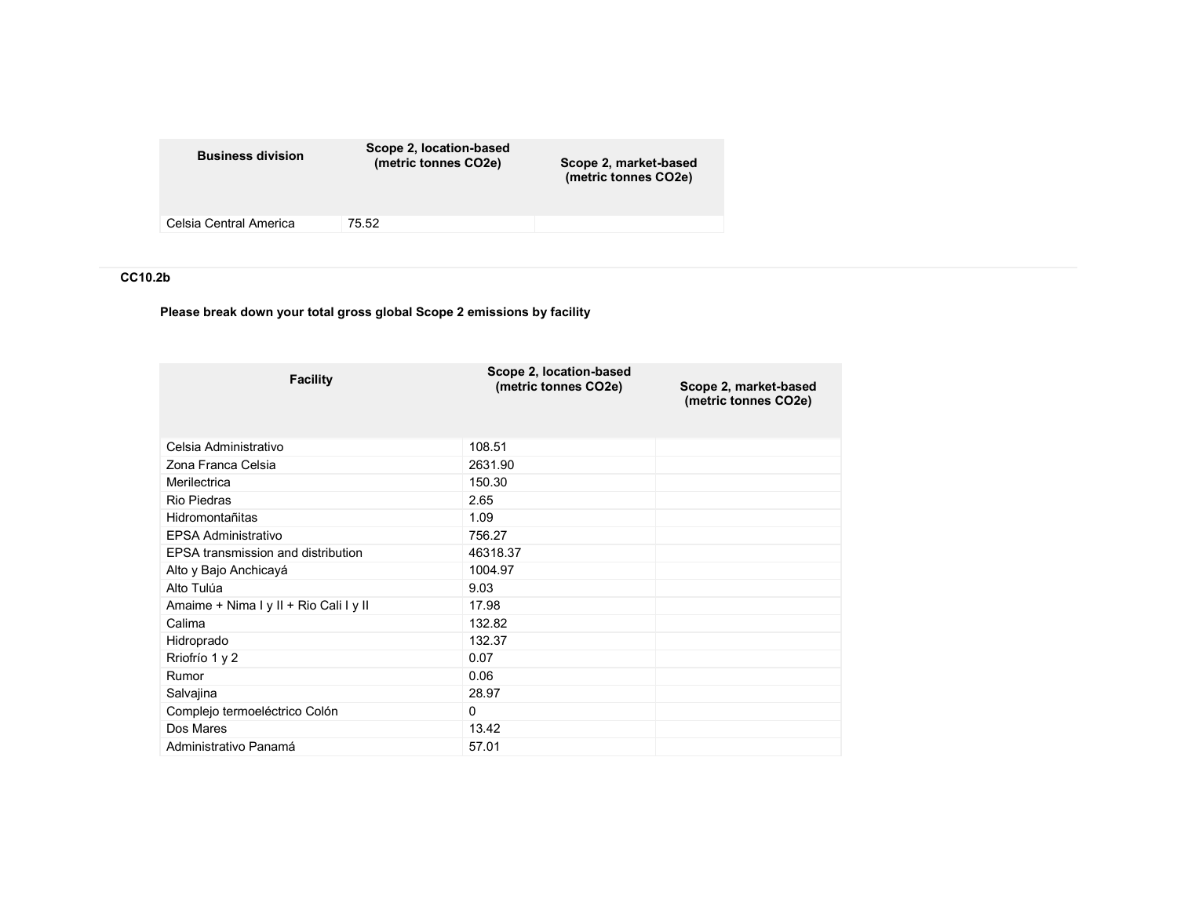| Business division | Scope 2, location-based (metric tonnes CO2e) | Scope 2, market-based (metric tonnes CO2e) |
|---|---|---|
| Celsia Central America | 75.52 | |

### CC10.2b

**Please break down your total gross global Scope 2 emissions by facility**

| Facility | Scope 2, location-based (metric tonnes CO2e) | Scope 2, market-based (metric tonnes CO2e) |
|---|---|---|
| Celsia Administrativo | 108.51 | |
| Zona Franca Celsia | 2631.90 | |
| Merilectrica | 150.30 | |
| Rio Piedras | 2.65 | |
| Hidromontañitas | 1.09 | |
| EPSA Administrativo | 756.27 | |
| EPSA transmission and distribution | 46318.37 | |
| Alto y Bajo Anchicayá | 1004.97 | |
| Alto Tulúa | 9.03 | |
| Amaime + Nima I y II + Rio Cali I y II | 17.98 | |
| Calima | 132.82 | |
| Hidroprado | 132.37 | |
| Rriofrío 1 y 2 | 0.07 | |
| Rumor | 0.06 | |
| Salvajina | 28.97 | |
| Complejo termoeléctrico Colón | 0 | |
| Dos Mares | 13.42 | |
| Administrativo Panamá | 57.01 | |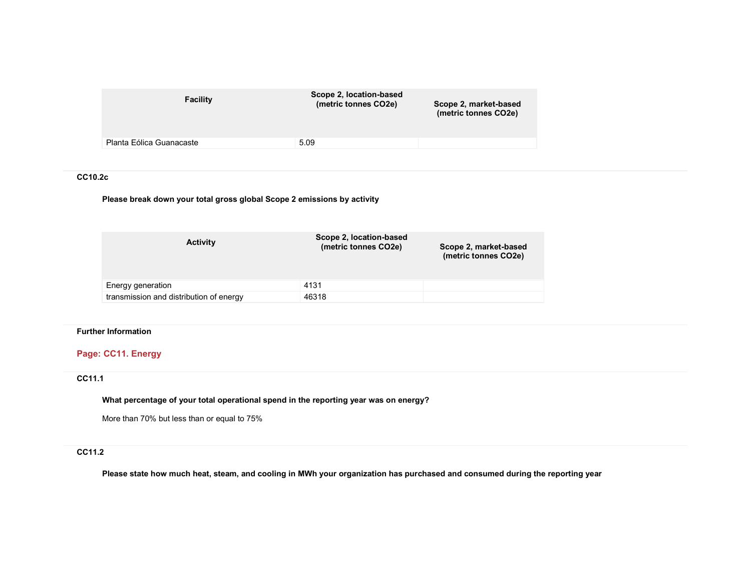| Facility | Scope 2, location-based (metric tonnes CO2e) | Scope 2, market-based (metric tonnes CO2e) |
|---|---|---|
| Planta Eólica Guanacaste | 5.09 | |

### CC10.2c

**Please break down your total gross global Scope 2 emissions by activity**

| Activity | Scope 2, location-based (metric tonnes CO2e) | Scope 2, market-based (metric tonnes CO2e) |
|---|---|---|
| Energy generation | 4131 | |
| transmission and distribution of energy | 46318 | |

### Further Information

## Page: CC11. Energy

### CC11.1

**What percentage of your total operational spend in the reporting year was on energy?**

More than 70% but less than or equal to 75%

### CC11.2

**Please state how much heat, steam, and cooling in MWh your organization has purchased and consumed during the reporting year**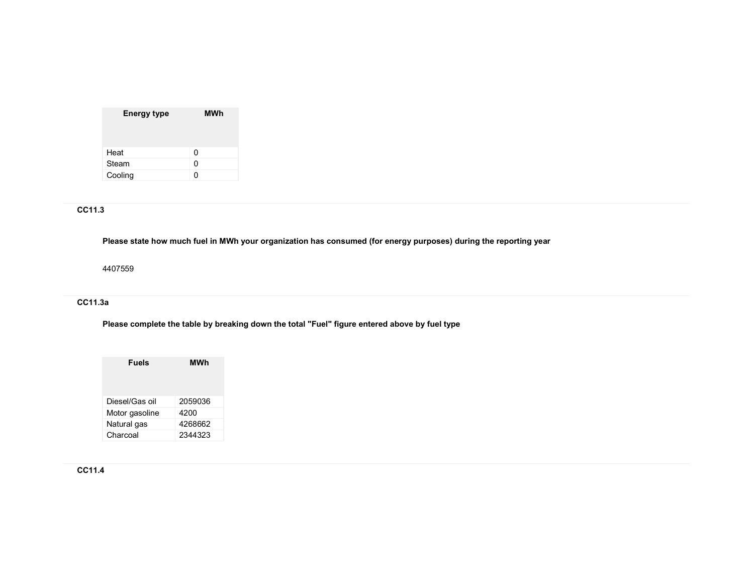| Energy type | MWh |
|---|---|
| Heat | 0 |
| Steam | 0 |
| Cooling | 0 |

### CC11.3

**Please state how much fuel in MWh your organization has consumed (for energy purposes) during the reporting year**

4407559

### CC11.3a

**Please complete the table by breaking down the total "Fuel" figure entered above by fuel type**

| Fuels | MWh |
|---|---|
| Diesel/Gas oil | 2059036 |
| Motor gasoline | 4200 |
| Natural gas | 4268662 |
| Charcoal | 2344323 |

### CC11.4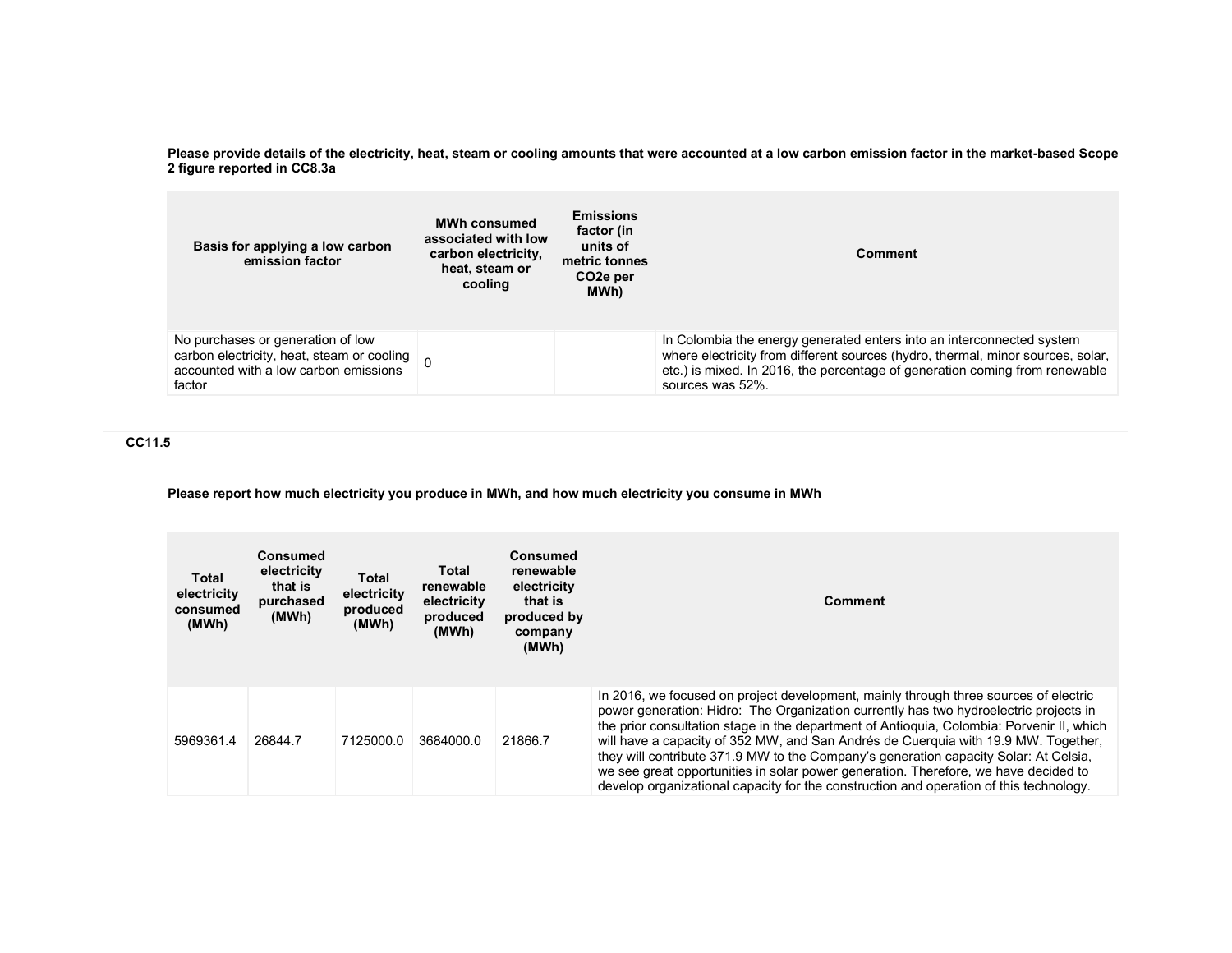**Please provide details of the electricity, heat, steam or cooling amounts that were accounted at a low carbon emission factor in the market-based Scope 2 figure reported in CC8.3a**

| Basis for applying a low carbon emission factor | MWh consumed associated with low carbon electricity, heat, steam or cooling | Emissions factor (in units of metric tonnes CO2e per MWh) | Comment |
|---|---|---|---|
| No purchases or generation of low carbon electricity, heat, steam or cooling accounted with a low carbon emissions factor | 0 | | In Colombia the energy generated enters into an interconnected system where electricity from different sources (hydro, thermal, minor sources, solar, etc.) is mixed. In 2016, the percentage of generation coming from renewable sources was 52%. |

## CC11.5

**Please report how much electricity you produce in MWh, and how much electricity you consume in MWh**

| Total electricity consumed (MWh) | Consumed electricity that is purchased (MWh) | Total electricity produced (MWh) | Total renewable electricity produced (MWh) | Consumed renewable electricity that is produced by company (MWh) | Comment |
|---|---|---|---|---|---|
| 5969361.4 | 26844.7 | 7125000.0 | 3684000.0 | 21866.7 | In 2016, we focused on project development, mainly through three sources of electric power generation: Hidro: The Organization currently has two hydroelectric projects in the prior consultation stage in the department of Antioquia, Colombia: Porvenir II, which will have a capacity of 352 MW, and San Andrés de Cuerquia with 19.9 MW. Together, they will contribute 371.9 MW to the Company's generation capacity Solar: At Celsia, we see great opportunities in solar power generation. Therefore, we have decided to develop organizational capacity for the construction and operation of this technology. |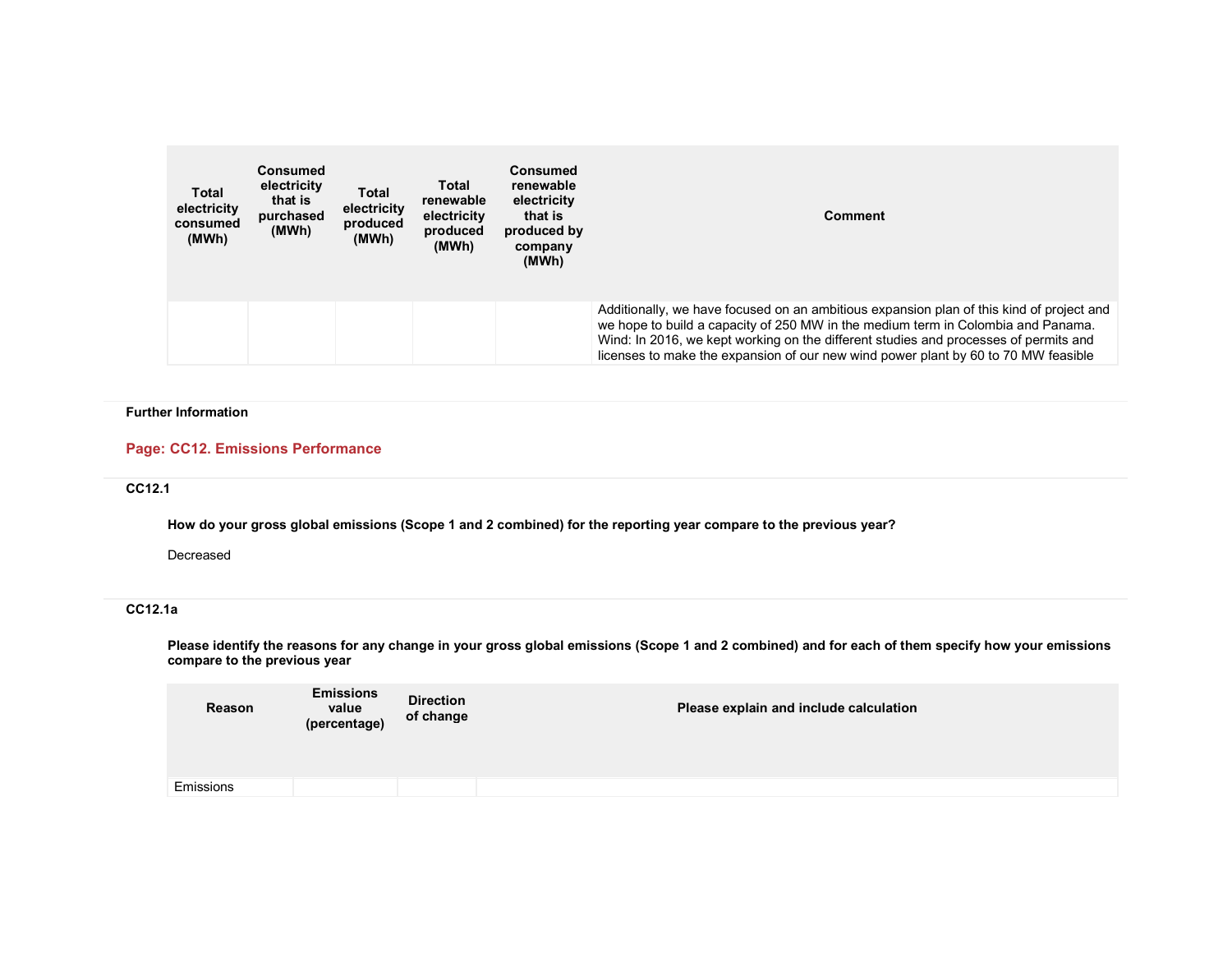| Total electricity consumed (MWh) | Consumed electricity that is purchased (MWh) | Total electricity produced (MWh) | Total renewable electricity produced (MWh) | Consumed renewable electricity that is produced by company (MWh) | Comment |
|---|---|---|---|---|---|
| | | | | | Additionally, we have focused on an ambitious expansion plan of this kind of project and we hope to build a capacity of 250 MW in the medium term in Colombia and Panama. Wind: In 2016, we kept working on the different studies and processes of permits and licenses to make the expansion of our new wind power plant by 60 to 70 MW feasible |

**Further Information**

## Page: CC12. Emissions Performance

### CC12.1

**How do your gross global emissions (Scope 1 and 2 combined) for the reporting year compare to the previous year?**

Decreased

### CC12.1a

**Please identify the reasons for any change in your gross global emissions (Scope 1 and 2 combined) and for each of them specify how your emissions compare to the previous year**

| Reason | Emissions value (percentage) | Direction of change | Please explain and include calculation |
|---|---|---|---|
| Emissions | | | |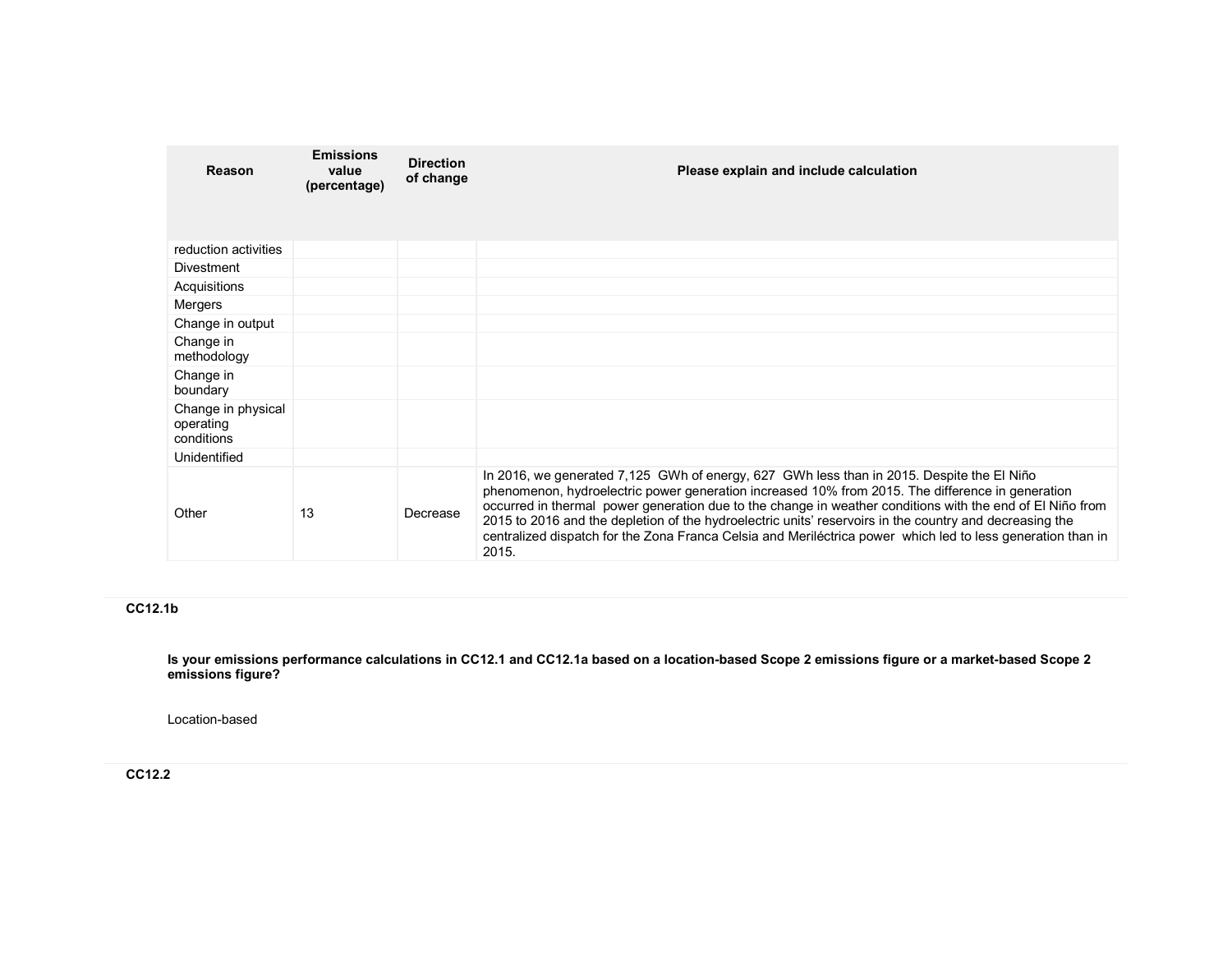| Reason | Emissions value (percentage) | Direction of change | Please explain and include calculation |
|---|---|---|---|
| reduction activities | | | |
| Divestment | | | |
| Acquisitions | | | |
| Mergers | | | |
| Change in output | | | |
| Change in methodology | | | |
| Change in boundary | | | |
| Change in physical operating conditions | | | |
| Unidentified | | | |
| Other | 13 | Decrease | In 2016, we generated 7,125 GWh of energy, 627 GWh less than in 2015. Despite the El Niño phenomenon, hydroelectric power generation increased 10% from 2015. The difference in generation occurred in thermal power generation due to the change in weather conditions with the end of El Niño from 2015 to 2016 and the depletion of the hydroelectric units' reservoirs in the country and decreasing the centralized dispatch for the Zona Franca Celsia and Meriléctrica power which led to less generation than in 2015. |

**CC12.1b**

**Is your emissions performance calculations in CC12.1 and CC12.1a based on a location-based Scope 2 emissions figure or a market-based Scope 2 emissions figure?**

Location-based

**CC12.2**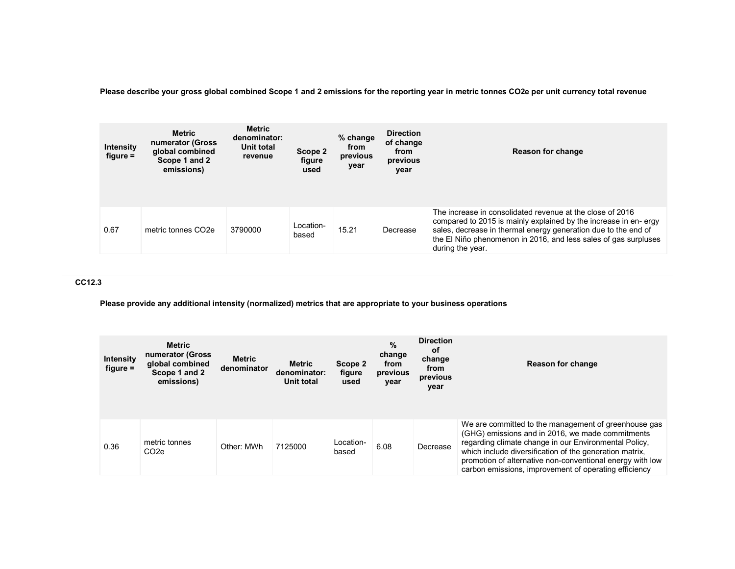**Please describe your gross global combined Scope 1 and 2 emissions for the reporting year in metric tonnes CO2e per unit currency total revenue**

| Intensity figure = | Metric numerator (Gross global combined Scope 1 and 2 emissions) | Metric denominator: Unit total revenue | Scope 2 figure used | % change from previous year | Direction of change from previous year | Reason for change |
|---|---|---|---|---|---|---|
| 0.67 | metric tonnes CO2e | 3790000 | Location-based | 15.21 | Decrease | The increase in consolidated revenue at the close of 2016 compared to 2015 is mainly explained by the increase in en- ergy sales, decrease in thermal energy generation due to the end of the El Niño phenomenon in 2016, and less sales of gas surpluses during the year. |

### CC12.3

**Please provide any additional intensity (normalized) metrics that are appropriate to your business operations**

| Intensity figure = | Metric numerator (Gross global combined Scope 1 and 2 emissions) | Metric denominator | Metric denominator: Unit total | Scope 2 figure used | % change from previous year | Direction of change from previous year | Reason for change |
|---|---|---|---|---|---|---|---|
| 0.36 | metric tonnes CO2e | Other: MWh | 7125000 | Location-based | 6.08 | Decrease | We are committed to the management of greenhouse gas (GHG) emissions and in 2016, we made commitments regarding climate change in our Environmental Policy, which include diversification of the generation matrix, promotion of alternative non-conventional energy with low carbon emissions, improvement of operating efficiency |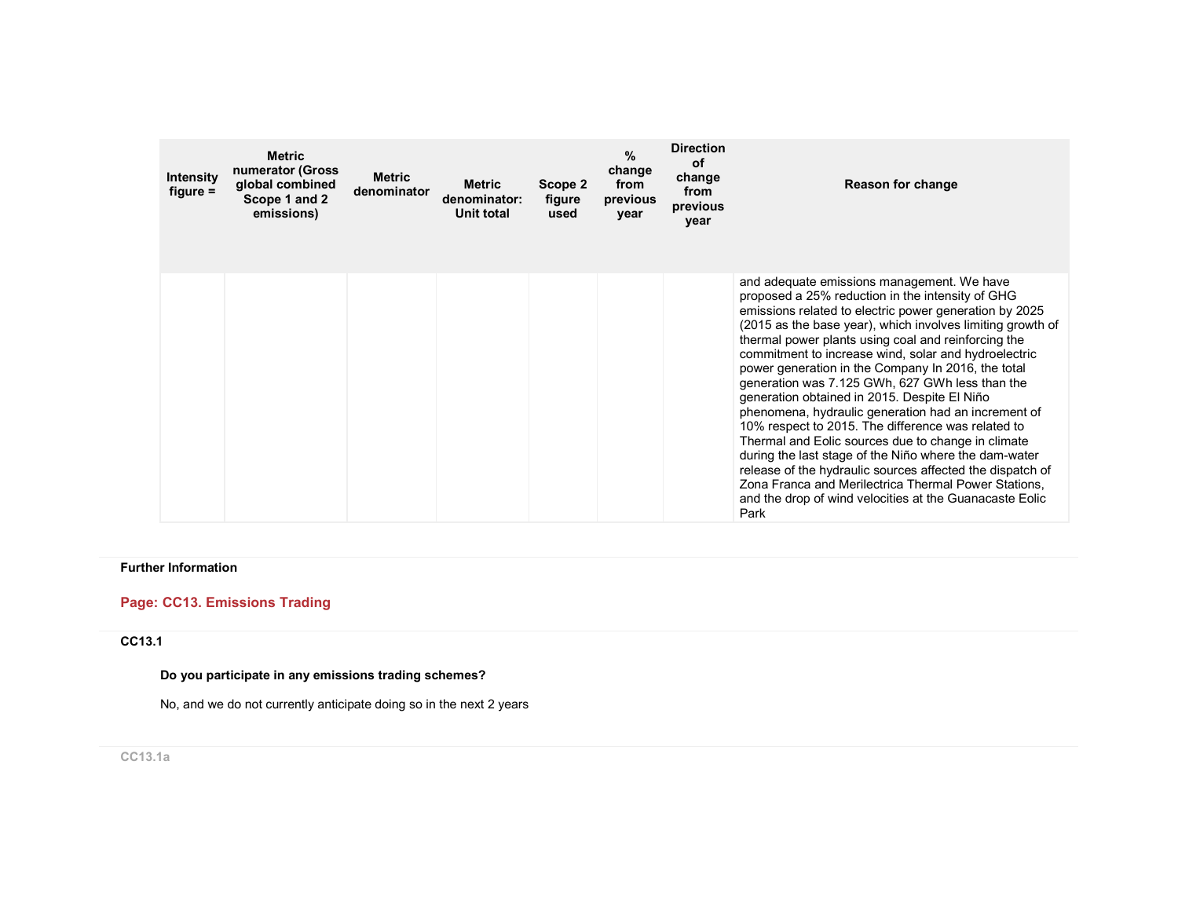| Intensity figure = | Metric numerator (Gross global combined Scope 1 and 2 emissions) | Metric denominator | Metric denominator: Unit total | Scope 2 figure used | % change from previous year | Direction of change from previous year | Reason for change |
|---|---|---|---|---|---|---|---|
| | | | | | | | and adequate emissions management. We have proposed a 25% reduction in the intensity of GHG emissions related to electric power generation by 2025 (2015 as the base year), which involves limiting growth of thermal power plants using coal and reinforcing the commitment to increase wind, solar and hydroelectric power generation in the Company In 2016, the total generation was 7.125 GWh, 627 GWh less than the generation obtained in 2015. Despite El Niño phenomena, hydraulic generation had an increment of 10% respect to 2015. The difference was related to Thermal and Eolic sources due to change in climate during the last stage of the Niño where the dam-water release of the hydraulic sources affected the dispatch of Zona Franca and Merilectrica Thermal Power Stations, and the drop of wind velocities at the Guanacaste Eolic Park |

**Further Information**

## Page: CC13. Emissions Trading

**CC13.1**

**Do you participate in any emissions trading schemes?**

No, and we do not currently anticipate doing so in the next 2 years

**CC13.1a**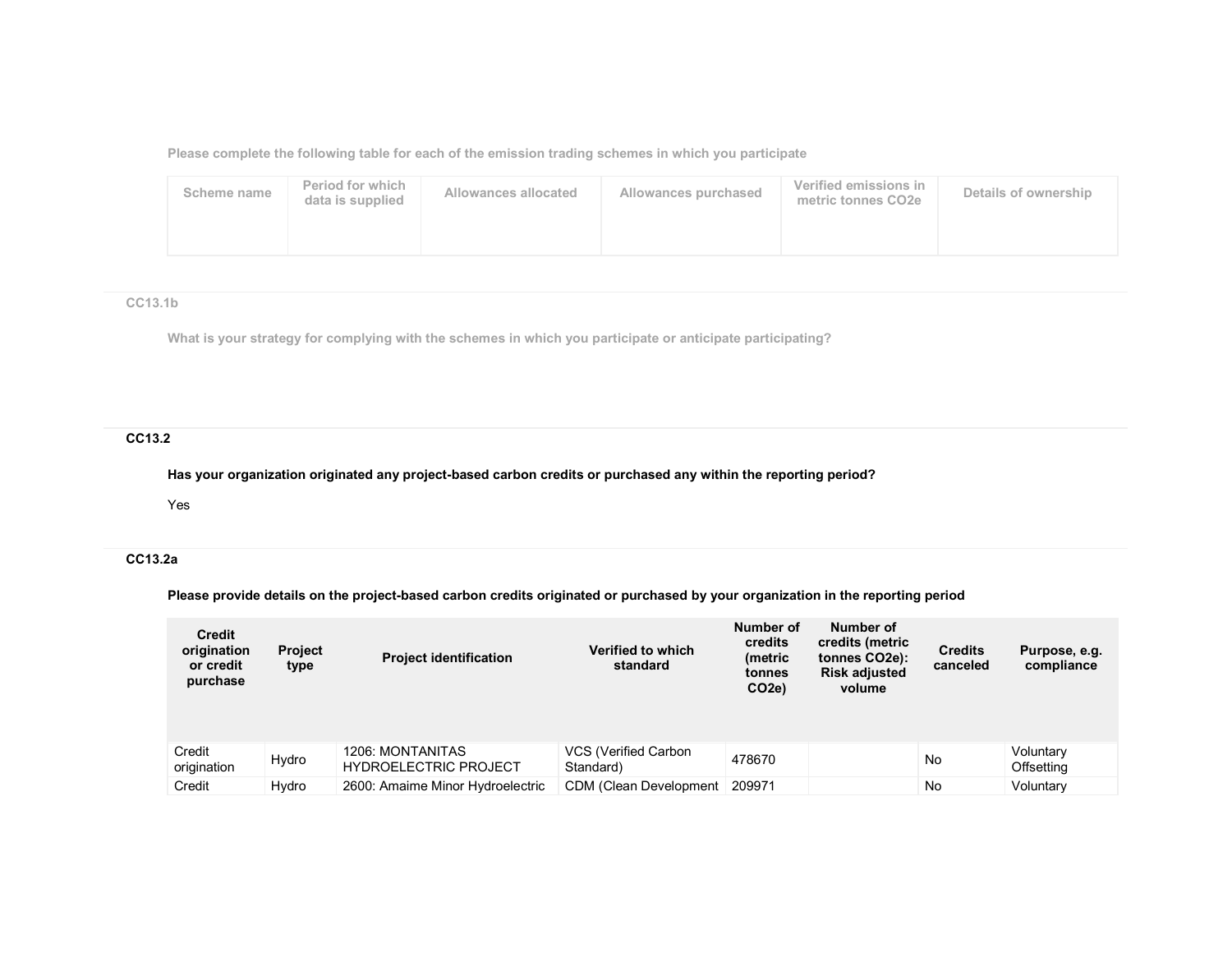Please complete the following table for each of the emission trading schemes in which you participate

| Scheme name | Period for which data is supplied | Allowances allocated | Allowances purchased | Verified emissions in metric tonnes CO2e | Details of ownership |
|---|---|---|---|---|---|
| | | | | | |

### CC13.1b

What is your strategy for complying with the schemes in which you participate or anticipate participating?

### CC13.2

**Has your organization originated any project-based carbon credits or purchased any within the reporting period?**

Yes

### CC13.2a

**Please provide details on the project-based carbon credits originated or purchased by your organization in the reporting period**

| Credit origination or credit purchase | Project type | Project identification | Verified to which standard | Number of credits (metric tonnes CO2e) | Number of credits (metric tonnes CO2e): Risk adjusted volume | Credits canceled | Purpose, e.g. compliance |
|---|---|---|---|---|---|---|---|
| Credit origination | Hydro | 1206: MONTANITAS HYDROELECTRIC PROJECT | VCS (Verified Carbon Standard) | 478670 | | No | Voluntary Offsetting |
| Credit | Hydro | 2600: Amaime Minor Hydroelectric | CDM (Clean Development | 209971 | | No | Voluntary |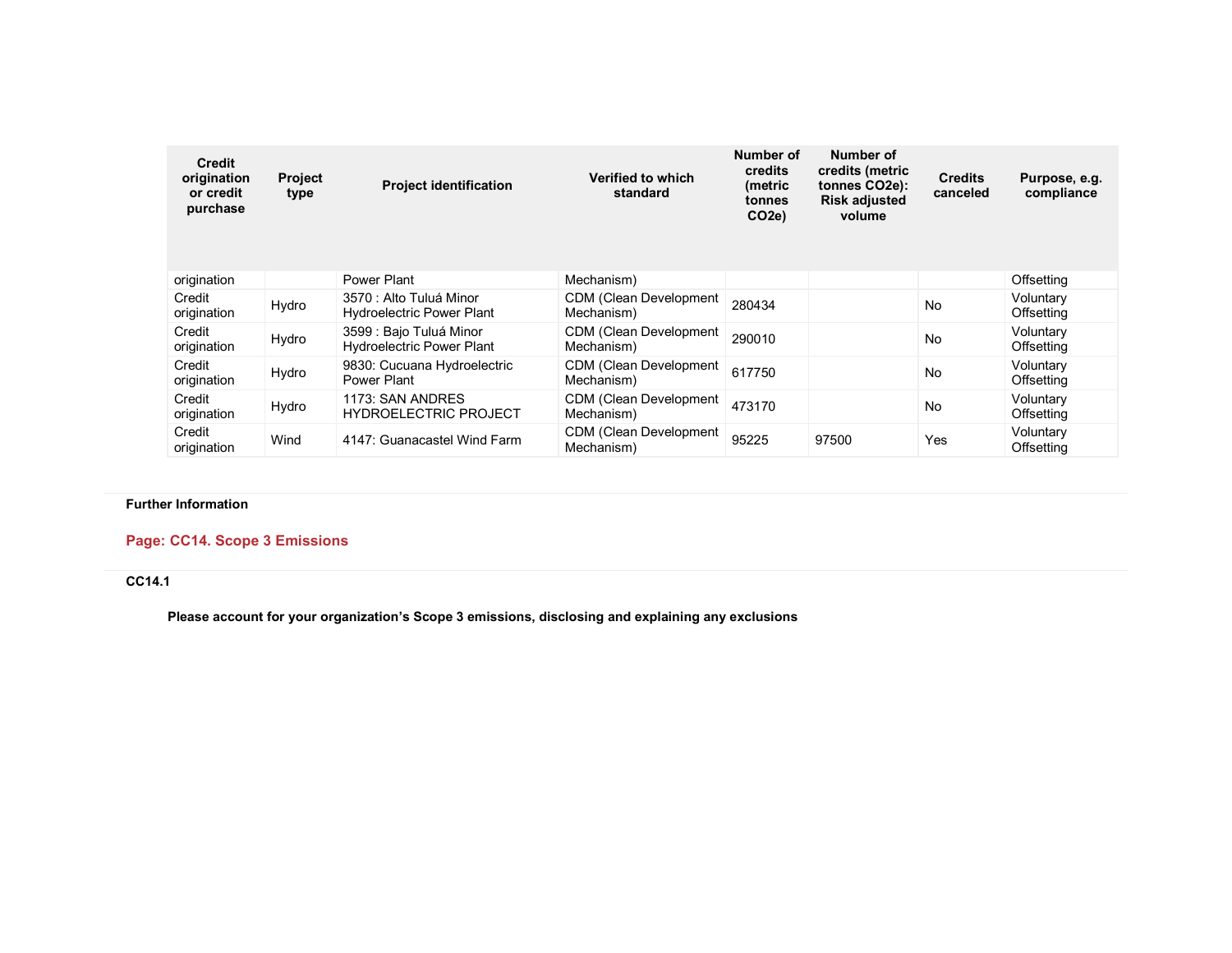| Credit origination or credit purchase | Project type | Project identification | Verified to which standard | Number of credits (metric tonnes CO2e) | Number of credits (metric tonnes CO2e): Risk adjusted volume | Credits canceled | Purpose, e.g. compliance |
|---|---|---|---|---|---|---|---|
| origination | | Power Plant | Mechanism) | | | | Offsetting |
| Credit origination | Hydro | 3570 : Alto Tuluá Minor Hydroelectric Power Plant | CDM (Clean Development Mechanism) | 280434 | | No | Voluntary Offsetting |
| Credit origination | Hydro | 3599 : Bajo Tuluá Minor Hydroelectric Power Plant | CDM (Clean Development Mechanism) | 290010 | | No | Voluntary Offsetting |
| Credit origination | Hydro | 9830: Cucuana Hydroelectric Power Plant | CDM (Clean Development Mechanism) | 617750 | | No | Voluntary Offsetting |
| Credit origination | Hydro | 1173: SAN ANDRES HYDROELECTRIC PROJECT | CDM (Clean Development Mechanism) | 473170 | | No | Voluntary Offsetting |
| Credit origination | Wind | 4147: Guanacastel Wind Farm | CDM (Clean Development Mechanism) | 95225 | 97500 | Yes | Voluntary Offsetting |

**Further Information**

## Page: CC14. Scope 3 Emissions

**CC14.1**

**Please account for your organization's Scope 3 emissions, disclosing and explaining any exclusions**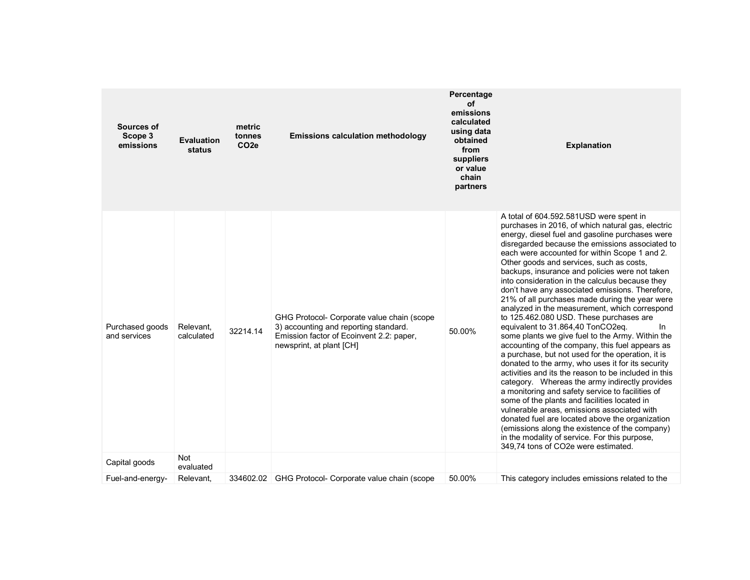| Sources of Scope 3 emissions | Evaluation status | metric tonnes CO2e | Emissions calculation methodology | Percentage of emissions calculated using data obtained from suppliers or value chain partners | Explanation |
|---|---|---|---|---|---|
| Purchased goods and services | Relevant, calculated | 32214.14 | GHG Protocol- Corporate value chain (scope 3) accounting and reporting standard. Emission factor of Ecoinvent 2.2: paper, newsprint, at plant [CH] | 50.00% | A total of 604.592.581USD were spent in purchases in 2016, of which natural gas, electric energy, diesel fuel and gasoline purchases were disregarded because the emissions associated to each were accounted for within Scope 1 and 2. Other goods and services, such as costs, backups, insurance and policies were not taken into consideration in the calculus because they don't have any associated emissions. Therefore, 21% of all purchases made during the year were analyzed in the measurement, which correspond to 125.462.080 USD. These purchases are equivalent to 31.864,40 TonCO2eq. In some plants we give fuel to the Army. Within the accounting of the company, this fuel appears as a purchase, but not used for the operation, it is donated to the army, who uses it for its security activities and its the reason to be included in this category. Whereas the army indirectly provides a monitoring and safety service to facilities of some of the plants and facilities located in vulnerable areas, emissions associated with donated fuel are located above the organization (emissions along the existence of the company) in the modality of service. For this purpose, 349,74 tons of CO2e were estimated. |
| Capital goods | Not evaluated | | | | |
| Fuel-and-energy- | Relevant, | 334602.02 | GHG Protocol- Corporate value chain (scope | 50.00% | This category includes emissions related to the |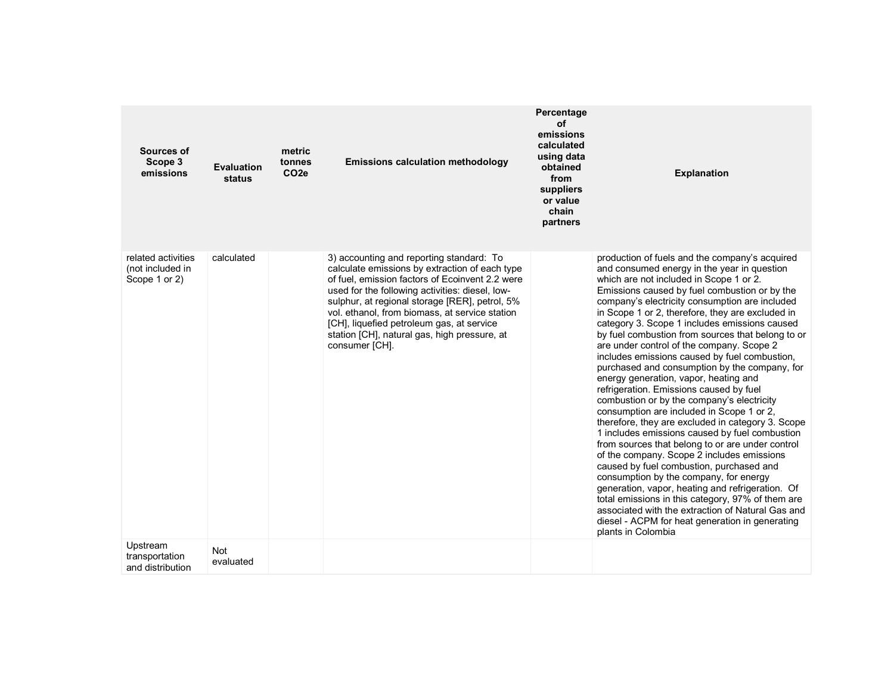| Sources of Scope 3 emissions | Evaluation status | metric tonnes CO2e | Emissions calculation methodology | Percentage of emissions calculated using data obtained from suppliers or value chain partners | Explanation |
|---|---|---|---|---|---|
| related activities (not included in Scope 1 or 2) | calculated | | 3) accounting and reporting standard: To calculate emissions by extraction of each type of fuel, emission factors of Ecoinvent 2.2 were used for the following activities: diesel, low-sulphur, at regional storage [RER], petrol, 5% vol. ethanol, from biomass, at service station [CH], liquefied petroleum gas, at service station [CH], natural gas, high pressure, at consumer [CH]. | | production of fuels and the company's acquired and consumed energy in the year in question which are not included in Scope 1 or 2. Emissions caused by fuel combustion or by the company's electricity consumption are included in Scope 1 or 2, therefore, they are excluded in category 3. Scope 1 includes emissions caused by fuel combustion from sources that belong to or are under control of the company. Scope 2 includes emissions caused by fuel combustion, purchased and consumption by the company, for energy generation, vapor, heating and refrigeration. Emissions caused by fuel combustion or by the company's electricity consumption are included in Scope 1 or 2, therefore, they are excluded in category 3. Scope 1 includes emissions caused by fuel combustion from sources that belong to or are under control of the company. Scope 2 includes emissions caused by fuel combustion, purchased and consumption by the company, for energy generation, vapor, heating and refrigeration. Of total emissions in this category, 97% of them are associated with the extraction of Natural Gas and diesel - ACPM for heat generation in generating plants in Colombia |
| Upstream transportation and distribution | Not evaluated | | | | |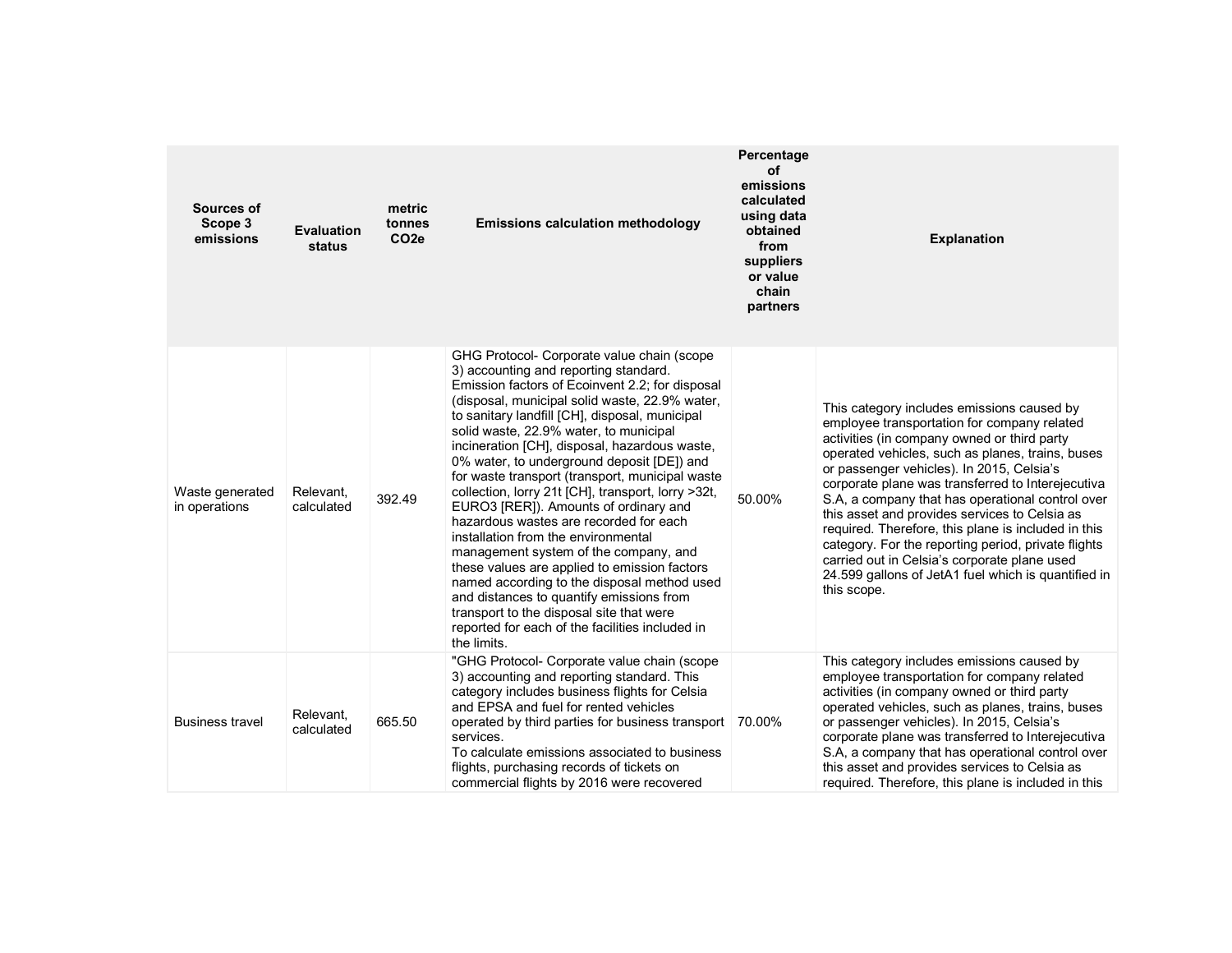| Sources of Scope 3 emissions | Evaluation status | metric tonnes CO2e | Emissions calculation methodology | Percentage of emissions calculated using data obtained from suppliers or value chain partners | Explanation |
|---|---|---|---|---|---|
| Waste generated in operations | Relevant, calculated | 392.49 | GHG Protocol- Corporate value chain (scope 3) accounting and reporting standard. Emission factors of Ecoinvent 2.2; for disposal (disposal, municipal solid waste, 22.9% water, to sanitary landfill [CH], disposal, municipal solid waste, 22.9% water, to municipal incineration [CH], disposal, hazardous waste, 0% water, to underground deposit [DE]) and for waste transport (transport, municipal waste collection, lorry 21t [CH], transport, lorry >32t, EURO3 [RER]). Amounts of ordinary and hazardous wastes are recorded for each installation from the environmental management system of the company, and these values are applied to emission factors named according to the disposal method used and distances to quantify emissions from transport to the disposal site that were reported for each of the facilities included in the limits. | 50.00% | This category includes emissions caused by employee transportation for company related activities (in company owned or third party operated vehicles, such as planes, trains, buses or passenger vehicles). In 2015, Celsia's corporate plane was transferred to Interejecutiva S.A, a company that has operational control over this asset and provides services to Celsia as required. Therefore, this plane is included in this category. For the reporting period, private flights carried out in Celsia's corporate plane used 24.599 gallons of JetA1 fuel which is quantified in this scope. |
| Business travel | Relevant, calculated | 665.50 | "GHG Protocol- Corporate value chain (scope 3) accounting and reporting standard. This category includes business flights for Celsia and EPSA and fuel for rented vehicles operated by third parties for business transport services.<br>To calculate emissions associated to business flights, purchasing records of tickets on commercial flights by 2016 were recovered | 70.00% | This category includes emissions caused by employee transportation for company related activities (in company owned or third party operated vehicles, such as planes, trains, buses or passenger vehicles). In 2015, Celsia's corporate plane was transferred to Interejecutiva S.A, a company that has operational control over this asset and provides services to Celsia as required. Therefore, this plane is included in this |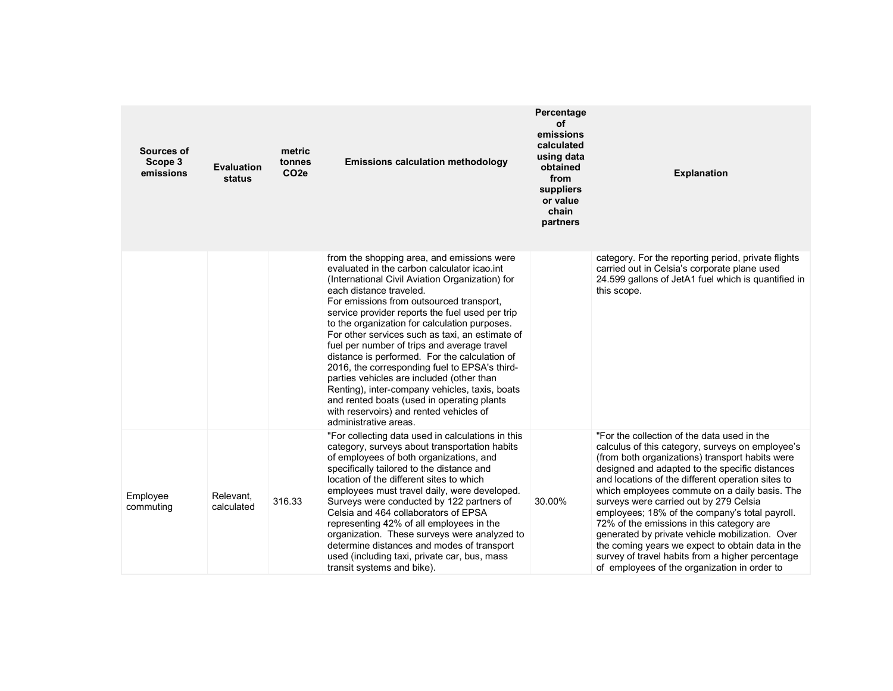| Sources of Scope 3 emissions | Evaluation status | metric tonnes $CO_2e$ | Emissions calculation methodology | Percentage of emissions calculated using data obtained from suppliers or value chain partners | Explanation |
|---|---|---|---|---|---|
| | | | from the shopping area, and emissions were evaluated in the carbon calculator icao.int (International Civil Aviation Organization) for each distance traveled. For emissions from outsourced transport, service provider reports the fuel used per trip to the organization for calculation purposes. For other services such as taxi, an estimate of fuel per number of trips and average travel distance is performed. For the calculation of 2016, the corresponding fuel to EPSA's third-parties vehicles are included (other than Renting), inter-company vehicles, taxis, boats and rented boats (used in operating plants with reservoirs) and rented vehicles of administrative areas. | | category. For the reporting period, private flights carried out in Celsia's corporate plane used 24.599 gallons of JetA1 fuel which is quantified in this scope. |
| Employee commuting | Relevant, calculated | 316.33 | "For collecting data used in calculations in this category, surveys about transportation habits of employees of both organizations, and specifically tailored to the distance and location of the different sites to which employees must travel daily, were developed. Surveys were conducted by 122 partners of Celsia and 464 collaborators of EPSA representing 42% of all employees in the organization. These surveys were analyzed to determine distances and modes of transport used (including taxi, private car, bus, mass transit systems and bike). | 30.00% | "For the collection of the data used in the calculus of this category, surveys on employee's (from both organizations) transport habits were designed and adapted to the specific distances and locations of the different operation sites to which employees commute on a daily basis. The surveys were carried out by 279 Celsia employees; 18% of the company's total payroll. 72% of the emissions in this category are generated by private vehicle mobilization. Over the coming years we expect to obtain data in the survey of travel habits from a higher percentage of employees of the organization in order to |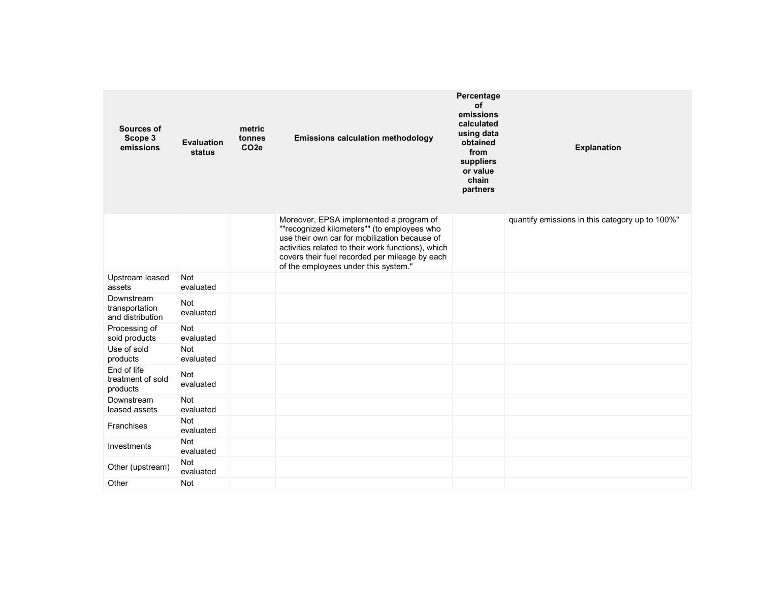| Sources of Scope 3 emissions | Evaluation status | metric tonnes CO2e | Emissions calculation methodology | Percentage of emissions calculated using data obtained from suppliers or value chain partners | Explanation |
|---|---|---|---|---|---|
| | | | Moreover, EPSA implemented a program of ""recognized kilometers"" (to employees who use their own car for mobilization because of activities related to their work functions), which covers their fuel recorded per mileage by each of the employees under this system." | | quantify emissions in this category up to 100%" |
| Upstream leased assets | Not evaluated | | | | |
| Downstream transportation and distribution | Not evaluated | | | | |
| Processing of sold products | Not evaluated | | | | |
| Use of sold products | Not evaluated | | | | |
| End of life treatment of sold products | Not evaluated | | | | |
| Downstream leased assets | Not evaluated | | | | |
| Franchises | Not evaluated | | | | |
| Investments | Not evaluated | | | | |
| Other (upstream) | Not evaluated | | | | |
| Other | Not | | | | |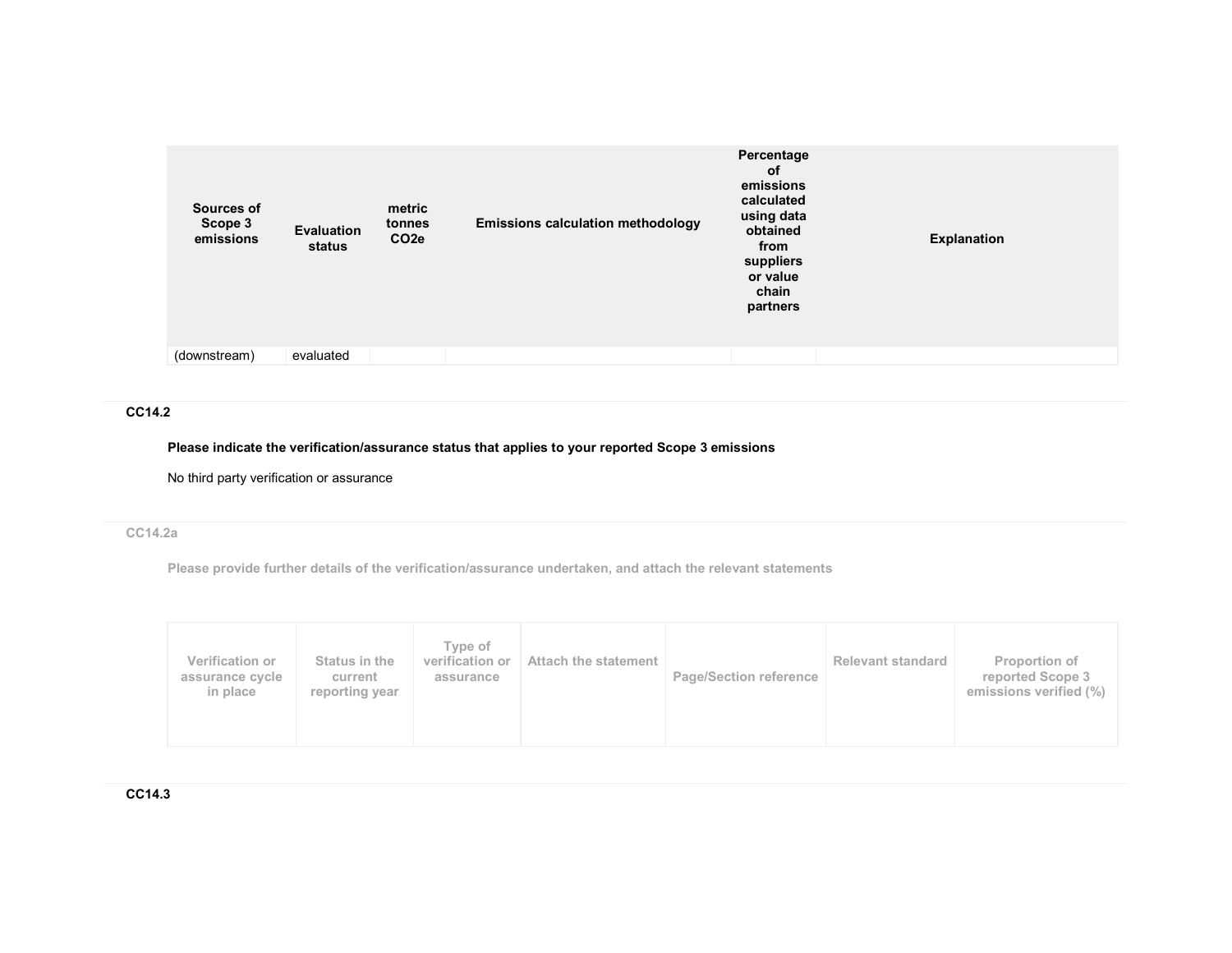| Sources of Scope 3 emissions | Evaluation status | metric tonnes $CO_2e$ | Emissions calculation methodology | Percentage of emissions calculated using data obtained from suppliers or value chain partners | Explanation |
|---|---|---|---|---|---|
| (downstream) | evaluated | | | | |

**CC14.2**

**Please indicate the verification/assurance status that applies to your reported Scope 3 emissions**

No third party verification or assurance

**CC14.2a**

**Please provide further details of the verification/assurance undertaken, and attach the relevant statements**

| Verification or assurance cycle in place | Status in the current reporting year | Type of verification or assurance | Attach the statement | Page/Section reference | Relevant standard | Proportion of reported Scope 3 emissions verified (%) |
|---|---|---|---|---|---|---|
| | | | | | | |

**CC14.3**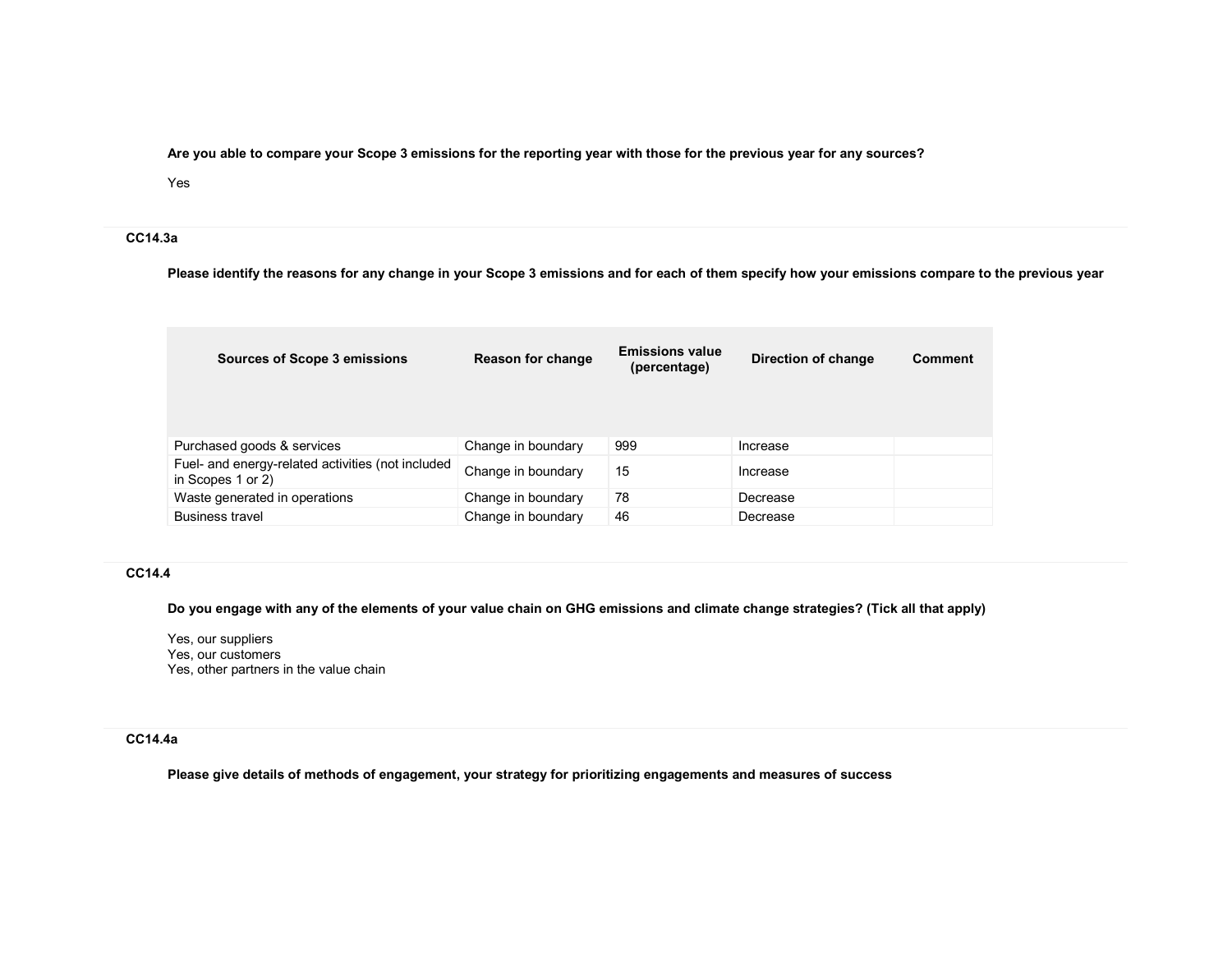**Are you able to compare your Scope 3 emissions for the reporting year with those for the previous year for any sources?**

Yes

## CC14.3a

**Please identify the reasons for any change in your Scope 3 emissions and for each of them specify how your emissions compare to the previous year**

| Sources of Scope 3 emissions | Reason for change | Emissions value (percentage) | Direction of change | Comment |
|---|---|---|---|---|
| Purchased goods & services | Change in boundary | 999 | Increase | |
| Fuel- and energy-related activities (not included in Scopes 1 or 2) | Change in boundary | 15 | Increase | |
| Waste generated in operations | Change in boundary | 78 | Decrease | |
| Business travel | Change in boundary | 46 | Decrease | |

## CC14.4

**Do you engage with any of the elements of your value chain on GHG emissions and climate change strategies? (Tick all that apply)**

Yes, our suppliers
Yes, our customers
Yes, other partners in the value chain

## CC14.4a

**Please give details of methods of engagement, your strategy for prioritizing engagements and measures of success**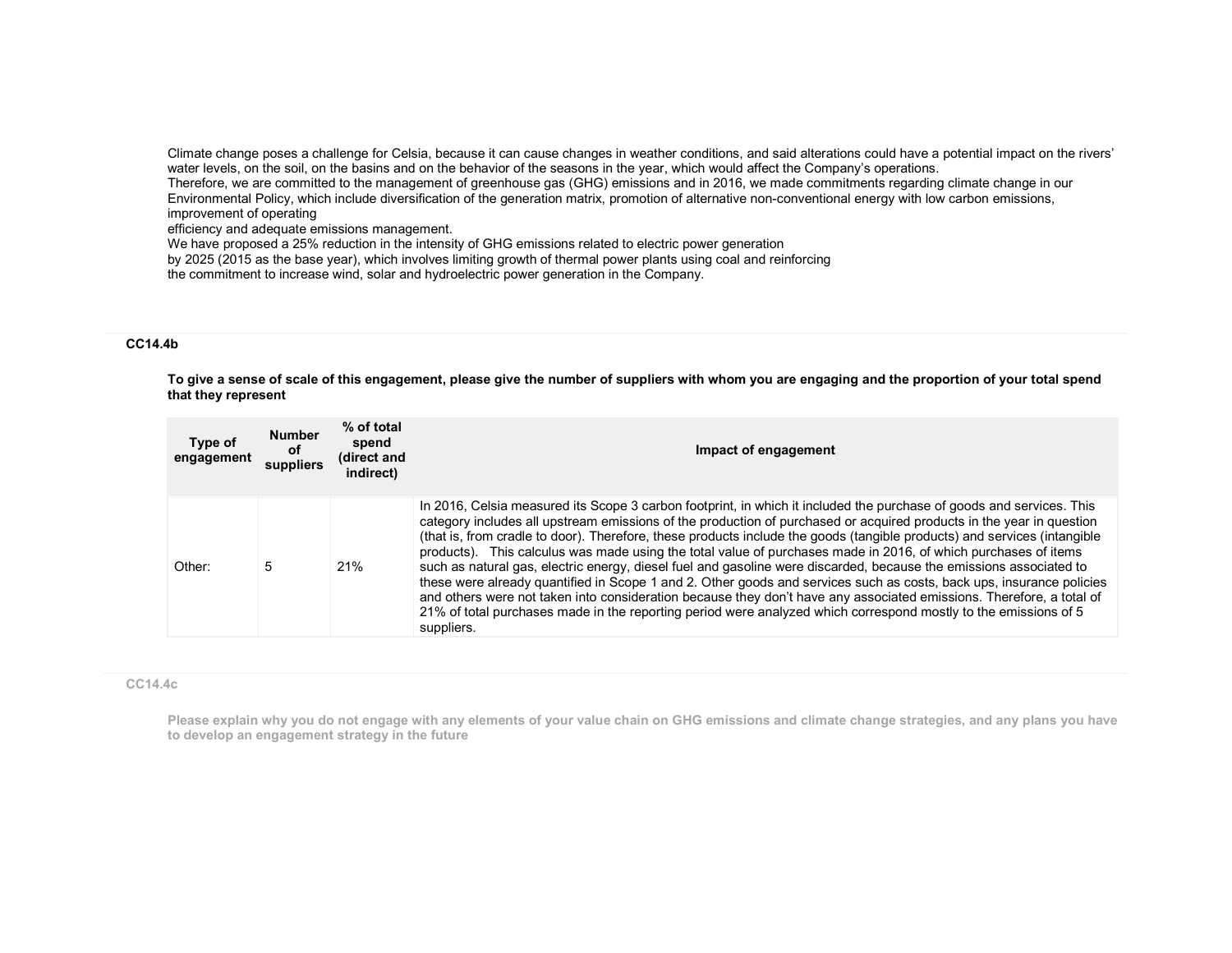Climate change poses a challenge for Celsia, because it can cause changes in weather conditions, and said alterations could have a potential impact on the rivers' water levels, on the soil, on the basins and on the behavior of the seasons in the year, which would affect the Company's operations.
Therefore, we are committed to the management of greenhouse gas (GHG) emissions and in 2016, we made commitments regarding climate change in our Environmental Policy, which include diversification of the generation matrix, promotion of alternative non-conventional energy with low carbon emissions, improvement of operating
efficiency and adequate emissions management.
We have proposed a 25% reduction in the intensity of GHG emissions related to electric power generation
by 2025 (2015 as the base year), which involves limiting growth of thermal power plants using coal and reinforcing
the commitment to increase wind, solar and hydroelectric power generation in the Company.

### CC14.4b

**To give a sense of scale of this engagement, please give the number of suppliers with whom you are engaging and the proportion of your total spend that they represent**

| Type of engagement | Number of suppliers | % of total spend (direct and indirect) | Impact of engagement |
|---|---|---|---|
| Other: | 5 | 21% | In 2016, Celsia measured its Scope 3 carbon footprint, in which it included the purchase of goods and services. This category includes all upstream emissions of the production of purchased or acquired products in the year in question (that is, from cradle to door). Therefore, these products include the goods (tangible products) and services (intangible products). This calculus was made using the total value of purchases made in 2016, of which purchases of items such as natural gas, electric energy, diesel fuel and gasoline were discarded, because the emissions associated to these were already quantified in Scope 1 and 2. Other goods and services such as costs, back ups, insurance policies and others were not taken into consideration because they don't have any associated emissions. Therefore, a total of 21% of total purchases made in the reporting period were analyzed which correspond mostly to the emissions of 5 suppliers. |

### CC14.4c

**Please explain why you do not engage with any elements of your value chain on GHG emissions and climate change strategies, and any plans you have to develop an engagement strategy in the future**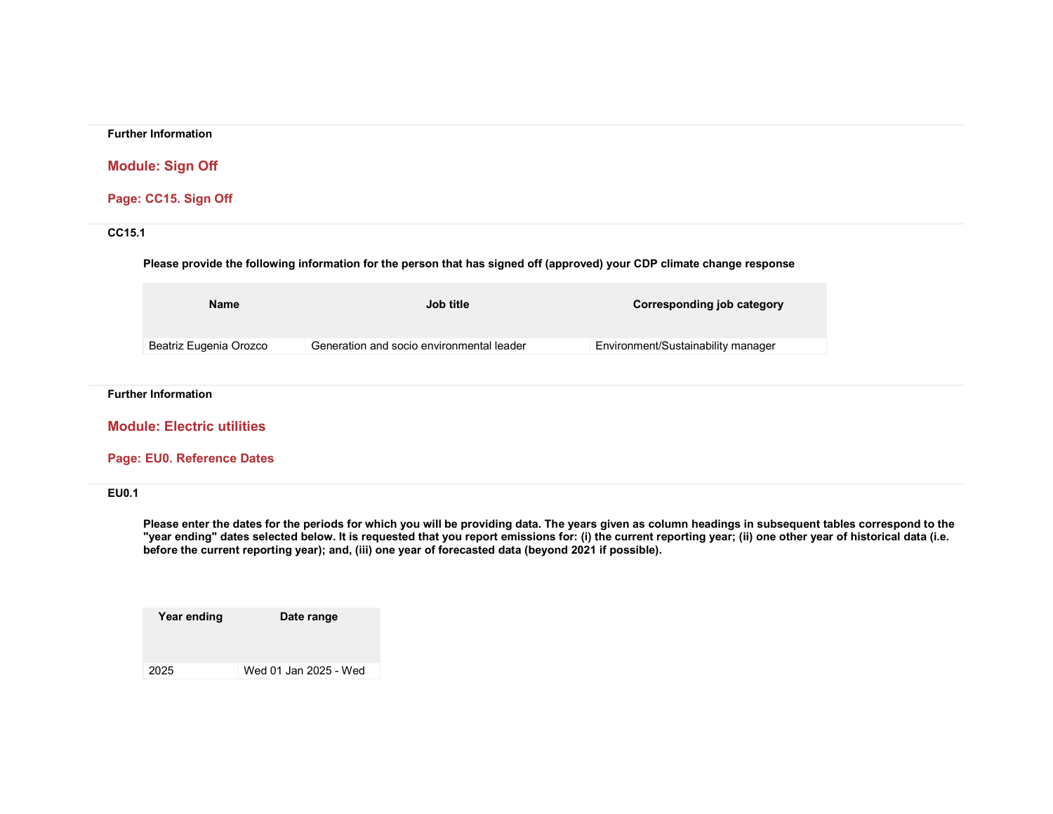**Further Information**

## Module: Sign Off

### Page: CC15. Sign Off

**CC15.1**

**Please provide the following information for the person that has signed off (approved) your CDP climate change response**

| Name | Job title | Corresponding job category |
|---|---|---|
| Beatriz Eugenia Orozco | Generation and socio environmental leader | Environment/Sustainability manager |

**Further Information**

## Module: Electric utilities

### Page: EU0. Reference Dates

**EU0.1**

**Please enter the dates for the periods for which you will be providing data. The years given as column headings in subsequent tables correspond to the "year ending" dates selected below. It is requested that you report emissions for: (i) the current reporting year; (ii) one other year of historical data (i.e. before the current reporting year); and, (iii) one year of forecasted data (beyond 2021 if possible).**

| Year ending | Date range |
|---|---|
| 2025 | Wed 01 Jan 2025 - Wed |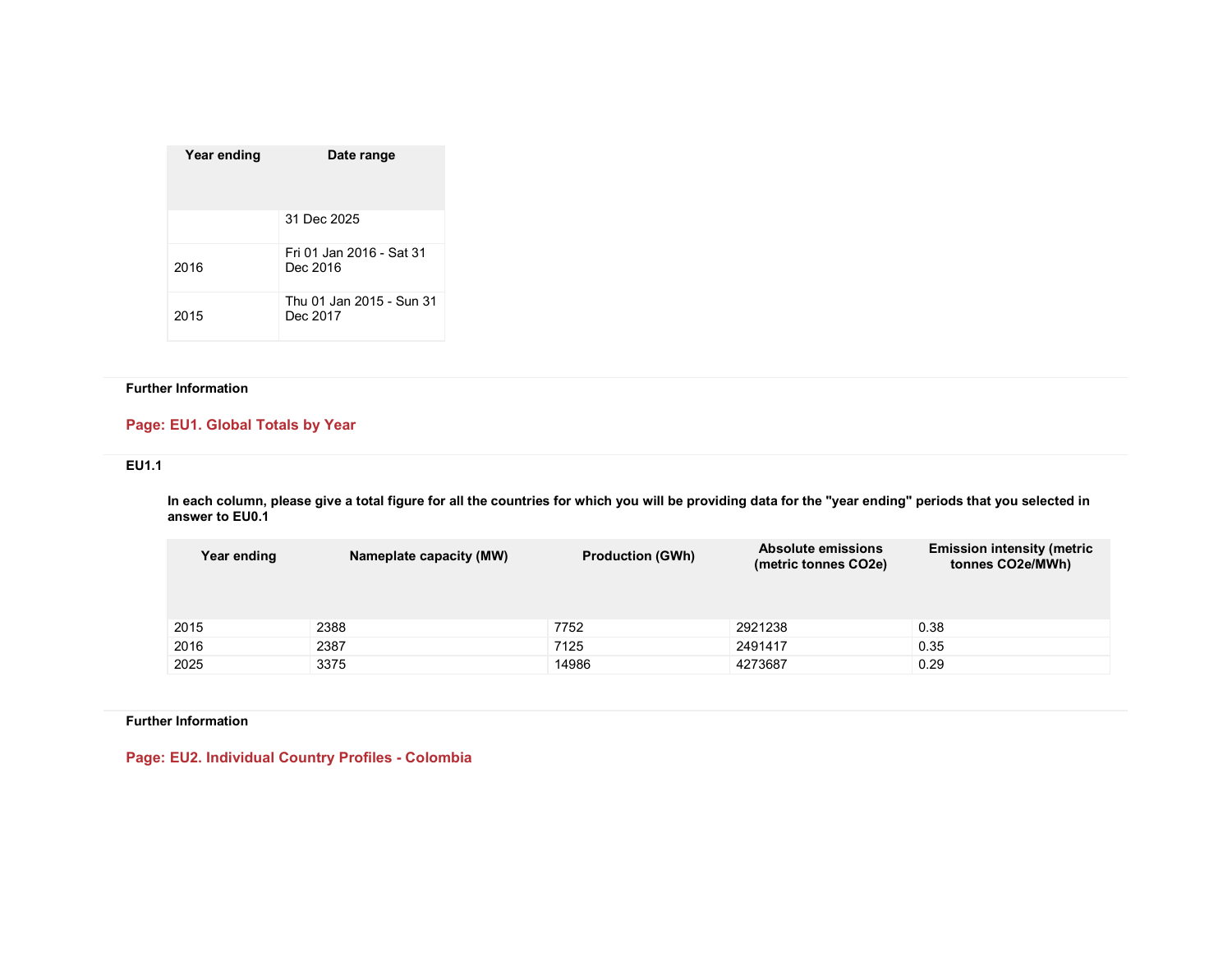| Year ending | Date range |
|---|---|
| | 31 Dec 2025 |
| 2016 | Fri 01 Jan 2016 - Sat 31 Dec 2016 |
| 2015 | Thu 01 Jan 2015 - Sun 31 Dec 2017 |

**Further Information**

## Page: EU1. Global Totals by Year

**EU1.1**

**In each column, please give a total figure for all the countries for which you will be providing data for the "year ending" periods that you selected in answer to EU0.1**

| Year ending | Nameplate capacity (MW) | Production (GWh) | Absolute emissions (metric tonnes CO2e) | Emission intensity (metric tonnes CO2e/MWh) |
|---|---|---|---|---|
| 2015 | 2388 | 7752 | 2921238 | 0.38 |
| 2016 | 2387 | 7125 | 2491417 | 0.35 |
| 2025 | 3375 | 14986 | 4273687 | 0.29 |

**Further Information**

## Page: EU2. Individual Country Profiles - Colombia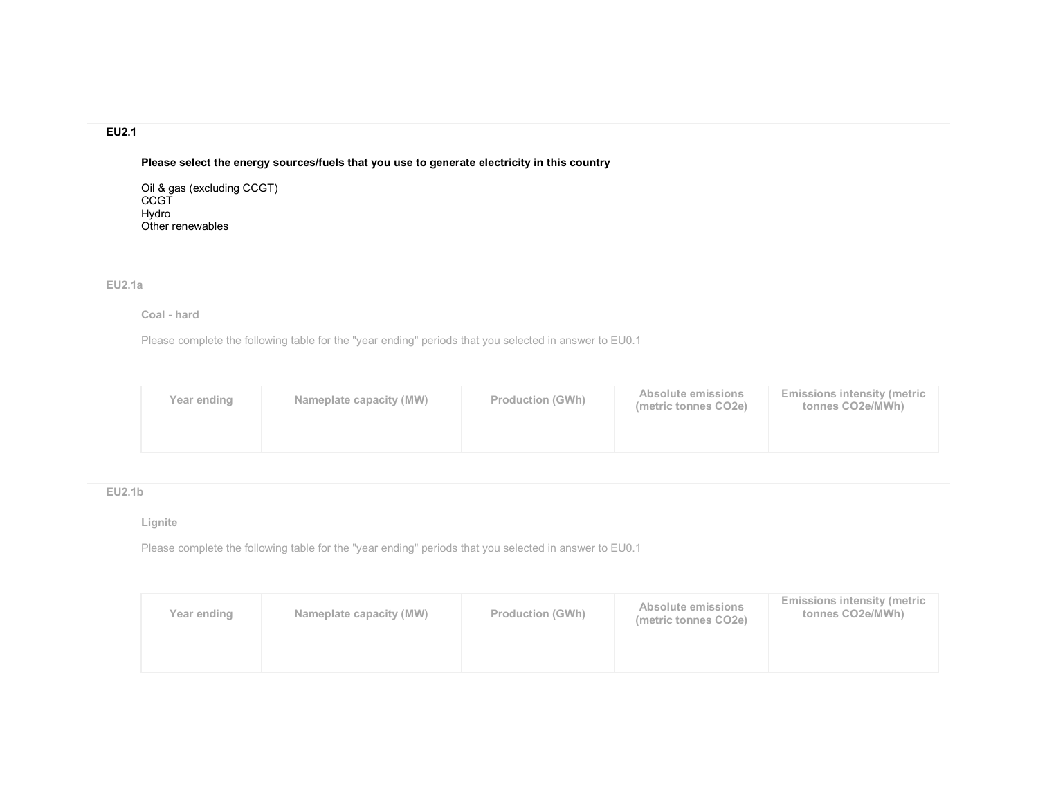### EU2.1

**Please select the energy sources/fuels that you use to generate electricity in this country**

Oil & gas (excluding CCGT)
CCGT
Hydro
Other renewables

### EU2.1a

**Coal - hard**

Please complete the following table for the "year ending" periods that you selected in answer to EU0.1

| Year ending | Nameplate capacity (MW) | Production (GWh) | Absolute emissions (metric tonnes CO2e) | Emissions intensity (metric tonnes CO2e/MWh) |
|---|---|---|---|---|
| | | | | |

### EU2.1b

**Lignite**

Please complete the following table for the "year ending" periods that you selected in answer to EU0.1

| Year ending | Nameplate capacity (MW) | Production (GWh) | Absolute emissions (metric tonnes CO2e) | Emissions intensity (metric tonnes CO2e/MWh) |
|---|---|---|---|---|
| | | | | |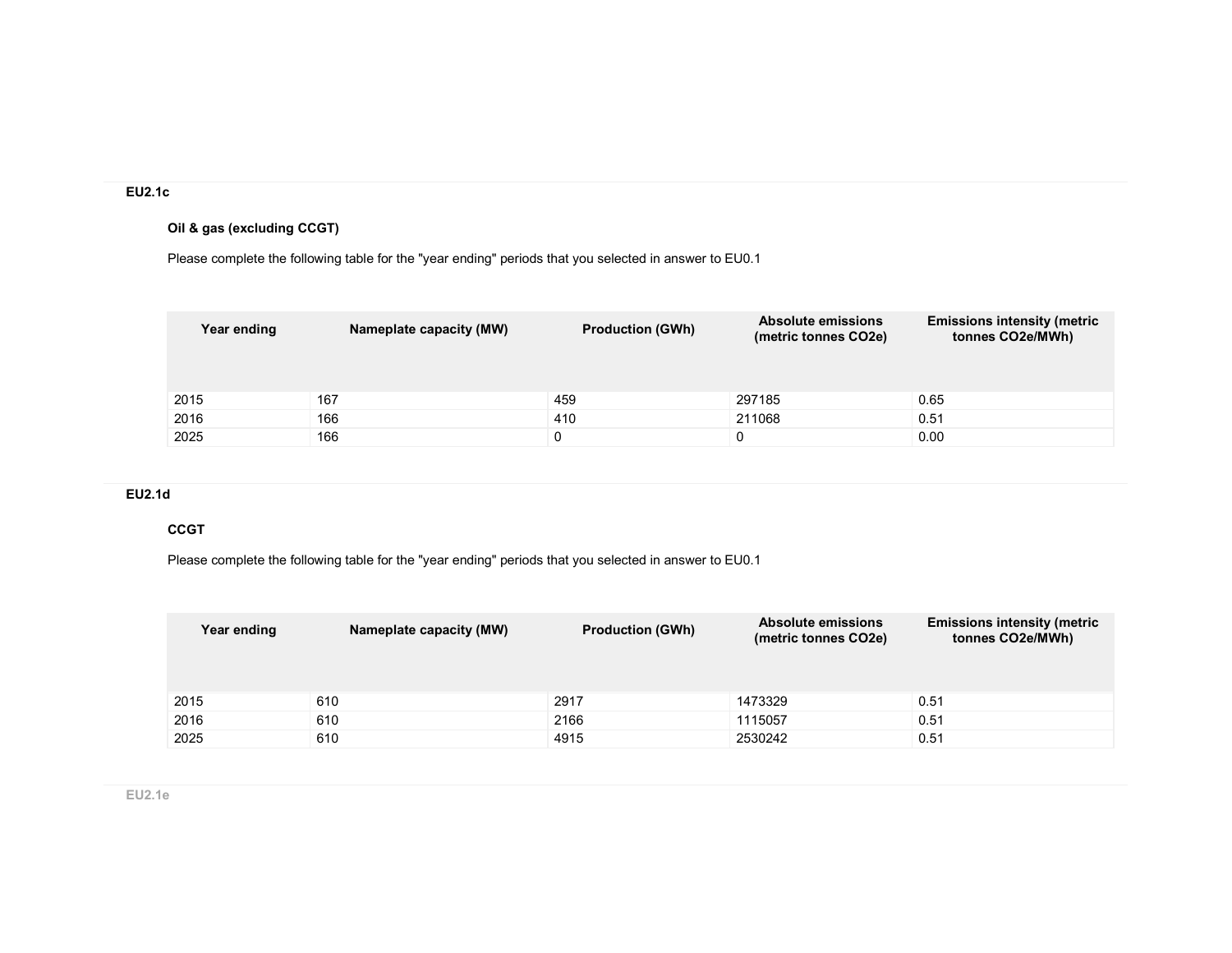### EU2.1c

#### Oil & gas (excluding CCGT)

Please complete the following table for the "year ending" periods that you selected in answer to EU0.1

| Year ending | Nameplate capacity (MW) | Production (GWh) | Absolute emissions (metric tonnes CO2e) | Emissions intensity (metric tonnes CO2e/MWh) |
|---|---|---|---|---|
| 2015 | 167 | 459 | 297185 | 0.65 |
| 2016 | 166 | 410 | 211068 | 0.51 |
| 2025 | 166 | 0 | 0 | 0.00 |

### EU2.1d

#### CCGT

Please complete the following table for the "year ending" periods that you selected in answer to EU0.1

| Year ending | Nameplate capacity (MW) | Production (GWh) | Absolute emissions (metric tonnes CO2e) | Emissions intensity (metric tonnes CO2e/MWh) |
|---|---|---|---|---|
| 2015 | 610 | 2917 | 1473329 | 0.51 |
| 2016 | 610 | 2166 | 1115057 | 0.51 |
| 2025 | 610 | 4915 | 2530242 | 0.51 |

### EU2.1e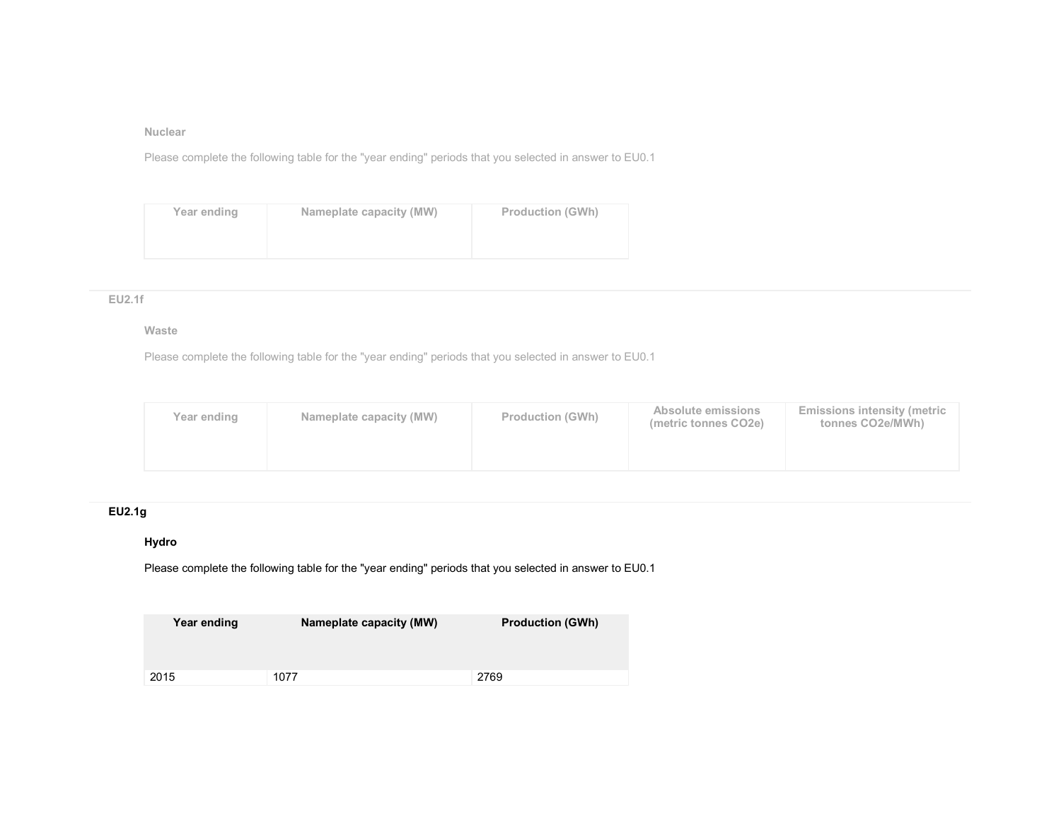### Nuclear

Please complete the following table for the "year ending" periods that you selected in answer to EU0.1

| Year ending | Nameplate capacity (MW) | Production (GWh) |
|---|---|---|
| | | |

## EU2.1f

### Waste

Please complete the following table for the "year ending" periods that you selected in answer to EU0.1

| Year ending | Nameplate capacity (MW) | Production (GWh) | Absolute emissions (metric tonnes CO2e) | Emissions intensity (metric tonnes CO2e/MWh) |
|---|---|---|---|---|
| | | | | |

## EU2.1g

### Hydro

Please complete the following table for the "year ending" periods that you selected in answer to EU0.1

| Year ending | Nameplate capacity (MW) | Production (GWh) |
|---|---|---|
| 2015 | 1077 | 2769 |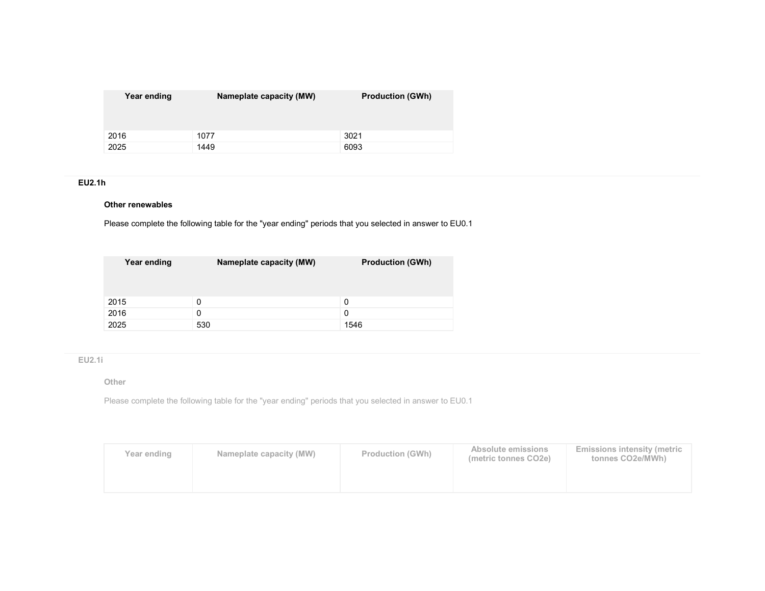| Year ending | Nameplate capacity (MW) | Production (GWh) |
|---|---|---|
| 2016 | 1077 | 3021 |
| 2025 | 1449 | 6093 |

**EU2.1h**

**Other renewables**

Please complete the following table for the "year ending" periods that you selected in answer to EU0.1

| Year ending | Nameplate capacity (MW) | Production (GWh) |
|---|---|---|
| 2015 | 0 | 0 |
| 2016 | 0 | 0 |
| 2025 | 530 | 1546 |

**EU2.1i**

**Other**

Please complete the following table for the "year ending" periods that you selected in answer to EU0.1

| Year ending | Nameplate capacity (MW) | Production (GWh) | Absolute emissions (metric tonnes CO2e) | Emissions intensity (metric tonnes CO2e/MWh) |
|---|---|---|---|---|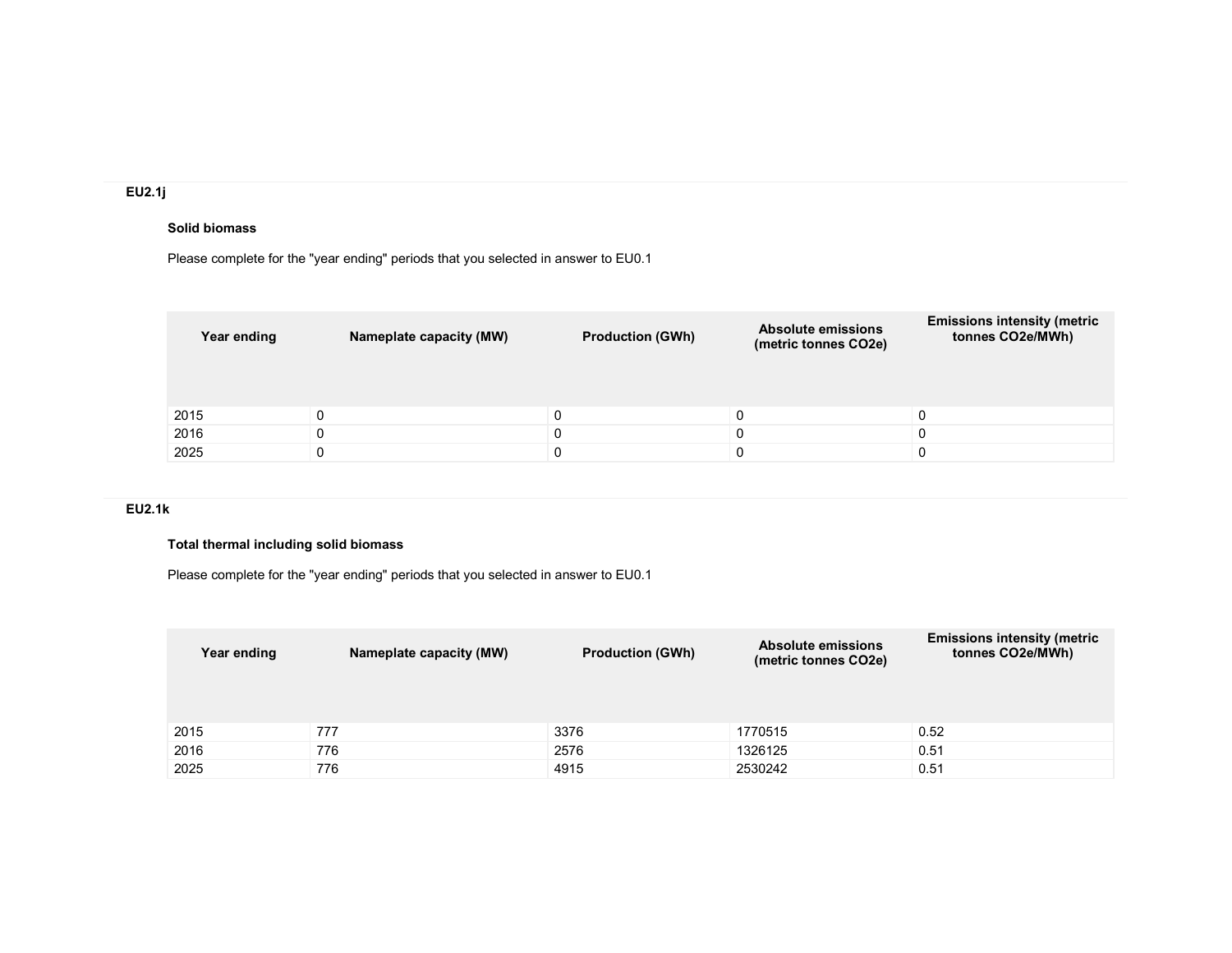### EU2.1j

**Solid biomass**

Please complete for the "year ending" periods that you selected in answer to EU0.1

| Year ending | Nameplate capacity (MW) | Production (GWh) | Absolute emissions (metric tonnes CO2e) | Emissions intensity (metric tonnes CO2e/MWh) |
|---|---|---|---|---|
| 2015 | 0 | 0 | 0 | 0 |
| 2016 | 0 | 0 | 0 | 0 |
| 2025 | 0 | 0 | 0 | 0 |

### EU2.1k

**Total thermal including solid biomass**

Please complete for the "year ending" periods that you selected in answer to EU0.1

| Year ending | Nameplate capacity (MW) | Production (GWh) | Absolute emissions (metric tonnes CO2e) | Emissions intensity (metric tonnes CO2e/MWh) |
|---|---|---|---|---|
| 2015 | 777 | 3376 | 1770515 | 0.52 |
| 2016 | 776 | 2576 | 1326125 | 0.51 |
| 2025 | 776 | 4915 | 2530242 | 0.51 |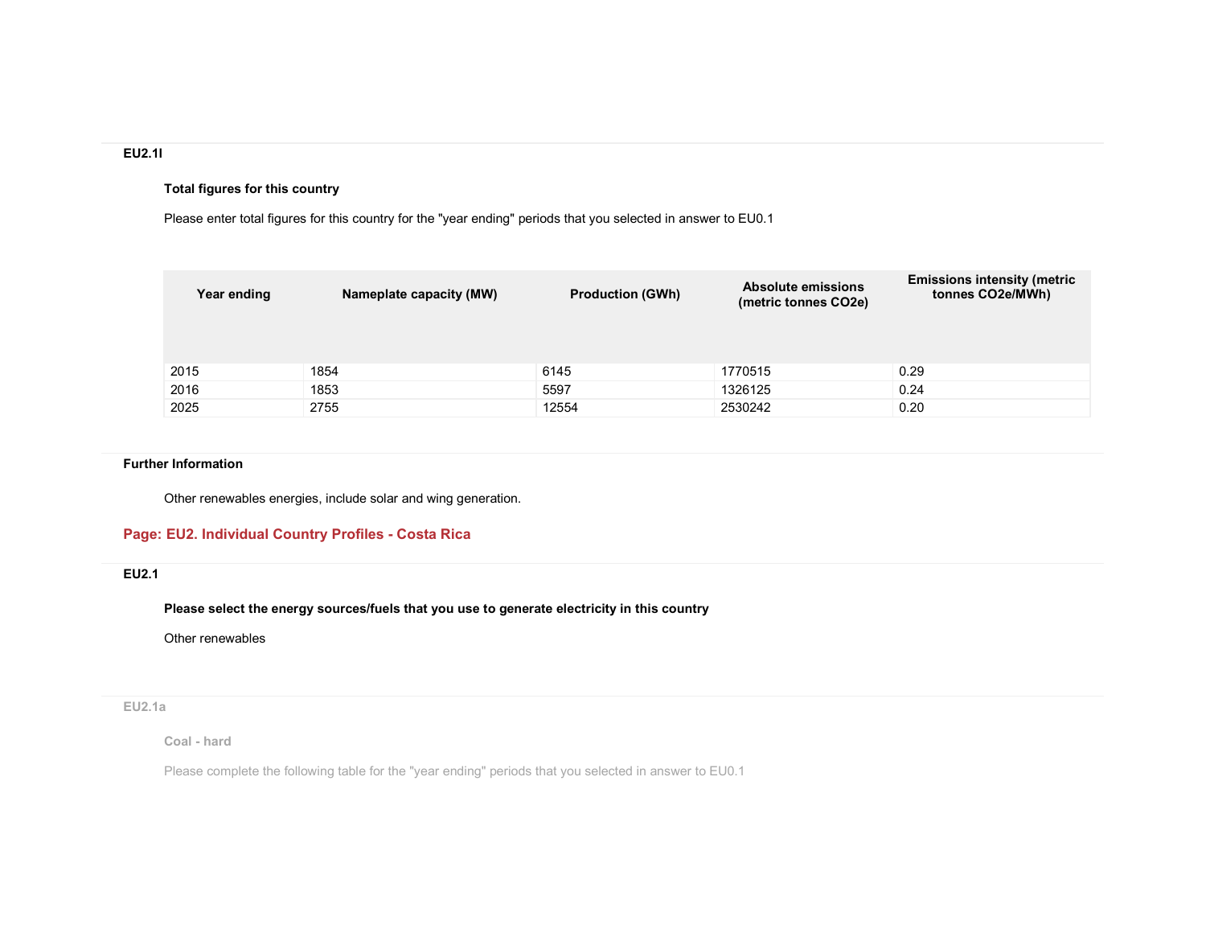**EU2.1l**

**Total figures for this country**

Please enter total figures for this country for the "year ending" periods that you selected in answer to EU0.1

| Year ending | Nameplate capacity (MW) | Production (GWh) | Absolute emissions (metric tonnes CO2e) | Emissions intensity (metric tonnes CO2e/MWh) |
|---|---|---|---|---|
| 2015 | 1854 | 6145 | 1770515 | 0.29 |
| 2016 | 1853 | 5597 | 1326125 | 0.24 |
| 2025 | 2755 | 12554 | 2530242 | 0.20 |

**Further Information**

Other renewables energies, include solar and wing generation.

## Page: EU2. Individual Country Profiles - Costa Rica

**EU2.1**

**Please select the energy sources/fuels that you use to generate electricity in this country**

Other renewables

**EU2.1a**

**Coal - hard**

Please complete the following table for the "year ending" periods that you selected in answer to EU0.1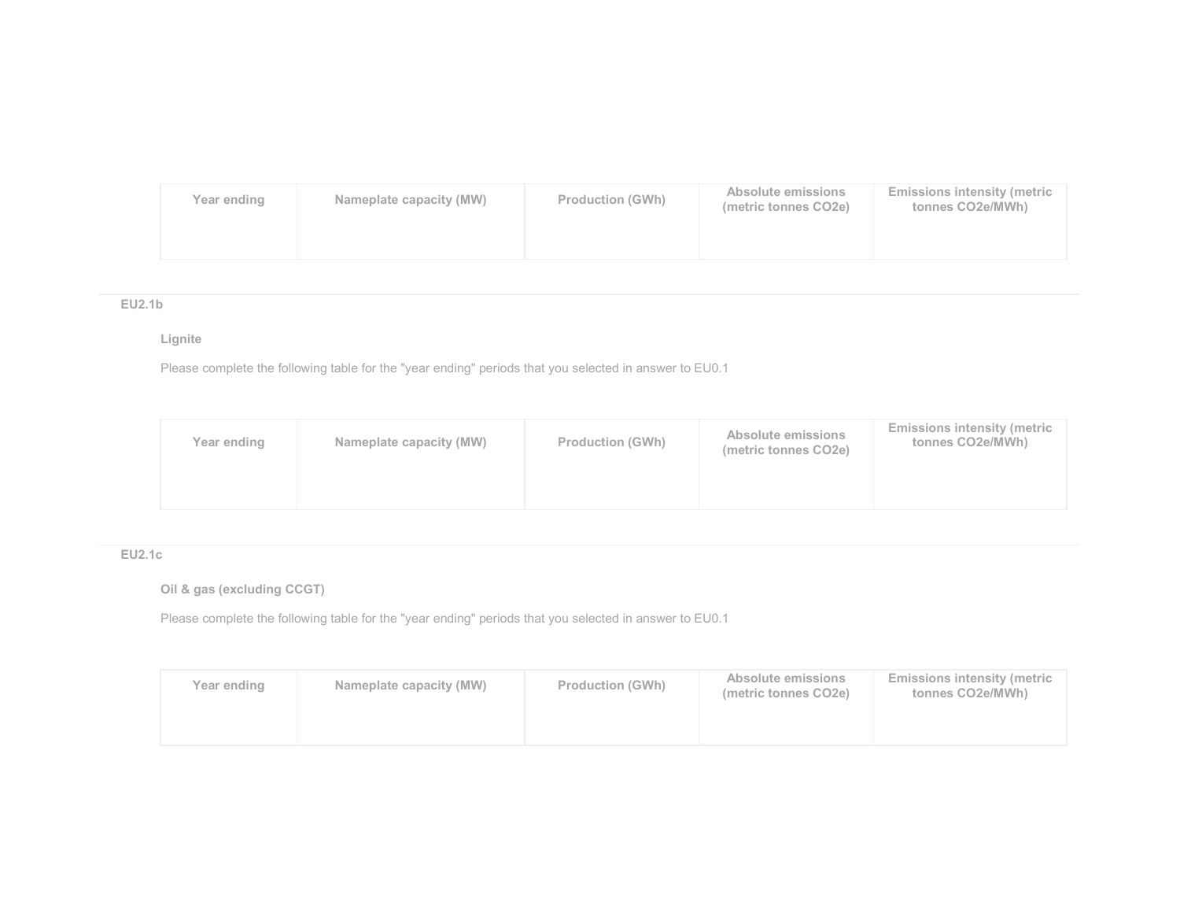| Year ending | Nameplate capacity (MW) | Production (GWh) | Absolute emissions (metric tonnes CO2e) | Emissions intensity (metric tonnes CO2e/MWh) |
|---|---|---|---|---|
| | | | | |

### EU2.1b

**Lignite**

Please complete the following table for the "year ending" periods that you selected in answer to EU0.1

| Year ending | Nameplate capacity (MW) | Production (GWh) | Absolute emissions (metric tonnes CO2e) | Emissions intensity (metric tonnes CO2e/MWh) |
|---|---|---|---|---|
| | | | | |

### EU2.1c

**Oil & gas (excluding CCGT)**

Please complete the following table for the "year ending" periods that you selected in answer to EU0.1

| Year ending | Nameplate capacity (MW) | Production (GWh) | Absolute emissions (metric tonnes CO2e) | Emissions intensity (metric tonnes CO2e/MWh) |
|---|---|---|---|---|
| | | | | |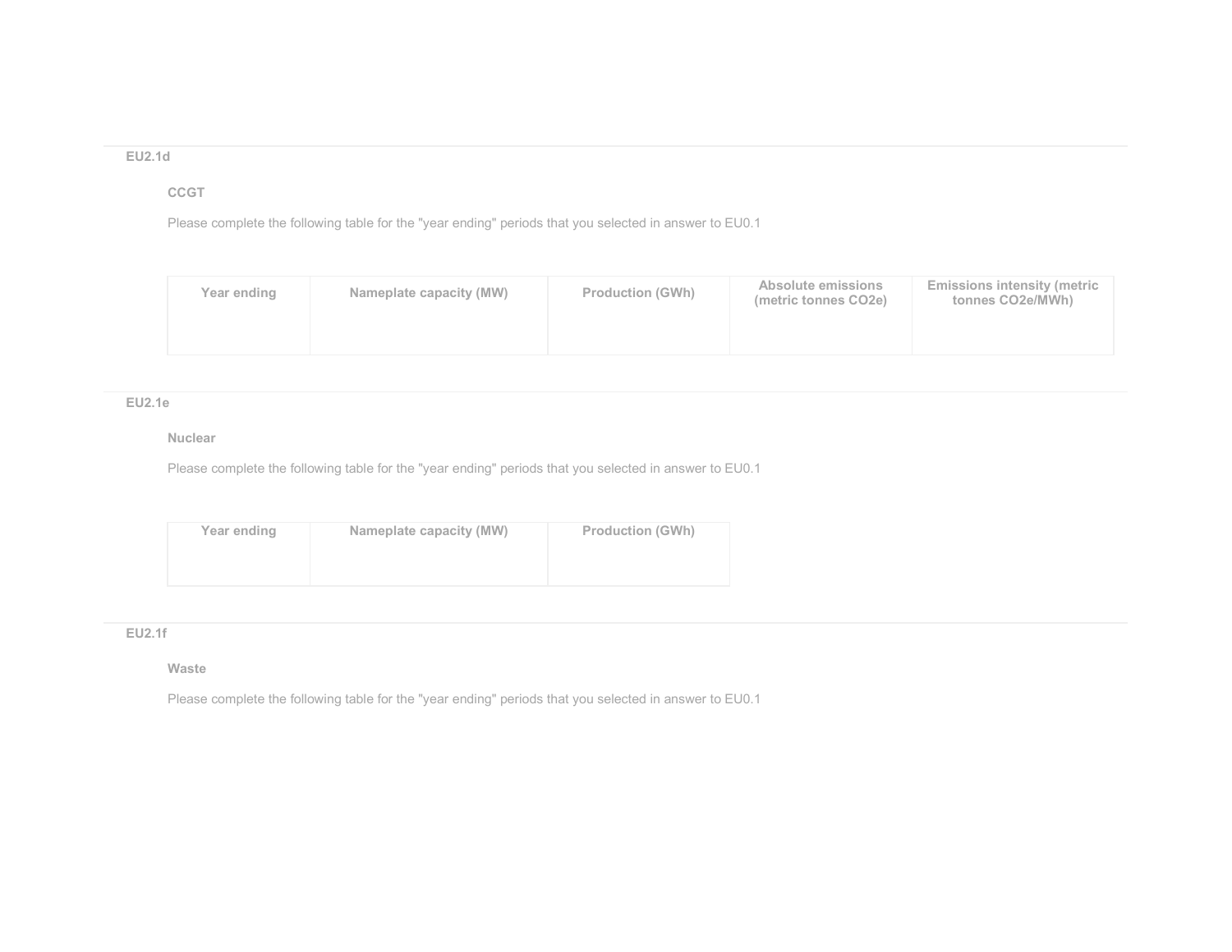### EU2.1d

**CCGT**

Please complete the following table for the "year ending" periods that you selected in answer to EU0.1

| Year ending | Nameplate capacity (MW) | Production (GWh) | Absolute emissions (metric tonnes CO2e) | Emissions intensity (metric tonnes CO2e/MWh) |
|---|---|---|---|---|
| | | | | |

### EU2.1e

**Nuclear**

Please complete the following table for the "year ending" periods that you selected in answer to EU0.1

| Year ending | Nameplate capacity (MW) | Production (GWh) |
|---|---|---|
| | | |

### EU2.1f

**Waste**

Please complete the following table for the "year ending" periods that you selected in answer to EU0.1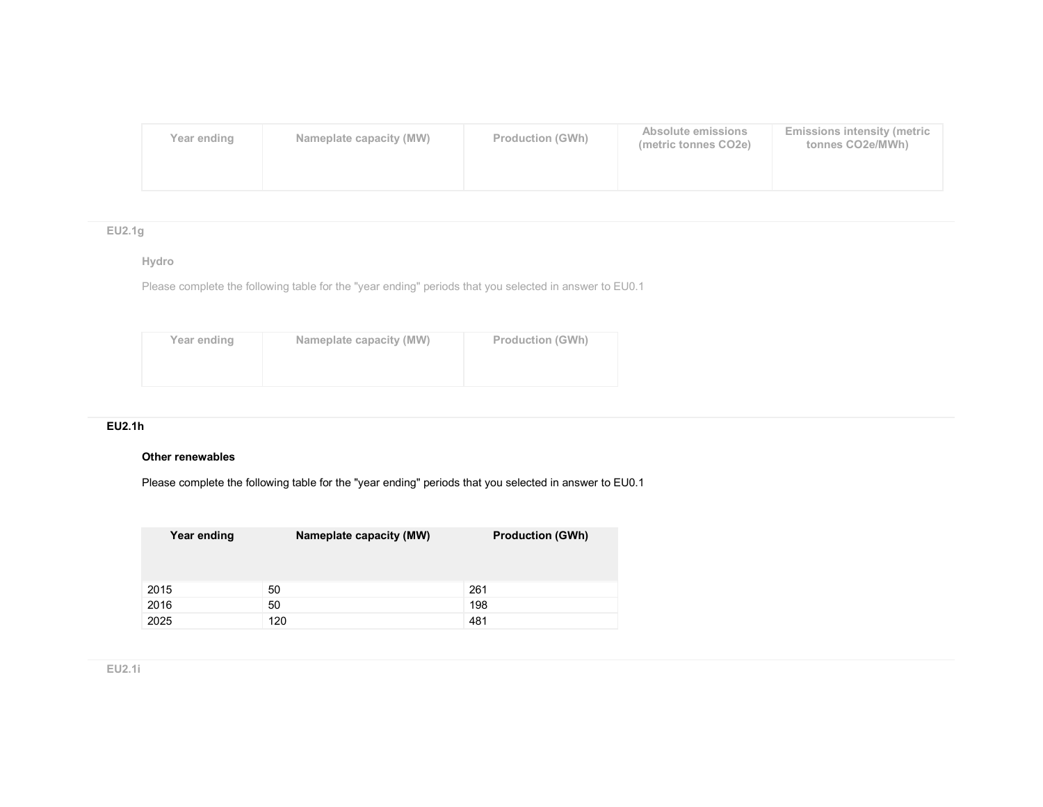| Year ending | Nameplate capacity (MW) | Production (GWh) | Absolute emissions (metric tonnes CO2e) | Emissions intensity (metric tonnes CO2e/MWh) |
|---|---|---|---|---|

### EU2.1g

**Hydro**

Please complete the following table for the "year ending" periods that you selected in answer to EU0.1

| Year ending | Nameplate capacity (MW) | Production (GWh) |
|---|---|---|

### EU2.1h

**Other renewables**

Please complete the following table for the "year ending" periods that you selected in answer to EU0.1

| Year ending | Nameplate capacity (MW) | Production (GWh) |
|---|---|---|
| 2015 | 50 | 261 |
| 2016 | 50 | 198 |
| 2025 | 120 | 481 |

### EU2.1i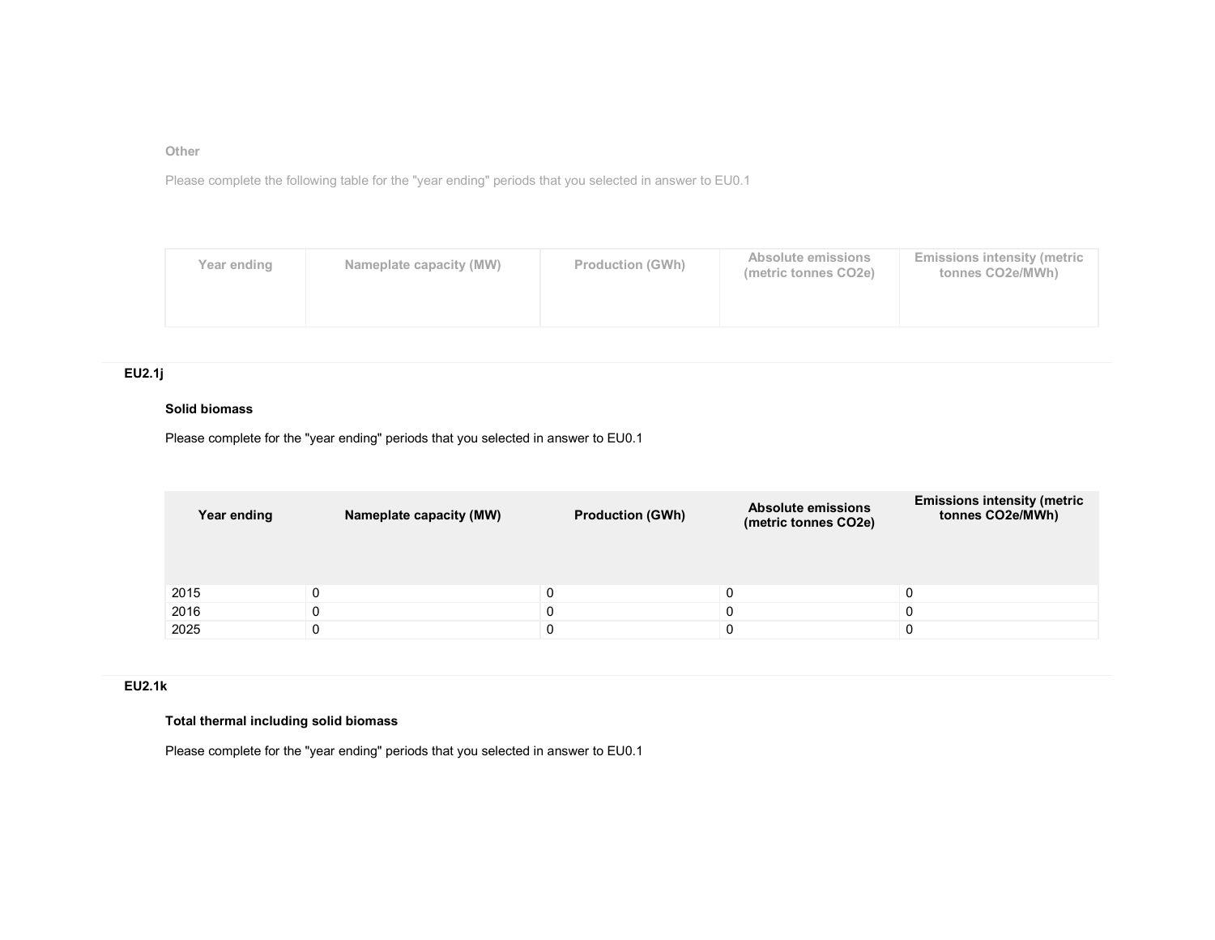Other

Please complete the following table for the "year ending" periods that you selected in answer to EU0.1

| Year ending | Nameplate capacity (MW) | Production (GWh) | Absolute emissions (metric tonnes CO2e) | Emissions intensity (metric tonnes CO2e/MWh) |
|---|---|---|---|---|

**EU2.1j**

**Solid biomass**

Please complete for the "year ending" periods that you selected in answer to EU0.1

| Year ending | Nameplate capacity (MW) | Production (GWh) | Absolute emissions (metric tonnes CO2e) | Emissions intensity (metric tonnes CO2e/MWh) |
|---|---|---|---|---|
| 2015 | 0 | 0 | 0 | 0 |
| 2016 | 0 | 0 | 0 | 0 |
| 2025 | 0 | 0 | 0 | 0 |

**EU2.1k**

**Total thermal including solid biomass**

Please complete for the "year ending" periods that you selected in answer to EU0.1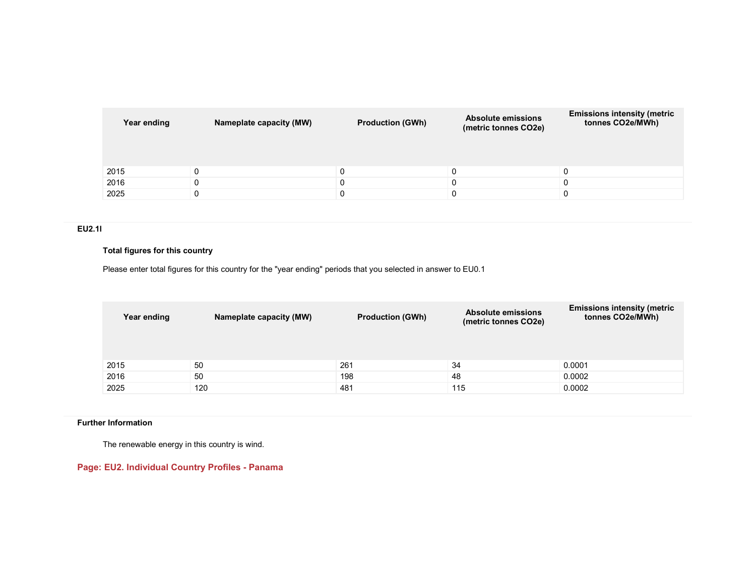| Year ending | Nameplate capacity (MW) | Production (GWh) | Absolute emissions (metric tonnes CO2e) | Emissions intensity (metric tonnes CO2e/MWh) |
|---|---|---|---|---|
| 2015 | 0 | 0 | 0 | 0 |
| 2016 | 0 | 0 | 0 | 0 |
| 2025 | 0 | 0 | 0 | 0 |

**EU2.1l**

**Total figures for this country**

Please enter total figures for this country for the "year ending" periods that you selected in answer to EU0.1

| Year ending | Nameplate capacity (MW) | Production (GWh) | Absolute emissions (metric tonnes CO2e) | Emissions intensity (metric tonnes CO2e/MWh) |
|---|---|---|---|---|
| 2015 | 50 | 261 | 34 | 0.0001 |
| 2016 | 50 | 198 | 48 | 0.0002 |
| 2025 | 120 | 481 | 115 | 0.0002 |

**Further Information**

The renewable energy in this country is wind.

## Page: EU2. Individual Country Profiles - Panama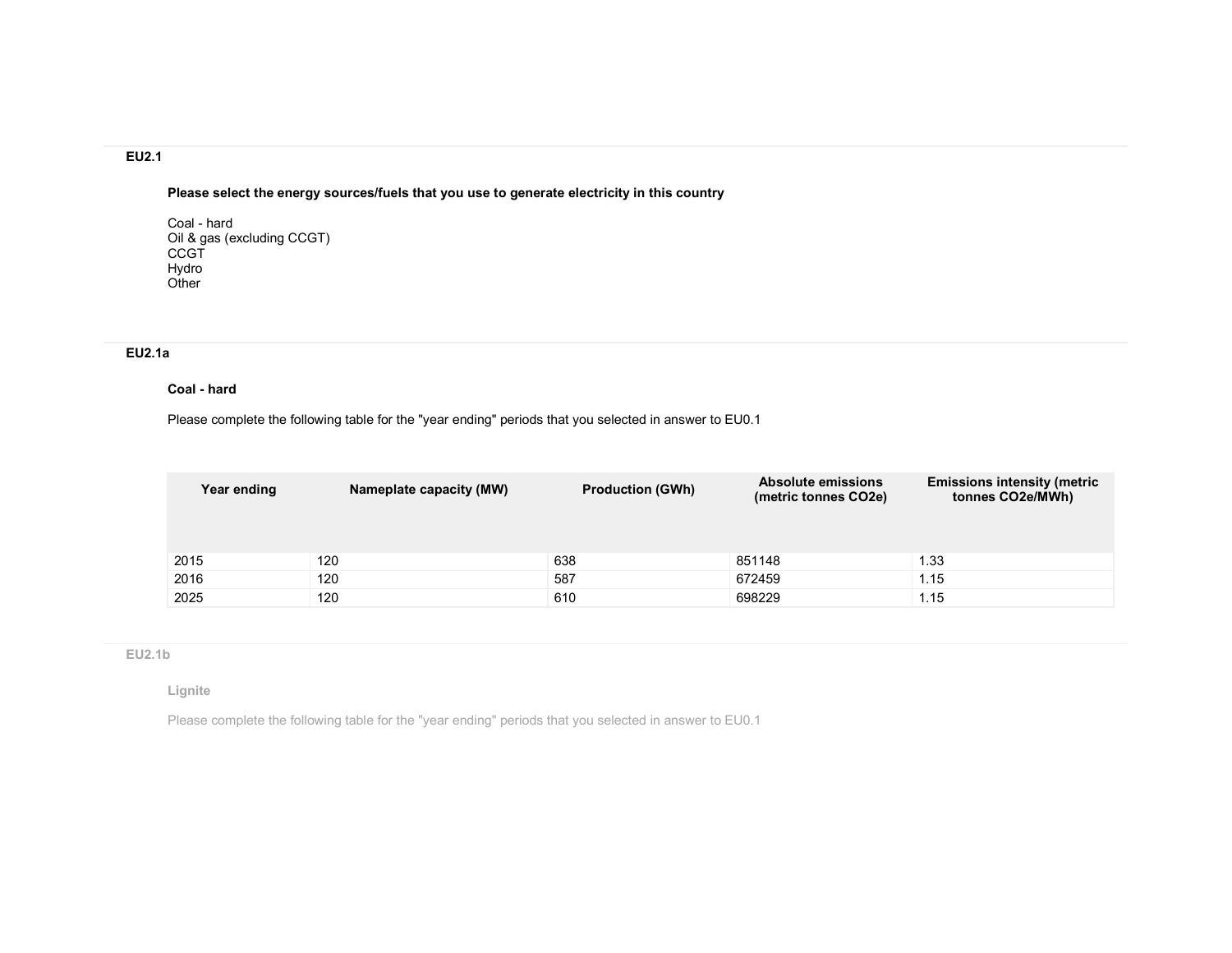### EU2.1

**Please select the energy sources/fuels that you use to generate electricity in this country**

Coal - hard
Oil & gas (excluding CCGT)
CCGT
Hydro
Other

### EU2.1a

**Coal - hard**

Please complete the following table for the "year ending" periods that you selected in answer to EU0.1

| Year ending | Nameplate capacity (MW) | Production (GWh) | Absolute emissions (metric tonnes CO2e) | Emissions intensity (metric tonnes CO2e/MWh) |
|---|---|---|---|---|
| 2015 | 120 | 638 | 851148 | 1.33 |
| 2016 | 120 | 587 | 672459 | 1.15 |
| 2025 | 120 | 610 | 698229 | 1.15 |

### EU2.1b

**Lignite**

Please complete the following table for the "year ending" periods that you selected in answer to EU0.1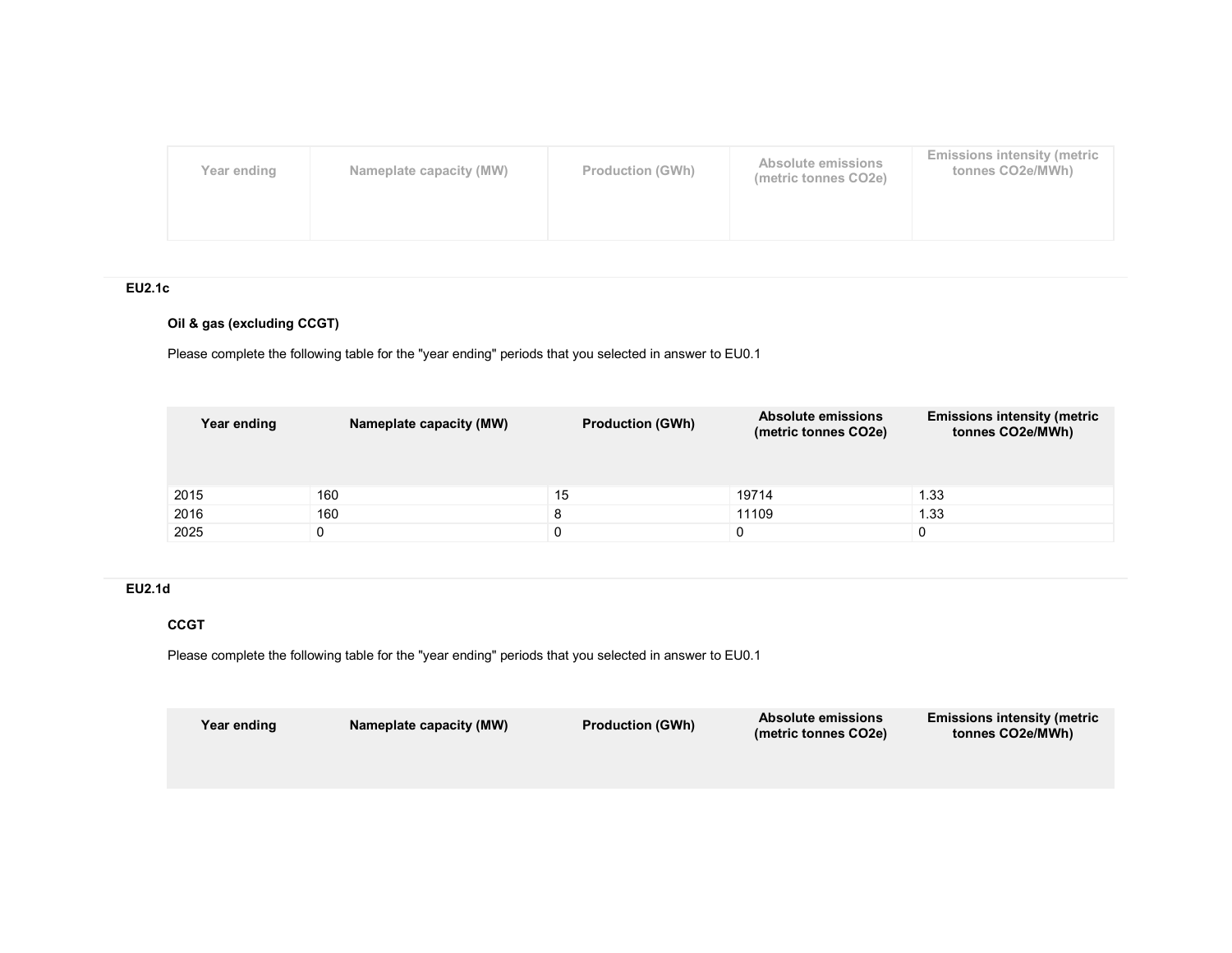| Year ending | Nameplate capacity (MW) | Production (GWh) | Absolute emissions (metric tonnes CO2e) | Emissions intensity (metric tonnes CO2e/MWh) |
|---|---|---|---|---|

### EU2.1c

**Oil & gas (excluding CCGT)**

Please complete the following table for the "year ending" periods that you selected in answer to EU0.1

| Year ending | Nameplate capacity (MW) | Production (GWh) | Absolute emissions (metric tonnes CO2e) | Emissions intensity (metric tonnes CO2e/MWh) |
|---|---|---|---|---|
| 2015 | 160 | 15 | 19714 | 1.33 |
| 2016 | 160 | 8 | 11109 | 1.33 |
| 2025 | 0 | 0 | 0 | 0 |

### EU2.1d

**CCGT**

Please complete the following table for the "year ending" periods that you selected in answer to EU0.1

| Year ending | Nameplate capacity (MW) | Production (GWh) | Absolute emissions (metric tonnes CO2e) | Emissions intensity (metric tonnes CO2e/MWh) |
|---|---|---|---|---|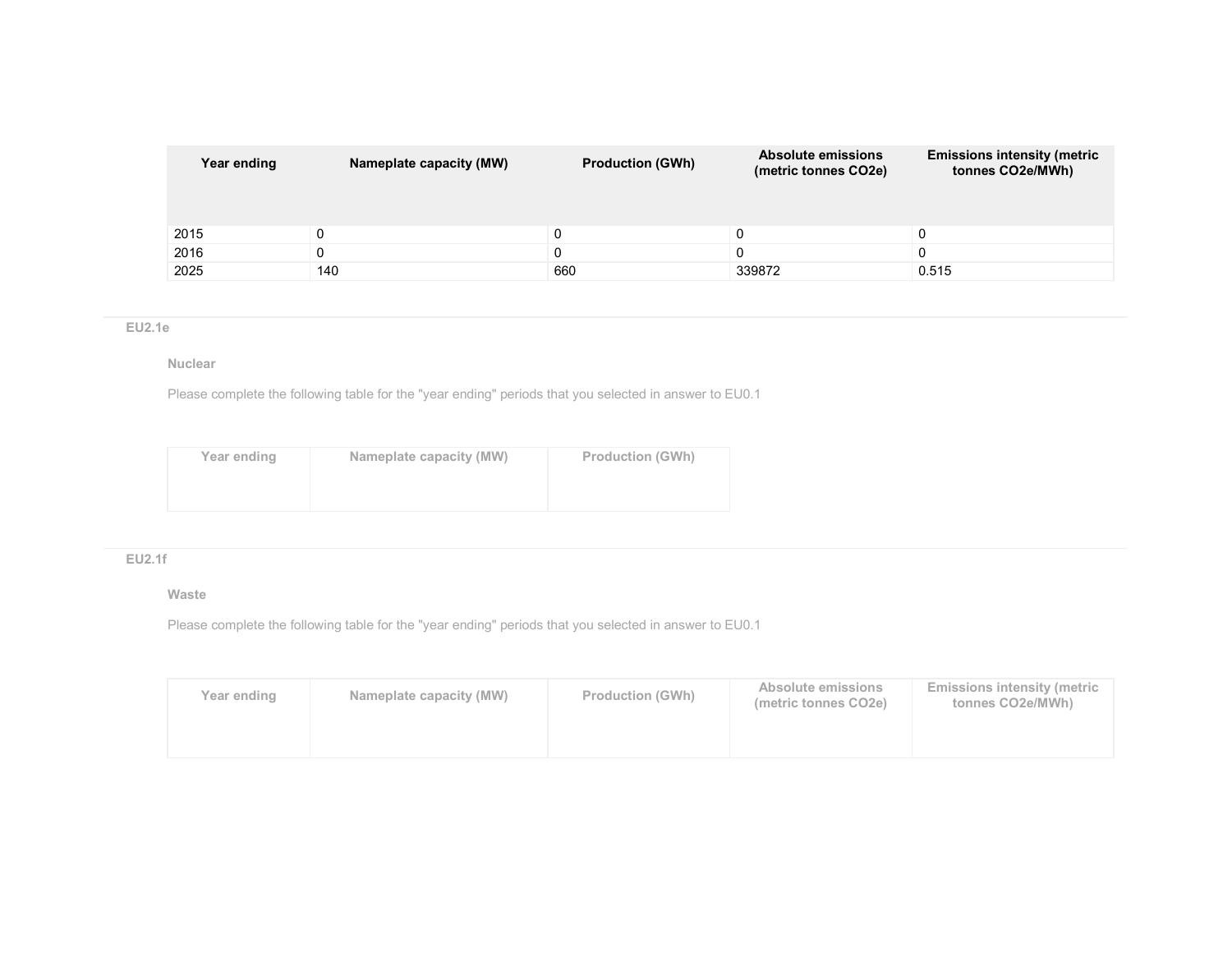| Year ending | Nameplate capacity (MW) | Production (GWh) | Absolute emissions (metric tonnes CO2e) | Emissions intensity (metric tonnes CO2e/MWh) |
|---|---|---|---|---|
| 2015 | 0 | 0 | 0 | 0 |
| 2016 | 0 | 0 | 0 | 0 |
| 2025 | 140 | 660 | 339872 | 0.515 |

### EU2.1e

**Nuclear**

Please complete the following table for the "year ending" periods that you selected in answer to EU0.1

| Year ending | Nameplate capacity (MW) | Production (GWh) |
|---|---|---|
| | | |

### EU2.1f

**Waste**

Please complete the following table for the "year ending" periods that you selected in answer to EU0.1

| Year ending | Nameplate capacity (MW) | Production (GWh) | Absolute emissions (metric tonnes CO2e) | Emissions intensity (metric tonnes CO2e/MWh) |
|---|---|---|---|---|
| | | | | |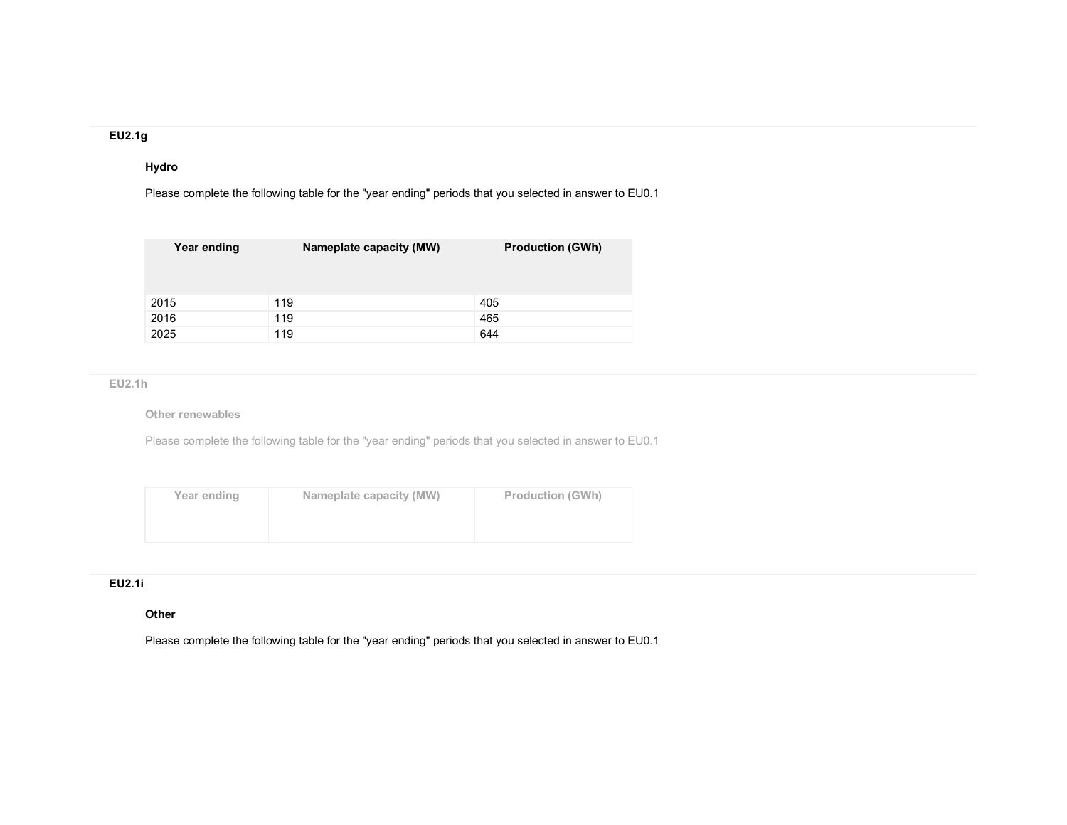### EU2.1g

**Hydro**

Please complete the following table for the "year ending" periods that you selected in answer to EU0.1

| Year ending | Nameplate capacity (MW) | Production (GWh) |
|---|---|---|
| 2015 | 119 | 405 |
| 2016 | 119 | 465 |
| 2025 | 119 | 644 |

### EU2.1h

**Other renewables**

Please complete the following table for the "year ending" periods that you selected in answer to EU0.1

| Year ending | Nameplate capacity (MW) | Production (GWh) |
|---|---|---|
| | | |

### EU2.1i

**Other**

Please complete the following table for the "year ending" periods that you selected in answer to EU0.1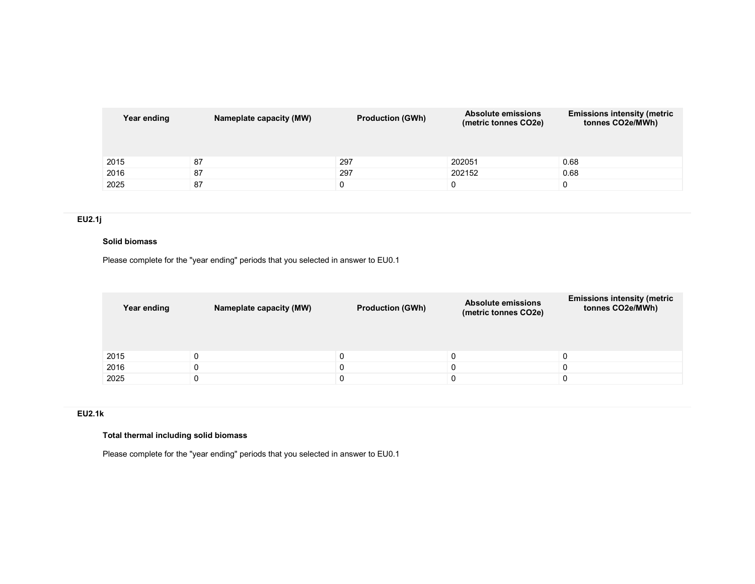| Year ending | Nameplate capacity (MW) | Production (GWh) | Absolute emissions (metric tonnes CO2e) | Emissions intensity (metric tonnes CO2e/MWh) |
|---|---|---|---|---|
| 2015 | 87 | 297 | 202051 | 0.68 |
| 2016 | 87 | 297 | 202152 | 0.68 |
| 2025 | 87 | 0 | 0 | 0 |

**EU2.1j**

**Solid biomass**

Please complete for the "year ending" periods that you selected in answer to EU0.1

| Year ending | Nameplate capacity (MW) | Production (GWh) | Absolute emissions (metric tonnes CO2e) | Emissions intensity (metric tonnes CO2e/MWh) |
|---|---|---|---|---|
| 2015 | 0 | 0 | 0 | 0 |
| 2016 | 0 | 0 | 0 | 0 |
| 2025 | 0 | 0 | 0 | 0 |

**EU2.1k**

**Total thermal including solid biomass**

Please complete for the "year ending" periods that you selected in answer to EU0.1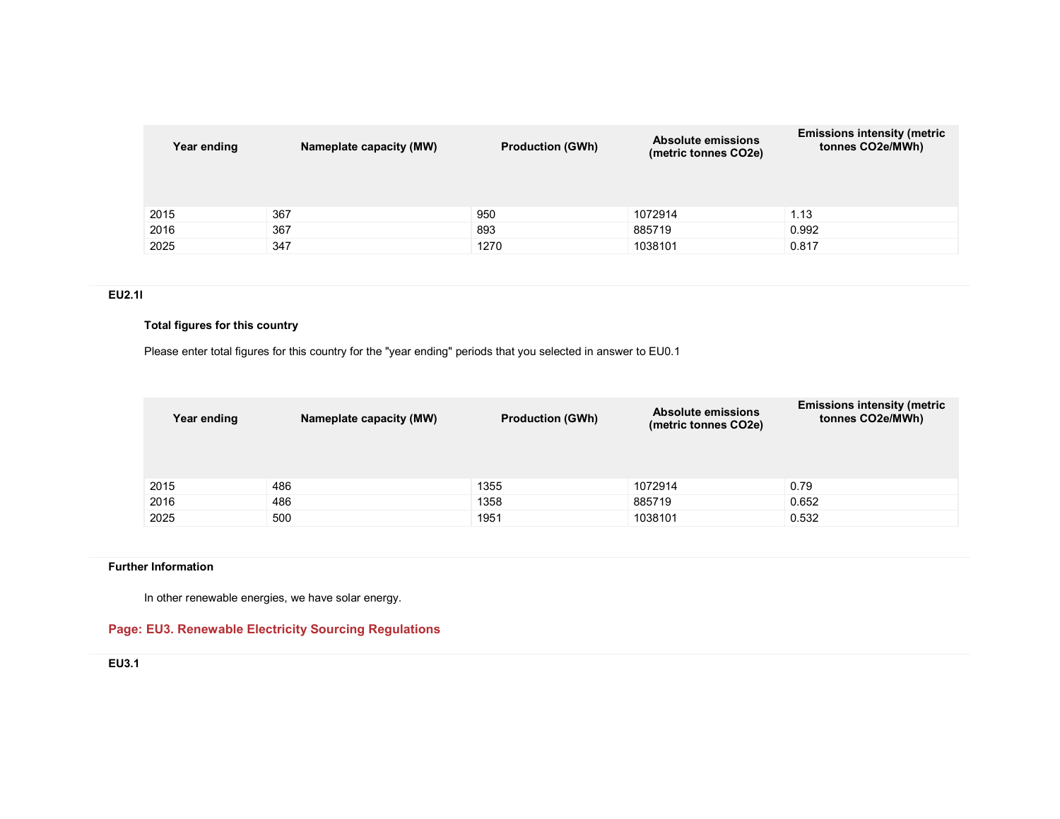| Year ending | Nameplate capacity (MW) | Production (GWh) | Absolute emissions (metric tonnes CO2e) | Emissions intensity (metric tonnes CO2e/MWh) |
|---|---|---|---|---|
| 2015 | 367 | 950 | 1072914 | 1.13 |
| 2016 | 367 | 893 | 885719 | 0.992 |
| 2025 | 347 | 1270 | 1038101 | 0.817 |

**EU2.1l**

**Total figures for this country**

Please enter total figures for this country for the "year ending" periods that you selected in answer to EU0.1

| Year ending | Nameplate capacity (MW) | Production (GWh) | Absolute emissions (metric tonnes CO2e) | Emissions intensity (metric tonnes CO2e/MWh) |
|---|---|---|---|---|
| 2015 | 486 | 1355 | 1072914 | 0.79 |
| 2016 | 486 | 1358 | 885719 | 0.652 |
| 2025 | 500 | 1951 | 1038101 | 0.532 |

**Further Information**

In other renewable energies, we have solar energy.

## Page: EU3. Renewable Electricity Sourcing Regulations

**EU3.1**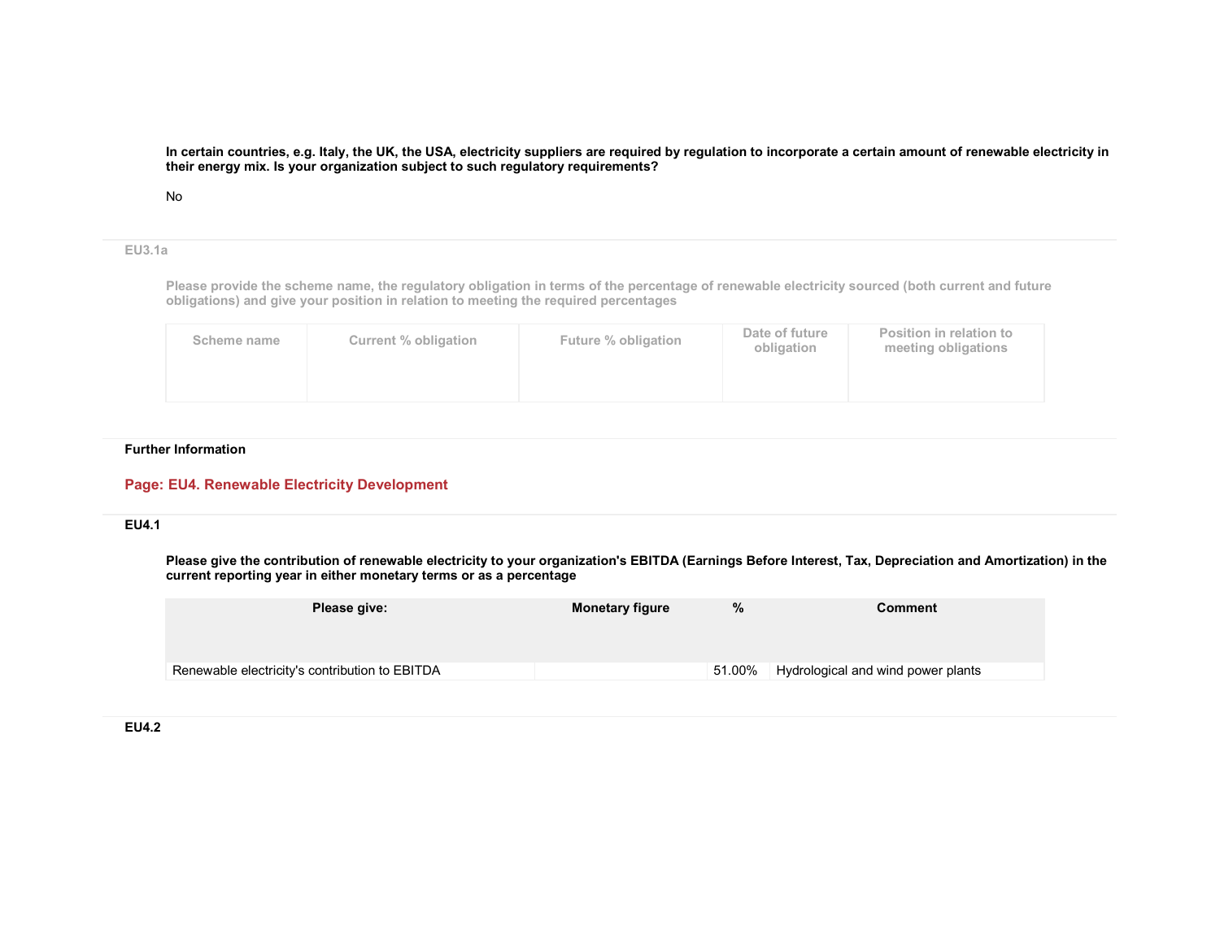**In certain countries, e.g. Italy, the UK, the USA, electricity suppliers are required by regulation to incorporate a certain amount of renewable electricity in their energy mix. Is your organization subject to such regulatory requirements?**

No

**EU3.1a**

**Please provide the scheme name, the regulatory obligation in terms of the percentage of renewable electricity sourced (both current and future obligations) and give your position in relation to meeting the required percentages**

| Scheme name | Current % obligation | Future % obligation | Date of future obligation | Position in relation to meeting obligations |
|---|---|---|---|---|
| | | | | |

**Further Information**

## Page: EU4. Renewable Electricity Development

**EU4.1**

**Please give the contribution of renewable electricity to your organization's EBITDA (Earnings Before Interest, Tax, Depreciation and Amortization) in the current reporting year in either monetary terms or as a percentage**

| Please give: | Monetary figure | % | Comment |
|---|---|---|---|
| Renewable electricity's contribution to EBITDA | | 51.00% | Hydrological and wind power plants |

**EU4.2**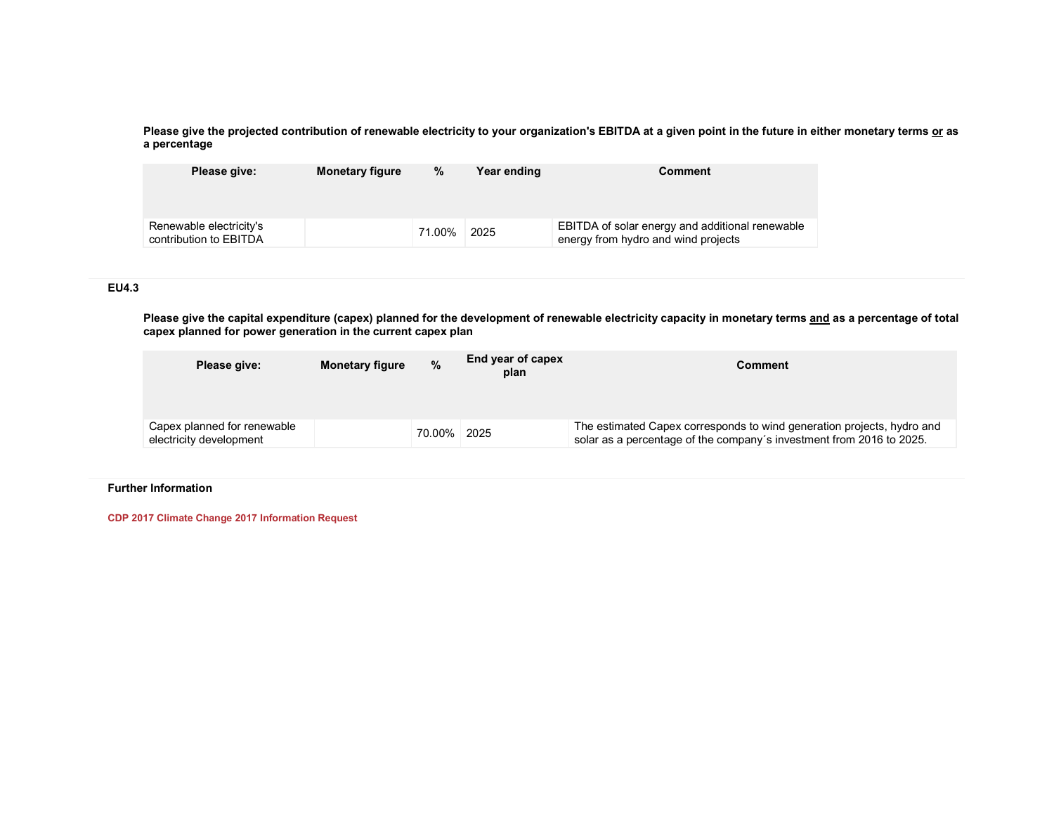**Please give the projected contribution of renewable electricity to your organization's EBITDA at a given point in the future in either monetary terms <u>or</u> as a percentage**

| Please give: | Monetary figure | % | Year ending | Comment |
|---|---|---|---|---|
| Renewable electricity's contribution to EBITDA | | 71.00% | 2025 | EBITDA of solar energy and additional renewable energy from hydro and wind projects |

### EU4.3

**Please give the capital expenditure (capex) planned for the development of renewable electricity capacity in monetary terms <u>and</u> as a percentage of total capex planned for power generation in the current capex plan**

| Please give: | Monetary figure | % | End year of capex plan | Comment |
|---|---|---|---|---|
| Capex planned for renewable electricity development | | 70.00% | 2025 | The estimated Capex corresponds to wind generation projects, hydro and solar as a percentage of the company´s investment from 2016 to 2025. |

### Further Information

**CDP 2017 Climate Change 2017 Information Request**